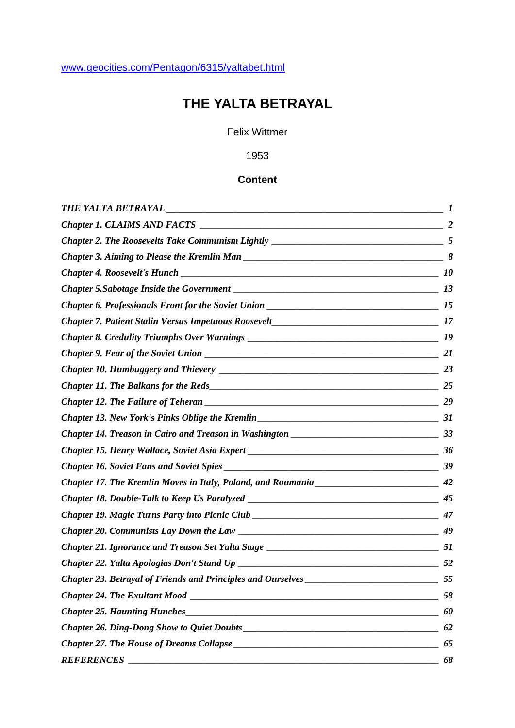www.geocities.com/Pentagon/6315/yaltabet.html

# THE YALTA BETRAYAL

Felix Wittmer

1953

## Content

*THE YALTA BETRAYAL* — *1*

*Chapter 1. CLAIMS AND FACTS* — *2*

*Chapter 2. The Roosevelts Take Communism Lightly* — *5*

*Chapter 3. Aiming to Please the Kremlin Man* — *8*

*Chapter 4. Roosevelt's Hunch* — *10*

*Chapter 5.Sabotage Inside the Government* — *13*

*Chapter 6. Professionals Front for the Soviet Union* — *15*

*Chapter 7. Patient Stalin Versus Impetuous Roosevelt* — *17*

*Chapter 8. Credulity Triumphs Over Warnings* — *19*

*Chapter 9. Fear of the Soviet Union* — *21*

*Chapter 10. Humbuggery and Thievery* — *23*

*Chapter 11. The Balkans for the Reds* — *25*

*Chapter 12. The Failure of Teheran* — *29*

*Chapter 13. New York's Pinks Oblige the Kremlin* — *31*

*Chapter 14. Treason in Cairo and Treason in Washington* — *33*

*Chapter 15. Henry Wallace, Soviet Asia Expert* — *36*

*Chapter 16. Soviet Fans and Soviet Spies* — *39*

*Chapter 17. The Kremlin Moves in Italy, Poland, and Roumania* — *42*

*Chapter 18. Double-Talk to Keep Us Paralyzed* — *45*

*Chapter 19. Magic Turns Party into Picnic Club* — *47*

*Chapter 20. Communists Lay Down the Law* — *49*

*Chapter 21. Ignorance and Treason Set Yalta Stage* — *51*

*Chapter 22. Yalta Apologias Don't Stand Up* — *52*

*Chapter 23. Betrayal of Friends and Principles and Ourselves* — *55*

*Chapter 24. The Exultant Mood* — *58*

*Chapter 25. Haunting Hunches* — *60*

*Chapter 26. Ding-Dong Show to Quiet Doubts* — *62*

*Chapter 27. The House of Dreams Collapse* — *65*

*REFERENCES* — *68*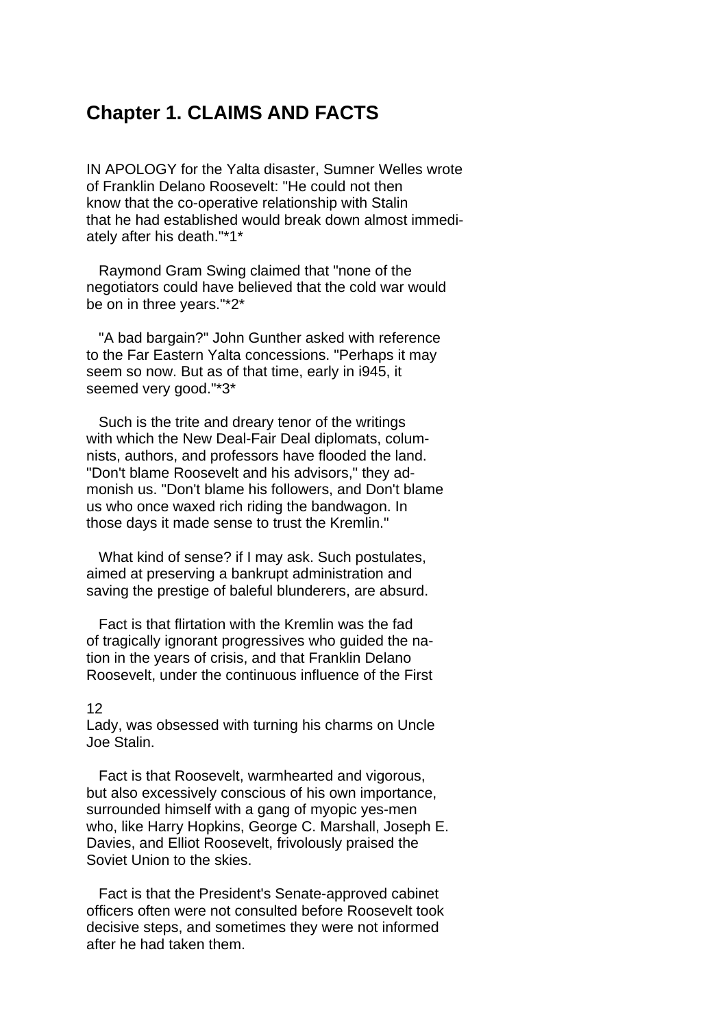## Chapter 1. CLAIMS AND FACTS

IN APOLOGY for the Yalta disaster, Sumner Welles wrote of Franklin Delano Roosevelt: "He could not then know that the co-operative relationship with Stalin that he had established would break down almost immediately after his death."*1*

Raymond Gram Swing claimed that "none of the negotiators could have believed that the cold war would be on in three years."*2*

"A bad bargain?" John Gunther asked with reference to the Far Eastern Yalta concessions. "Perhaps it may seem so now. But as of that time, early in i945, it seemed very good."*3*

Such is the trite and dreary tenor of the writings with which the New Deal-Fair Deal diplomats, columnists, authors, and professors have flooded the land. "Don't blame Roosevelt and his advisors," they admonish us. "Don't blame his followers, and Don't blame us who once waxed rich riding the bandwagon. In those days it made sense to trust the Kremlin."

What kind of sense? if I may ask. Such postulates, aimed at preserving a bankrupt administration and saving the prestige of baleful blunderers, are absurd.

Fact is that flirtation with the Kremlin was the fad of tragically ignorant progressives who guided the nation in the years of crisis, and that Franklin Delano Roosevelt, under the continuous influence of the First Lady, was obsessed with turning his charms on Uncle Joe Stalin.

Fact is that Roosevelt, warmhearted and vigorous, but also excessively conscious of his own importance, surrounded himself with a gang of myopic yes-men who, like Harry Hopkins, George C. Marshall, Joseph E. Davies, and Elliot Roosevelt, frivolously praised the Soviet Union to the skies.

Fact is that the President's Senate-approved cabinet officers often were not consulted before Roosevelt took decisive steps, and sometimes they were not informed after he had taken them.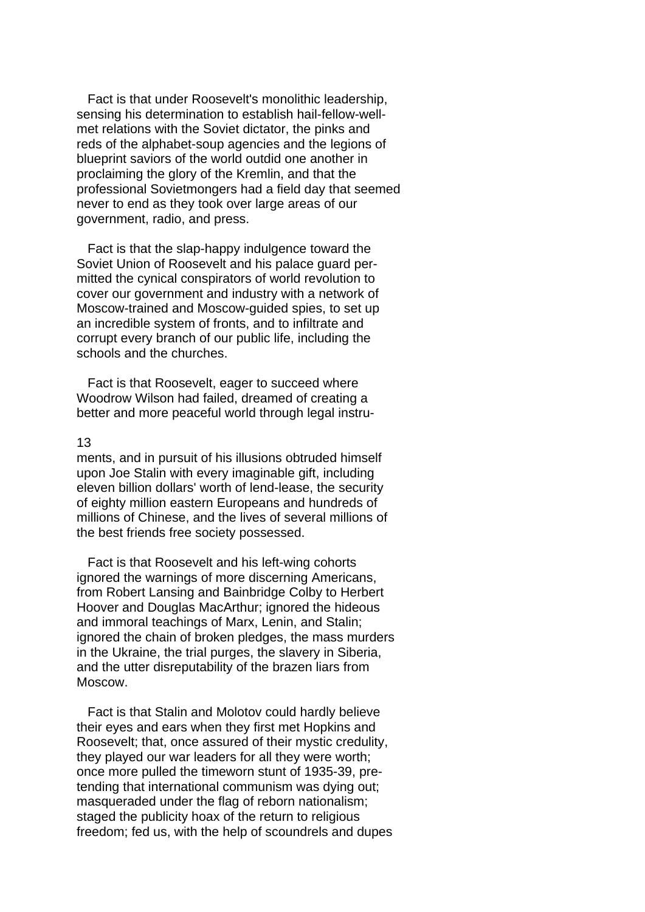Fact is that under Roosevelt's monolithic leadership, sensing his determination to establish hail-fellow-well-met relations with the Soviet dictator, the pinks and reds of the alphabet-soup agencies and the legions of blueprint saviors of the world outdid one another in proclaiming the glory of the Kremlin, and that the professional Sovietmongers had a field day that seemed never to end as they took over large areas of our government, radio, and press.

Fact is that the slap-happy indulgence toward the Soviet Union of Roosevelt and his palace guard permitted the cynical conspirators of world revolution to cover our government and industry with a network of Moscow-trained and Moscow-guided spies, to set up an incredible system of fronts, and to infiltrate and corrupt every branch of our public life, including the schools and the churches.

Fact is that Roosevelt, eager to succeed where Woodrow Wilson had failed, dreamed of creating a better and more peaceful world through legal instruments, and in pursuit of his illusions obtruded himself upon Joe Stalin with every imaginable gift, including eleven billion dollars' worth of lend-lease, the security of eighty million eastern Europeans and hundreds of millions of Chinese, and the lives of several millions of the best friends free society possessed.

Fact is that Roosevelt and his left-wing cohorts ignored the warnings of more discerning Americans, from Robert Lansing and Bainbridge Colby to Herbert Hoover and Douglas MacArthur; ignored the hideous and immoral teachings of Marx, Lenin, and Stalin; ignored the chain of broken pledges, the mass murders in the Ukraine, the trial purges, the slavery in Siberia, and the utter disreputability of the brazen liars from Moscow.

Fact is that Stalin and Molotov could hardly believe their eyes and ears when they first met Hopkins and Roosevelt; that, once assured of their mystic credulity, they played our war leaders for all they were worth; once more pulled the timeworn stunt of 1935-39, pretending that international communism was dying out; masqueraded under the flag of reborn nationalism; staged the publicity hoax of the return to religious freedom; fed us, with the help of scoundrels and dupes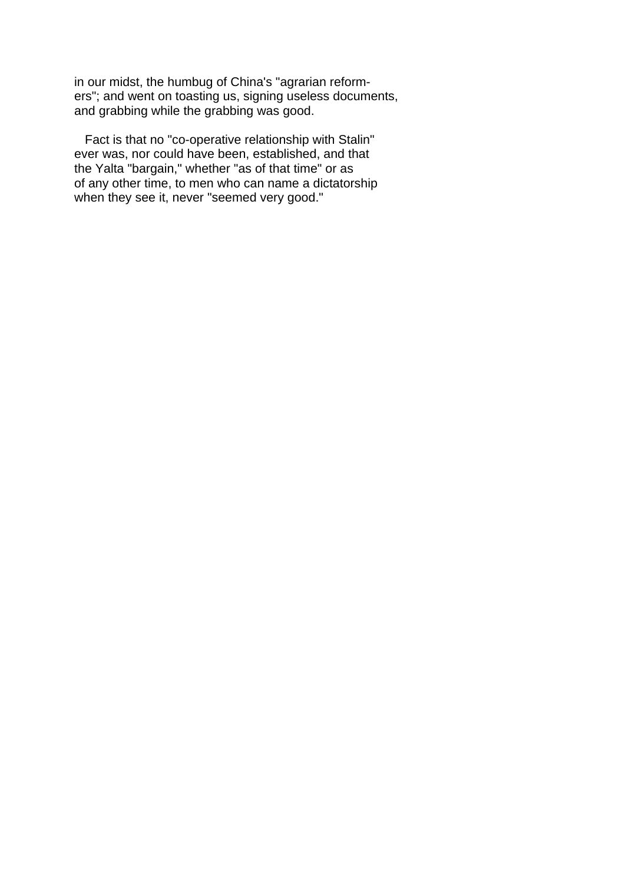in our midst, the humbug of China's "agrarian reformers"; and went on toasting us, signing useless documents, and grabbing while the grabbing was good.

Fact is that no "co-operative relationship with Stalin" ever was, nor could have been, established, and that the Yalta "bargain," whether "as of that time" or as of any other time, to men who can name a dictatorship when they see it, never "seemed very good."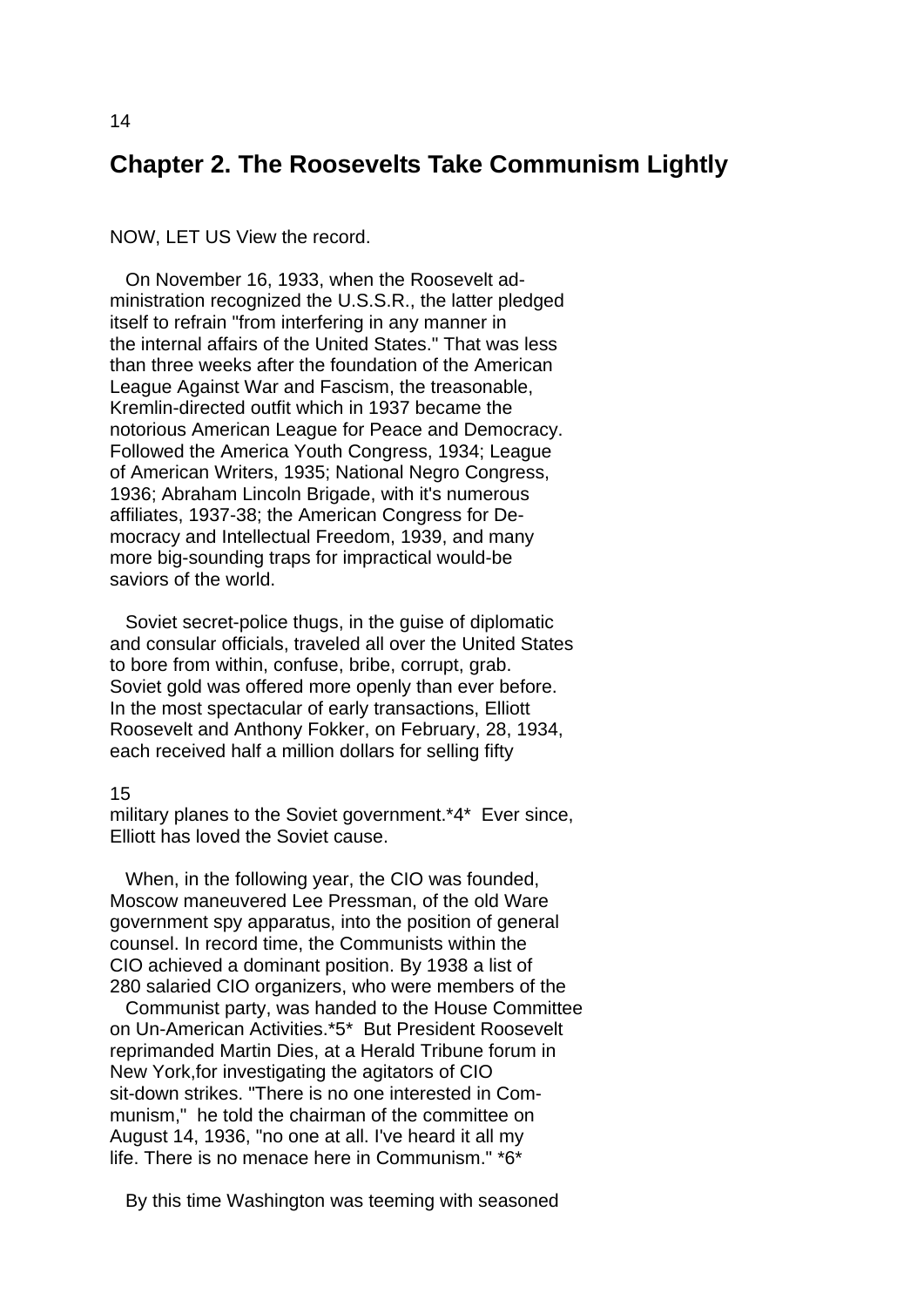## Chapter 2. The Roosevelts Take Communism Lightly

NOW, LET US View the record.

On November 16, 1933, when the Roosevelt administration recognized the U.S.S.R., the latter pledged itself to refrain "from interfering in any manner in the internal affairs of the United States." That was less than three weeks after the foundation of the American League Against War and Fascism, the treasonable, Kremlin-directed outfit which in 1937 became the notorious American League for Peace and Democracy. Followed the America Youth Congress, 1934; League of American Writers, 1935; National Negro Congress, 1936; Abraham Lincoln Brigade, with it's numerous affiliates, 1937-38; the American Congress for Democracy and Intellectual Freedom, 1939, and many more big-sounding traps for impractical would-be saviors of the world.

Soviet secret-police thugs, in the guise of diplomatic and consular officials, traveled all over the United States to bore from within, confuse, bribe, corrupt, grab. Soviet gold was offered more openly than ever before. In the most spectacular early transactions, Elliott Roosevelt and Anthony Fokker, on February, 28, 1934, each received half a million dollars for selling fifty military planes to the Soviet government.*4* Ever since, Elliott has loved the Soviet cause.

When, in the following year, the CIO was founded, Moscow maneuvered Lee Pressman, of the old Ware government spy apparatus, into the position of general counsel. In record time, the Communists within the CIO achieved a dominant position. By 1938 a list of 280 salaried CIO organizers, who were members of the Communist party, was handed to the House Committee on Un-American Activities.*5* But President Roosevelt reprimanded Martin Dies, at a Herald Tribune forum in New York,for investigating the agitators of CIO sit-down strikes. "There is no one interested in Communism," he told the chairman of the committee on August 14, 1936, "no one at all. I've heard it all my life. There is no menace here in Communism." *6*

By this time Washington was teeming with seasoned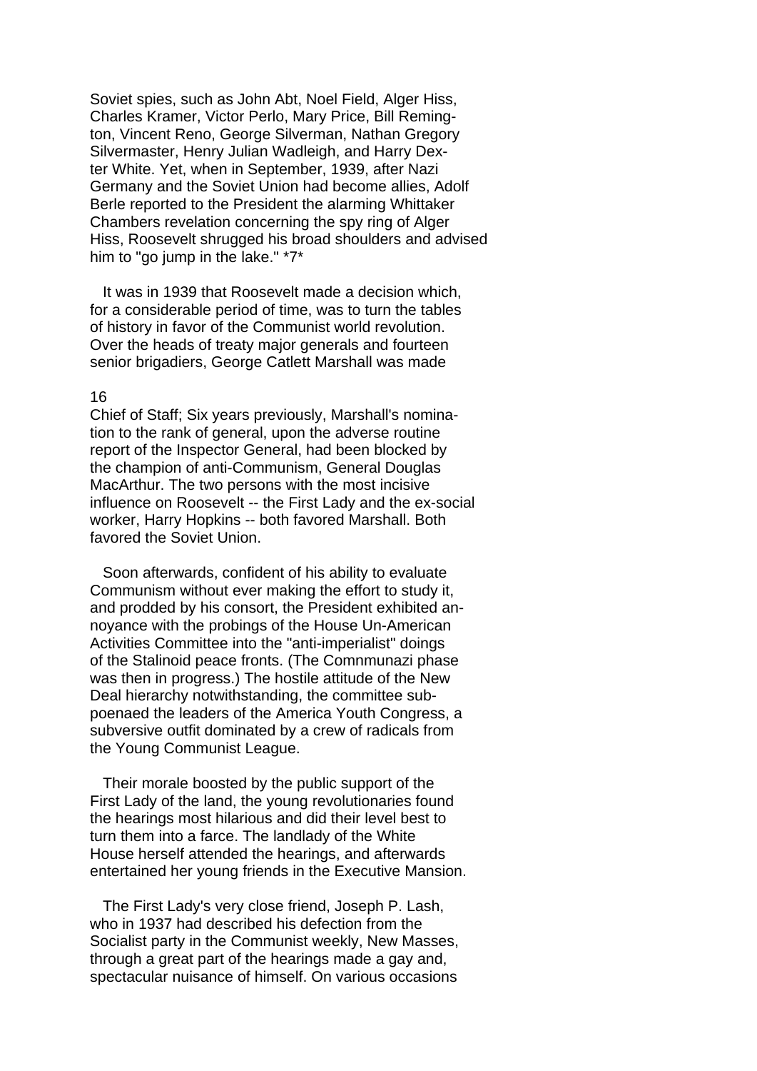Soviet spies, such as John Abt, Noel Field, Alger Hiss, Charles Kramer, Victor Perlo, Mary Price, Bill Remington, Vincent Reno, George Silverman, Nathan Gregory Silvermaster, Henry Julian Wadleigh, and Harry Dexter White. Yet, when in September, 1939, after Nazi Germany and the Soviet Union had become allies, Adolf Berle reported to the President the alarming Whittaker Chambers revelation concerning the spy ring of Alger Hiss, Roosevelt shrugged his broad shoulders and advised him to "go jump in the lake." *7*

It was in 1939 that Roosevelt made a decision which, for a considerable period of time, was to turn the tables of history in favor of the Communist world revolution. Over the heads of treaty major generals and fourteen senior brigadiers, George Catlett Marshall was made Chief of Staff; Six years previously, Marshall's nomination to the rank of general, upon the adverse routine report of the Inspector General, had been blocked by the champion of anti-Communism, General Douglas MacArthur. The two persons with the most incisive influence on Roosevelt -- the First Lady and the ex-social worker, Harry Hopkins -- both favored Marshall. Both favored the Soviet Union.

Soon afterwards, confident of his ability to evaluate Communism without ever making the effort to study it, and prodded by his consort, the President exhibited annoyance with the probings of the House Un-American Activities Committee into the "anti-imperialist" doings of the Stalinoid peace fronts. (The Comnmunazi phase was then in progress.) The hostile attitude of the New Deal hierarchy notwithstanding, the committee subpoenaed the leaders of the America Youth Congress, a subversive outfit dominated by a crew of radicals from the Young Communist League.

Their morale boosted by the public support of the First Lady of the land, the young revolutionaries found the hearings most hilarious and did their level best to turn them into a farce. The landlady of the White House herself attended the hearings, and afterwards entertained her young friends in the Executive Mansion.

The First Lady's very close friend, Joseph P. Lash, who in 1937 had described his defection from the Socialist party in the Communist weekly, New Masses, through a great part of the hearings made a gay and, spectacular nuisance of himself. On various occasions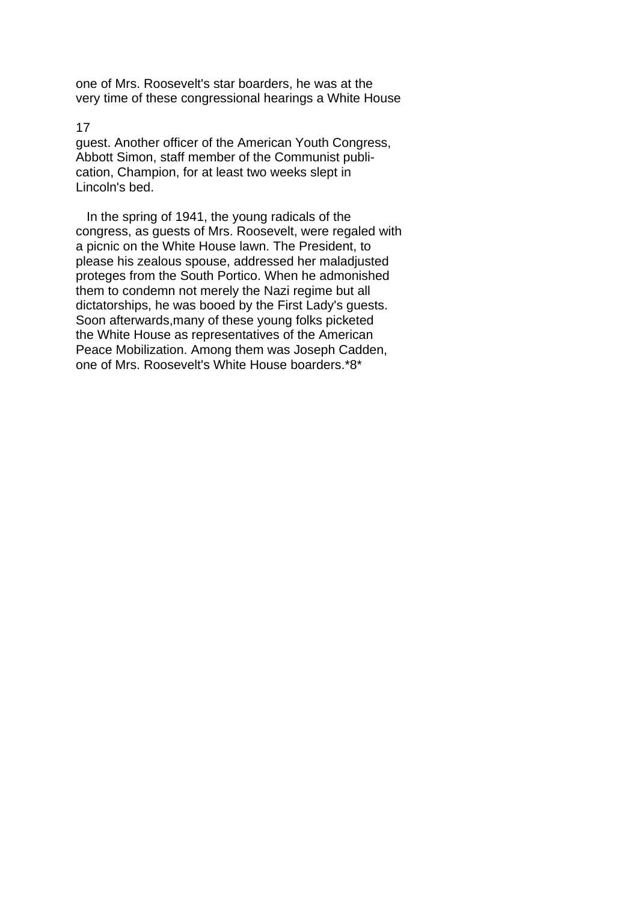one of Mrs. Roosevelt's star boarders, he was at the very time of these congressional hearings a White House guest. Another officer of the American Youth Congress, Abbott Simon, staff member of the Communist publication, Champion, for at least two weeks slept in Lincoln's bed.

In the spring of 1941, the young radicals of the congress, as guests of Mrs. Roosevelt, were regaled with a picnic on the White House lawn. The President, to please his zealous spouse, addressed her maladjusted proteges from the South Portico. When he admonished them to condemn not merely the Nazi regime but all dictatorships, he was booed by the First Lady's guests. Soon afterwards,many of these young folks picketed the White House as representatives of the American Peace Mobilization. Among them was Joseph Cadden, one of Mrs. Roosevelt's White House boarders.[8]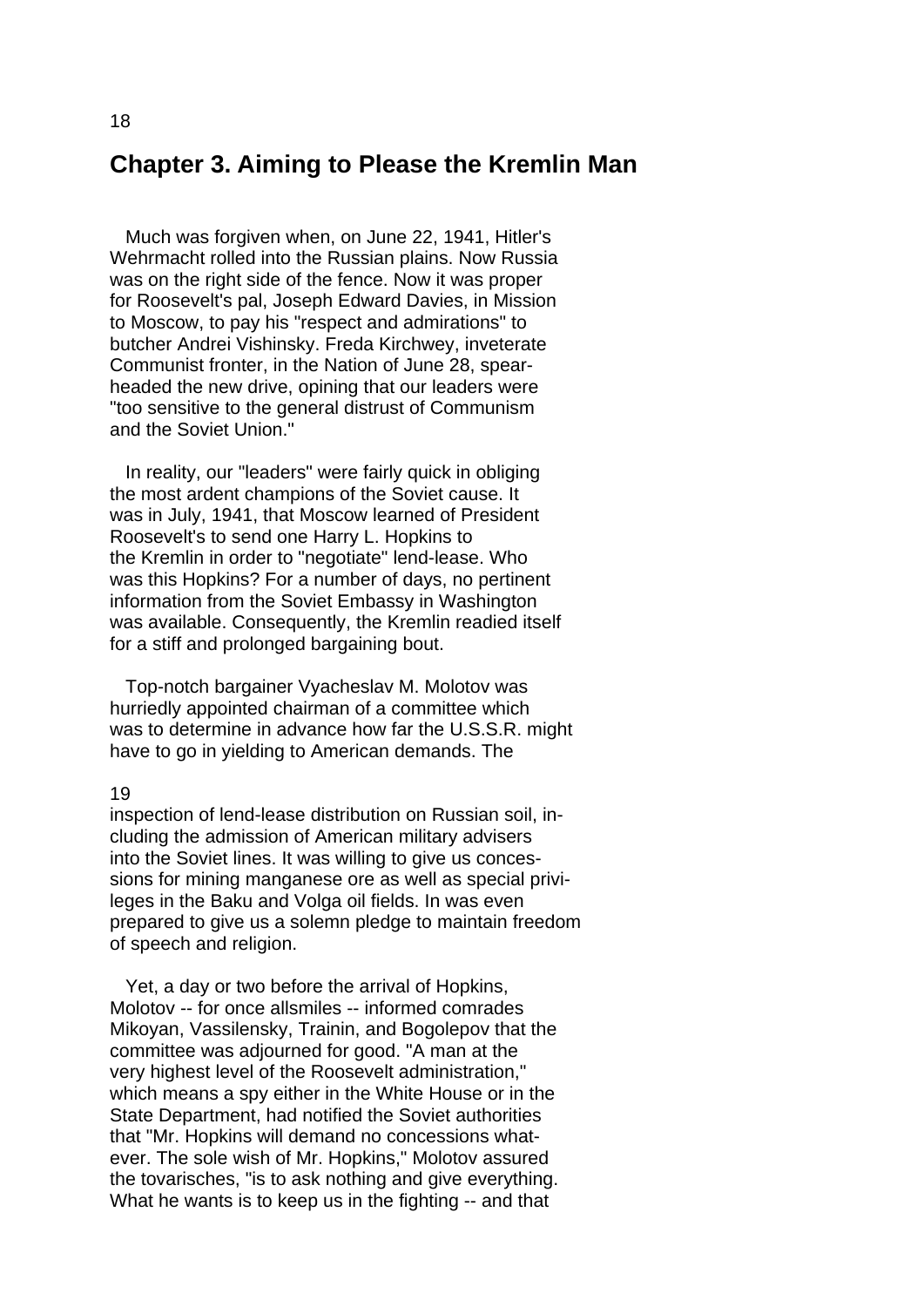# Chapter 3. Aiming to Please the Kremlin Man

Much was forgiven when, on June 22, 1941, Hitler's Wehrmacht rolled into the Russian plains. Now Russia was on the right side of the fence. Now it was proper for Roosevelt's pal, Joseph Edward Davies, in Mission to Moscow, to pay his "respect and admirations" to butcher Andrei Vishinsky. Freda Kirchwey, inveterate Communist fronter, in the Nation of June 28, spearheaded the new drive, opining that our leaders were "too sensitive to the general distrust of Communism and the Soviet Union."

In reality, our "leaders" were fairly quick in obliging the most ardent champions of the Soviet cause. It was in July, 1941, that Moscow learned of President Roosevelt's to send one Harry L. Hopkins to the Kremlin in order to "negotiate" lend-lease. Who was this Hopkins? For a number of days, no pertinent information from the Soviet Embassy in Washington was available. Consequently, the Kremlin readied itself for a stiff and prolonged bargaining bout.

Top-notch bargainer Vyacheslav M. Molotov was hurriedly appointed chairman of a committee which was to determine in advance how far the U.S.S.R. might have to go in yielding to American demands. The inspection of lend-lease distribution on Russian soil, including the admission of American military advisers into the Soviet lines. It was willing to give us concessions for mining manganese ore as well as special privileges in the Baku and Volga oil fields. In was even prepared to give us a solemn pledge to maintain freedom of speech and religion.

Yet, a day or two before the arrival of Hopkins, Molotov -- for once allsmiles -- informed comrades Mikoyan, Vassilensky, Trainin, and Bogolepov that the committee was adjourned for good. "A man at the very highest level of the Roosevelt administration," which means a spy either in the White House or in the State Department, had notified the Soviet authorities that "Mr. Hopkins will demand no concessions whatever. The sole wish of Mr. Hopkins," Molotov assured the tovarisches, "is to ask nothing and give everything. What he wants is to keep us in the fighting -- and that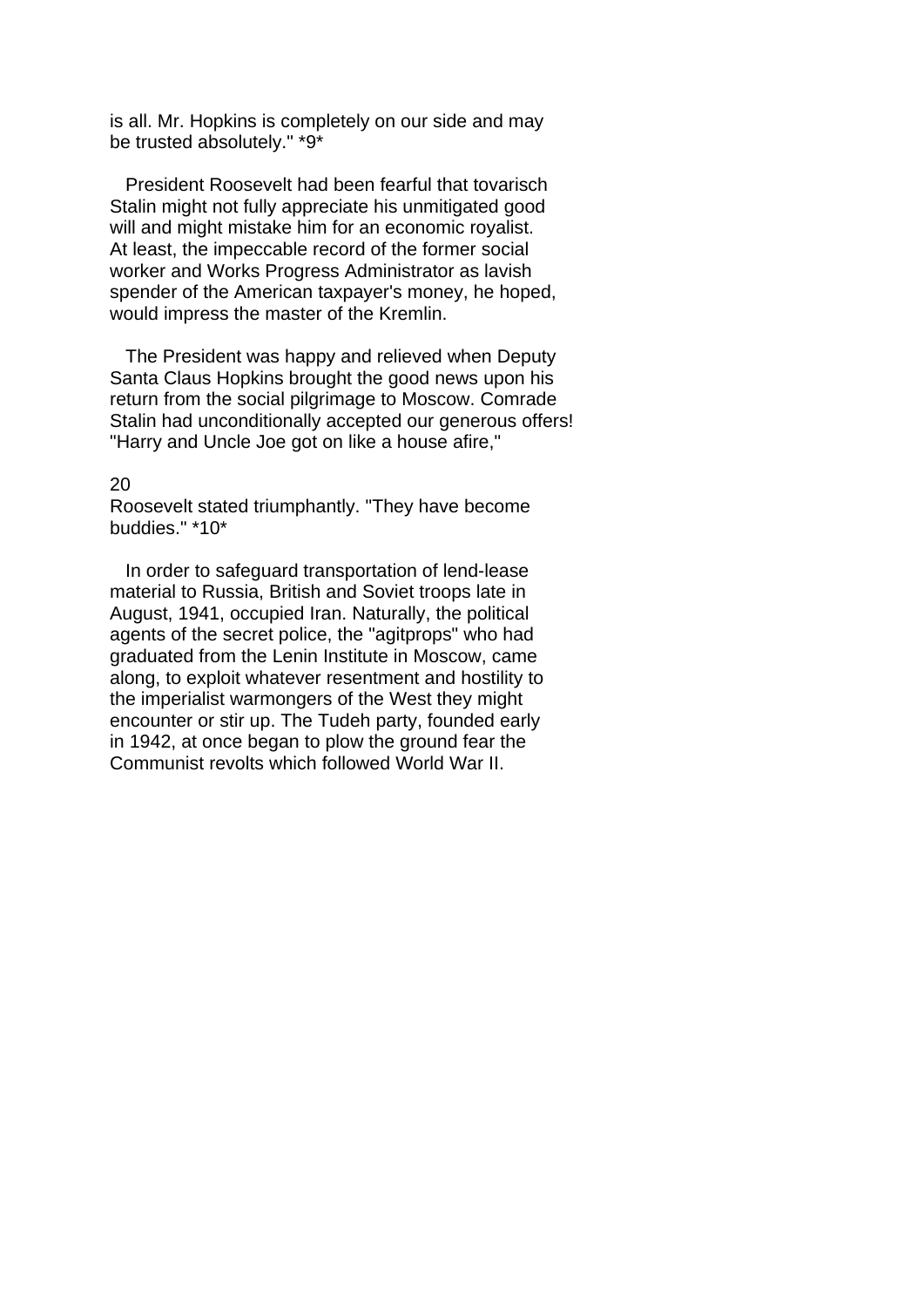is all. Mr. Hopkins is completely on our side and may be trusted absolutely." *9*

President Roosevelt had been fearful that tovarisch Stalin might not fully appreciate his unmitigated good will and might mistake him for an economic royalist. At least, the impeccable record of the former social worker and Works Progress Administrator as lavish spender of the American taxpayer's money, he hoped, would impress the master of the Kremlin.

The President was happy and relieved when Deputy Santa Claus Hopkins brought the good news upon his return from the social pilgrimage to Moscow. Comrade Stalin had unconditionally accepted our generous offers! "Harry and Uncle Joe got on like a house afire," Roosevelt stated triumphantly. "They have become buddies." *10*

In order to safeguard transportation of lend-lease material to Russia, British and Soviet troops late in August, 1941, occupied Iran. Naturally, the political agents of the secret police, the "agitprops" who had graduated from the Lenin Institute in Moscow, came along, to exploit whatever resentment and hostility to the imperialist warmongers of the West they might encounter or stir up. The Tudeh party, founded early in 1942, at once began to plow the ground fear the Communist revolts which followed World War II.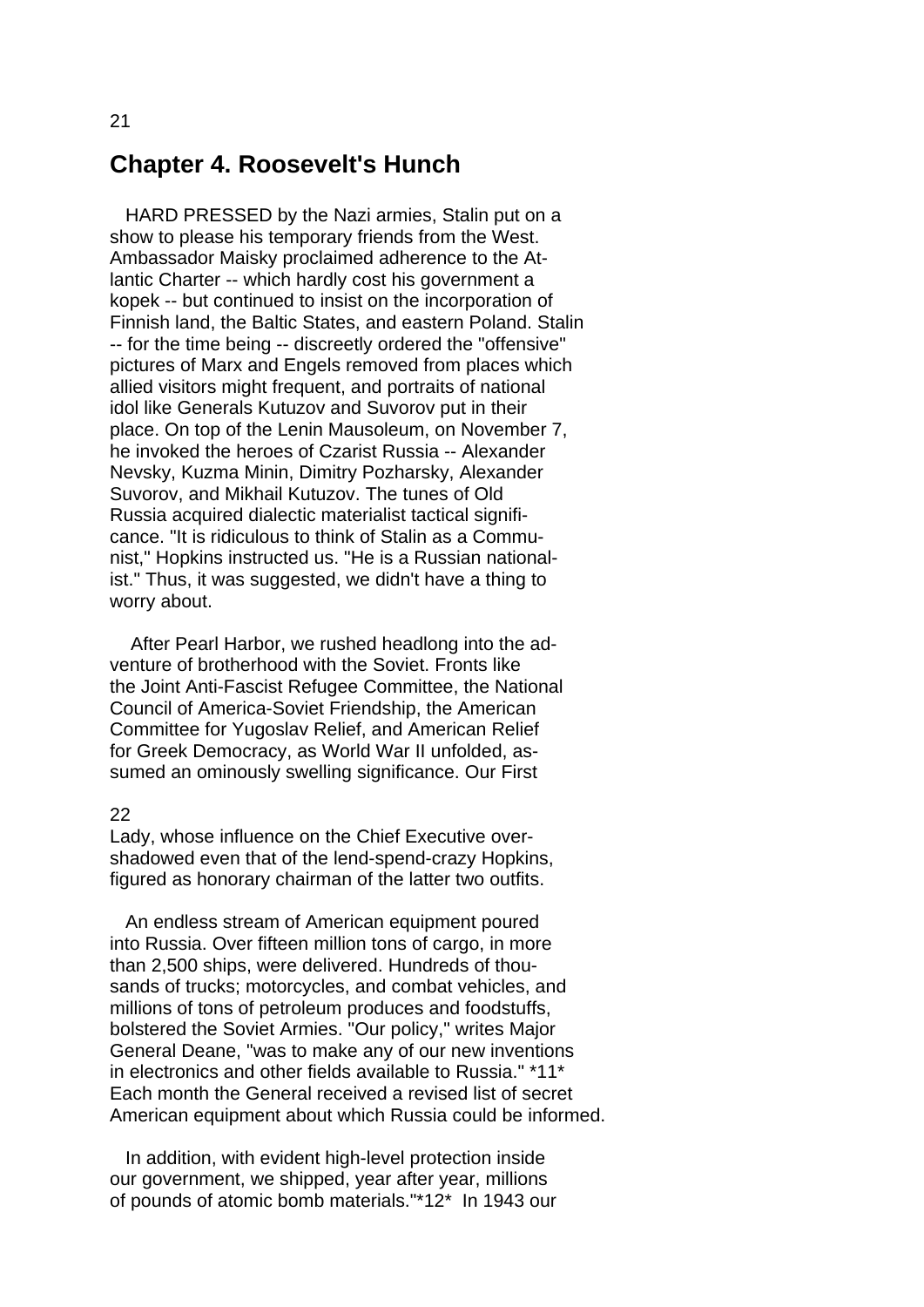## Chapter 4. Roosevelt's Hunch

HARD PRESSED by the Nazi armies, Stalin put on a show to please his temporary friends from the West. Ambassador Maisky proclaimed adherence to the Atlantic Charter -- which hardly cost his government a kopek -- but continued to insist on the incorporation of Finnish land, the Baltic States, and eastern Poland. Stalin -- for the time being -- discreetly ordered the "offensive" pictures of Marx and Engels removed from places which allied visitors might frequent, and portraits of national idol like Generals Kutuzov and Suvorov put in their place. On top of the Lenin Mausoleum, on November 7, he invoked the heroes of Czarist Russia -- Alexander Nevsky, Kuzma Minin, Dimitry Pozharsky, Alexander Suvorov, and Mikhail Kutuzov. The tunes of Old Russia acquired dialectic materialist tactical significance. "It is ridiculous to think of Stalin as a Communist," Hopkins instructed us. "He is a Russian nationalist." Thus, it was suggested, we didn't have a thing to worry about.

After Pearl Harbor, we rushed headlong into the adventure of brotherhood with the Soviet. Fronts like the Joint Anti-Fascist Refugee Committee, the National Council of America-Soviet Friendship, the American Committee for Yugoslav Relief, and American Relief for Greek Democracy, as World War II unfolded, assumed an ominously swelling significance. Our First Lady, whose influence on the Chief Executive overshadowed even that of the lend-spend-crazy Hopkins, figured as honorary chairman of the latter two outfits.

An endless stream of American equipment poured into Russia. Over fifteen million tons of cargo, in more than 2,500 ships, were delivered. Hundreds of thousands of trucks; motorcycles, and combat vehicles, and millions of tons of petroleum produces and foodstuffs, bolstered the Soviet Armies. "Our policy," writes Major General Deane, "was to make any of our new inventions in electronics and other fields available to Russia." *11* Each month the General received a revised list of secret American equipment about which Russia could be informed.

In addition, with evident high-level protection inside our government, we shipped, year after year, millions of pounds of atomic bomb materials."*12* In 1943 our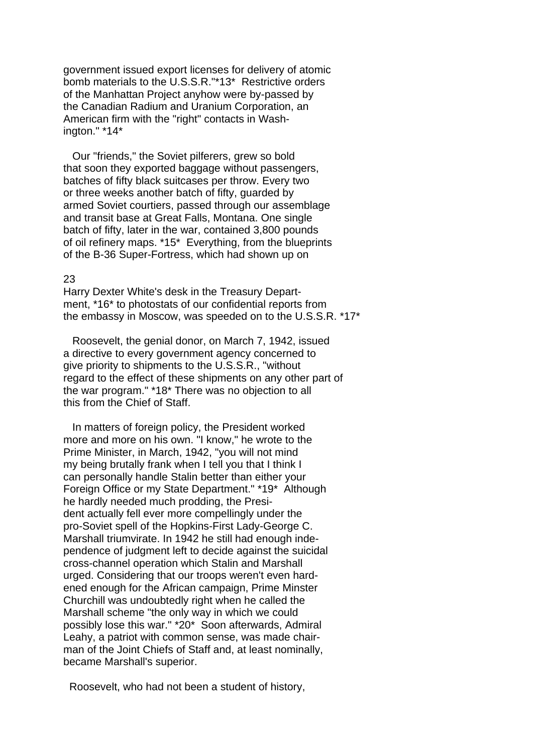government issued export licenses for delivery of atomic bomb materials to the U.S.S.R."*13* Restrictive orders of the Manhattan Project anyhow were by-passed by the Canadian Radium and Uranium Corporation, an American firm with the "right" contacts in Washington." *14*

Our "friends," the Soviet pilferers, grew so bold that soon they exported baggage without passengers, batches of fifty black suitcases per throw. Every two or three weeks another batch of fifty, guarded by armed Soviet courtiers, passed through our assemblage and transit base at Great Falls, Montana. One single batch of fifty, later in the war, contained 3,800 pounds of oil refinery maps. *15* Everything, from the blueprints of the B-36 Super-Fortress, which had shown up on Harry Dexter White's desk in the Treasury Department, *16* to photostats of our confidential reports from the embassy in Moscow, was speeded on to the U.S.S.R. *17*

Roosevelt, the genial donor, on March 7, 1942, issued a directive to every government agency concerned to give priority to shipments to the U.S.S.R., "without regard to the effect of these shipments on any other part of the war program." *18* There was no objection to all this from the Chief of Staff.

In matters of foreign policy, the President worked more and more on his own. "I know," he wrote to the Prime Minister, in March, 1942, "you will not mind my being brutally frank when I tell you that I think I can personally handle Stalin better than either your Foreign Office or my State Department." *19* Although he hardly needed much prodding, the President actually fell ever more compellingly under the pro-Soviet spell of the Hopkins-First Lady-George C. Marshall triumvirate. In 1942 he still had enough independence of judgment left to decide against the suicidal cross-channel operation which Stalin and Marshall urged. Considering that our troops weren't even hardened enough for the African campaign, Prime Minster Churchill was undoubtedly right when he called the Marshall scheme "the only way in which we could possibly lose this war." *20* Soon afterwards, Admiral Leahy, a patriot with common sense, was made chairman of the Joint Chiefs of Staff and, at least nominally, became Marshall's superior.

Roosevelt, who had not been a student of history,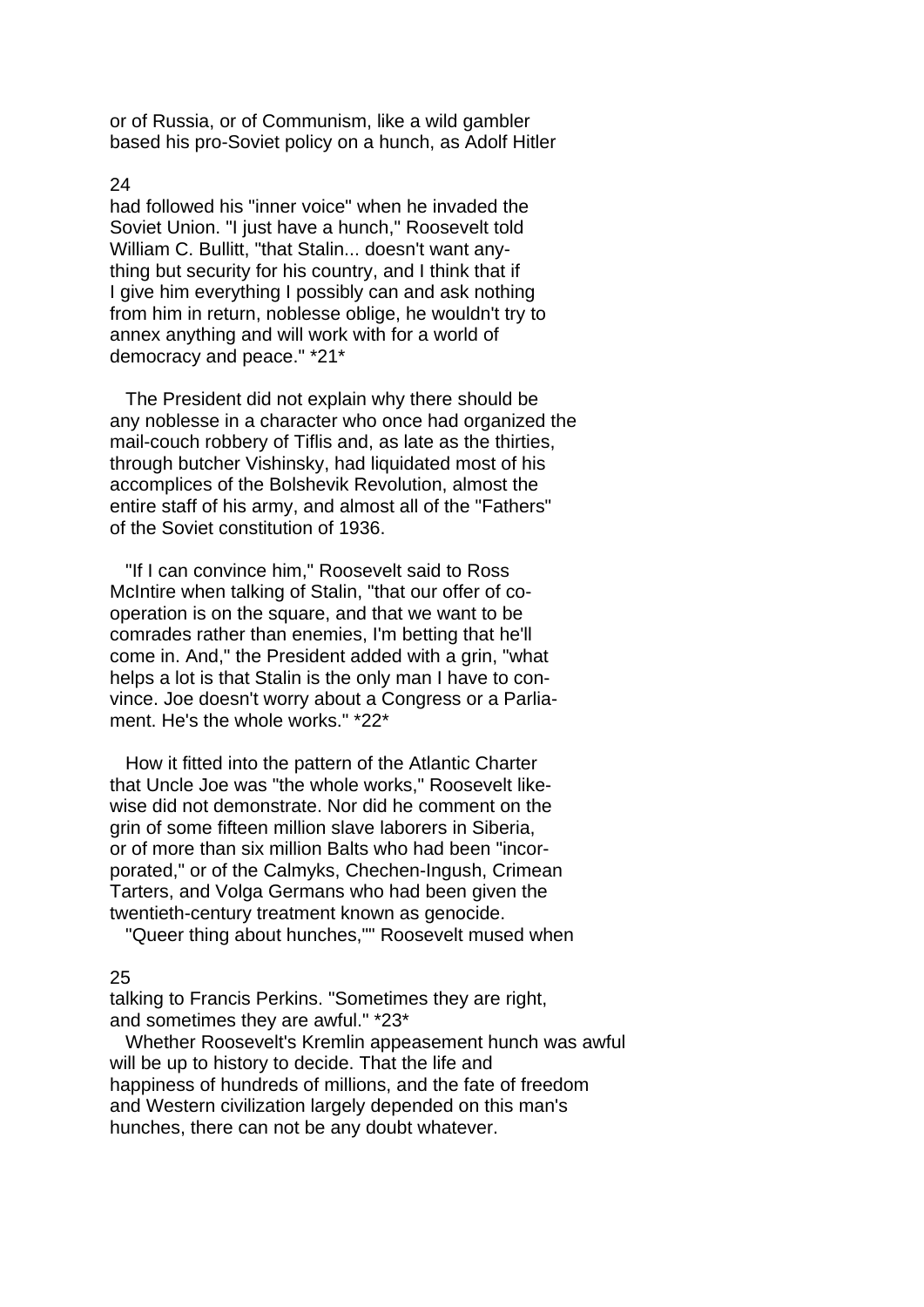or of Russia, or of Communism, like a wild gambler based his pro-Soviet policy on a hunch, as Adolf Hitler had followed his "inner voice" when he invaded the Soviet Union. "I just have a hunch," Roosevelt told William C. Bullitt, "that Stalin... doesn't want anything but security for his country, and I think that if I give him everything I possibly can and ask nothing from him in return, noblesse oblige, he wouldn't try to annex anything and will work with for a world of democracy and peace." *21*

The President did not explain why there should be any noblesse in a character who once had organized the mail-couch robbery of Tiflis and, as late as the thirties, through butcher Vishinsky, had liquidated most of his accomplices of the Bolshevik Revolution, almost the entire staff of his army, and almost all of the "Fathers" of the Soviet constitution of 1936.

"If I can convince him," Roosevelt said to Ross McIntire when talking of Stalin, "that our offer of co-operation is on the square, and that we want to be comrades rather than enemies, I'm betting that he'll come in. And," the President added with a grin, "what helps a lot is that Stalin is the only man I have to convince. Joe doesn't worry about a Congress or a Parliament. He's the whole works." *22*

How it fitted into the pattern of the Atlantic Charter that Uncle Joe was "the whole works," Roosevelt likewise did not demonstrate. Nor did he comment on the grin of some fifteen million slave laborers in Siberia, or of more than six million Balts who had been "incorporated," or of the Calmyks, Chechen-Ingush, Crimean Tarters, and Volga Germans who had been given the twentieth-century treatment known as genocide.

"Queer thing about hunches,"" Roosevelt mused when talking to Francis Perkins. "Sometimes they are right, and sometimes they are awful." *23*

Whether Roosevelt's Kremlin appeasement hunch was awful will be up to history to decide. That the life and happiness of hundreds of millions, and the fate of freedom and Western civilization largely depended on this man's hunches, there can not be any doubt whatever.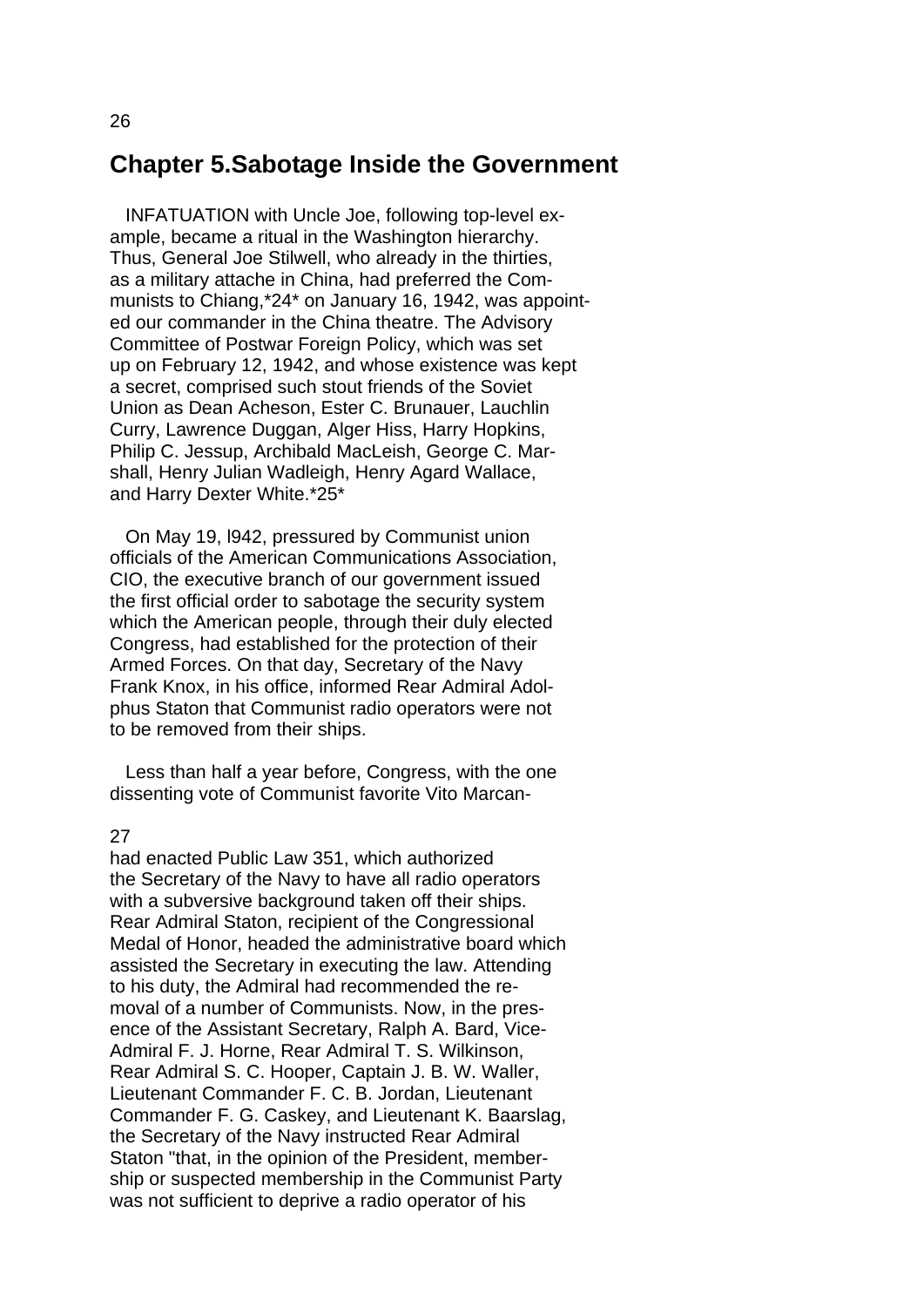# Chapter 5.Sabotage Inside the Government

INFATUATION with Uncle Joe, following top-level example, became a ritual in the Washington hierarchy. Thus, General Joe Stilwell, who already in the thirties, as a military attache in China, had preferred the Communists to Chiang,*24* on January 16, 1942, was appointed our commander in the China theatre. The Advisory Committee of Postwar Foreign Policy, which was set up on February 12, 1942, and whose existence was kept a secret, comprised such stout friends of the Soviet Union as Dean Acheson, Ester C. Brunauer, Lauchlin Curry, Lawrence Duggan, Alger Hiss, Harry Hopkins, Philip C. Jessup, Archibald MacLeish, George C. Marshall, Henry Julian Wadleigh, Henry Agard Wallace, and Harry Dexter White.*25*

On May 19, l942, pressured by Communist union officials of the American Communications Association, CIO, the executive branch of our government issued the first official order to sabotage the security system which the American people, through their duly elected Congress, had established for the protection of their Armed Forces. On that day, Secretary of the Navy Frank Knox, in his office, informed Rear Admiral Adolphus Staton that Communist radio operators were not to be removed from their ships.

Less than half a year before, Congress, with the one dissenting vote of Communist favorite Vito Marcantonio had enacted Public Law 351, which authorized the Secretary of the Navy to have all radio operators with a subversive background taken off their ships. Rear Admiral Staton, recipient of the Congressional Medal of Honor, headed the administrative board which assisted the Secretary in executing the law. Attending to his duty, the Admiral had recommended the removal of a number of Communists. Now, in the presence of the Assistant Secretary, Ralph A. Bard, Vice-Admiral F. J. Horne, Rear Admiral T. S. Wilkinson, Rear Admiral S. C. Hooper, Captain J. B. W. Waller, Lieutenant Commander F. C. B. Jordan, Lieutenant Commander F. G. Caskey, and Lieutenant K. Baarslag, the Secretary of the Navy instructed Rear Admiral Staton "that, in the opinion of the President, membership or suspected membership in the Communist Party was not sufficient to deprive a radio operator of his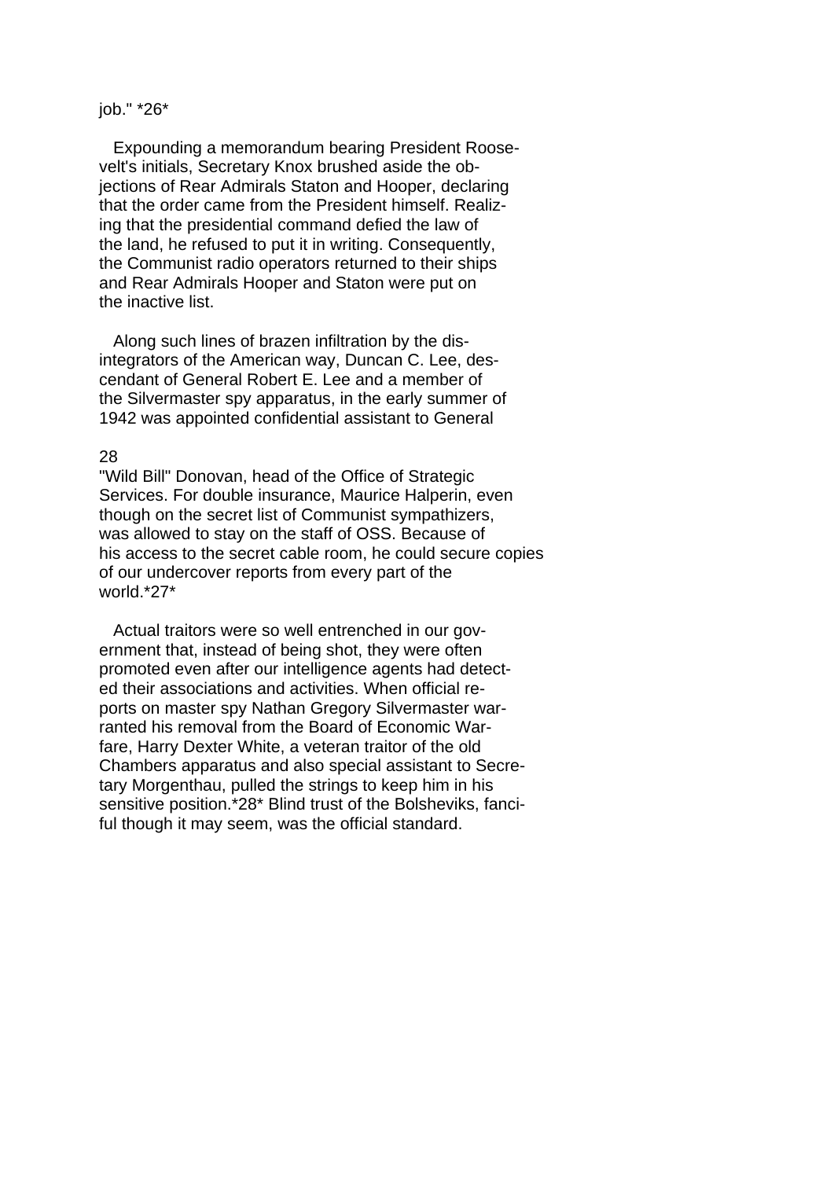job." *26*

Expounding a memorandum bearing President Roosevelt's initials, Secretary Knox brushed aside the objections of Rear Admirals Staton and Hooper, declaring that the order came from the President himself. Realizing that the presidential command defied the law of the land, he refused to put it in writing. Consequently, the Communist radio operators returned to their ships and Rear Admirals Hooper and Staton were put on the inactive list.

Along such lines of brazen infiltration by the disintegrators of the American way, Duncan C. Lee, descendant of General Robert E. Lee and a member of the Silvermaster spy apparatus, in the early summer of 1942 was appointed confidential assistant to General "Wild Bill" Donovan, head of the Office of Strategic Services. For double insurance, Maurice Halperin, even though on the secret list of Communist sympathizers, was allowed to stay on the staff of OSS. Because of his access to the secret cable room, he could secure copies of our undercover reports from every part of the world.*27*

Actual traitors were so well entrenched in our government that, instead of being shot, they were often promoted even after our intelligence agents had detected their associations and activities. When official reports on master spy Nathan Gregory Silvermaster warranted his removal from the Board of Economic Warfare, Harry Dexter White, a veteran traitor of the old Chambers apparatus and also special assistant to Secretary Morgenthau, pulled the strings to keep him in his sensitive position.*28* Blind trust of the Bolsheviks, fanciful though it may seem, was the official standard.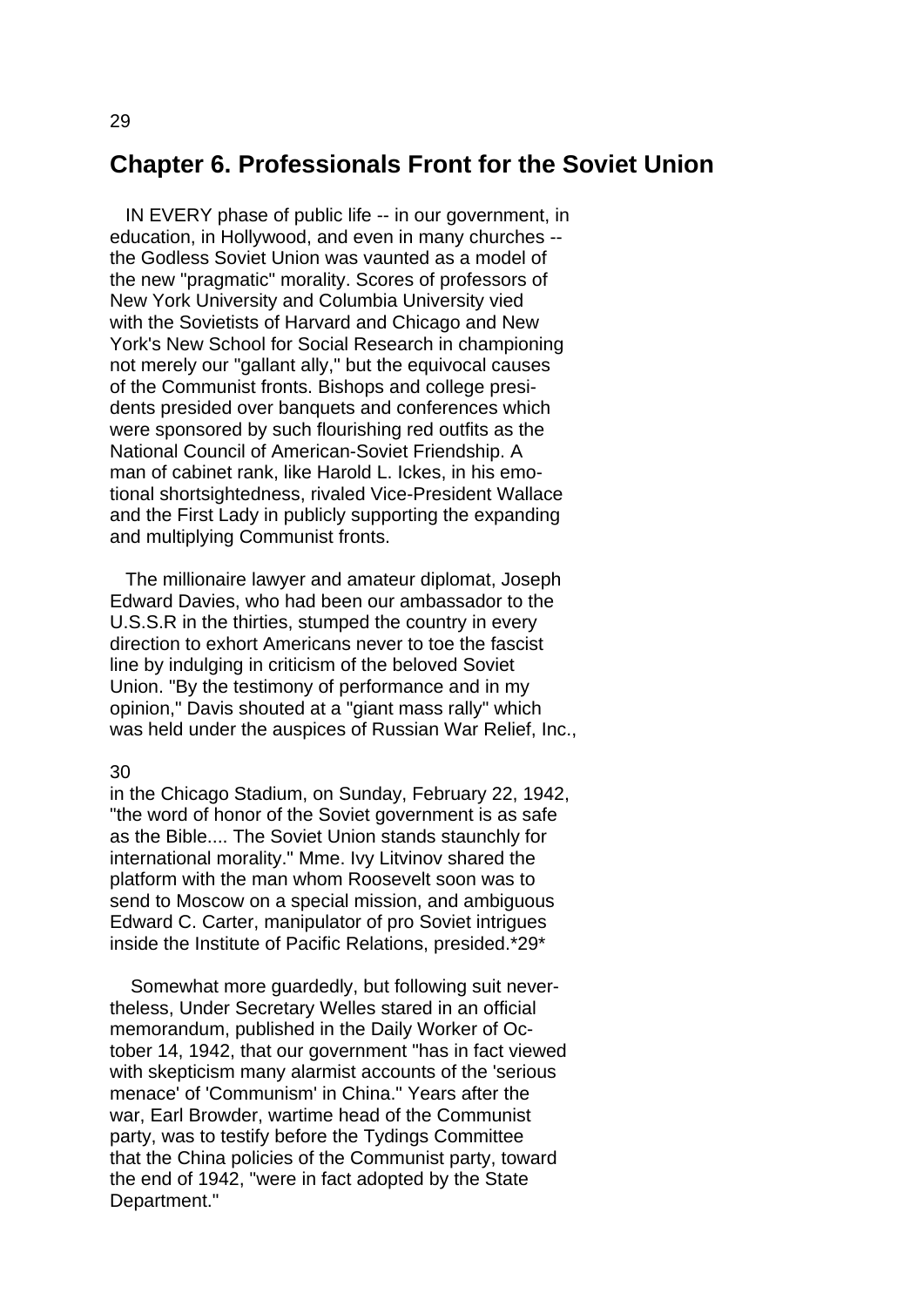# Chapter 6. Professionals Front for the Soviet Union

IN EVERY phase of public life -- in our government, in education, in Hollywood, and even in many churches -- the Godless Soviet Union was vaunted as a model of the new "pragmatic" morality. Scores of professors of New York University and Columbia University vied with the Sovietists of Harvard and Chicago and New York's New School for Social Research in championing not merely our "gallant ally," but the equivocal causes of the Communist fronts. Bishops and college presidents presided over banquets and conferences which were sponsored by such flourishing red outfits as the National Council of American-Soviet Friendship. A man of cabinet rank, like Harold L. Ickes, in his emotional shortsightedness, rivaled Vice-President Wallace and the First Lady in publicly supporting the expanding and multiplying Communist fronts.

The millionaire lawyer and amateur diplomat, Joseph Edward Davies, who had been our ambassador to the U.S.S.R in the thirties, stumped the country in every direction to exhort Americans never to toe the fascist line by indulging in criticism of the beloved Soviet Union. "By the testimony of performance and in my opinion," Davis shouted at a "giant mass rally" which was held under the auspices of Russian War Relief, Inc., in the Chicago Stadium, on Sunday, February 22, 1942, "the word of honor of the Soviet government is as safe as the Bible.... The Soviet Union stands staunchly for international morality." Mme. Ivy Litvinov shared the platform with the man whom Roosevelt soon was to send to Moscow on a special mission, and ambiguous Edward C. Carter, manipulator of pro Soviet intrigues inside the Institute of Pacific Relations, presided.*29*

Somewhat more guardedly, but following suit nevertheless, Under Secretary Welles stared in an official memorandum, published in the Daily Worker of October 14, 1942, that our government "has in fact viewed with skepticism many alarmist accounts of the 'serious menace' of 'Communism' in China." Years after the war, Earl Browder, wartime head of the Communist party, was to testify before the Tydings Committee that the China policies of the Communist party, toward the end of 1942, "were in fact adopted by the State Department."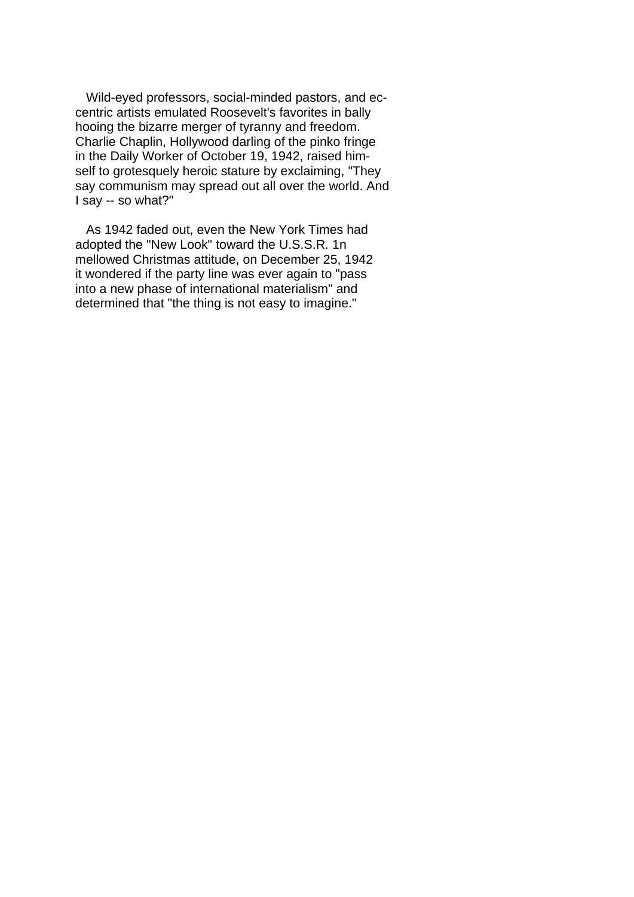Wild-eyed professors, social-minded pastors, and eccentric artists emulated Roosevelt's favorites in bally hooing the bizarre merger of tyranny and freedom. Charlie Chaplin, Hollywood darling of the pinko fringe in the Daily Worker of October 19, 1942, raised himself to grotesquely heroic stature by exclaiming, "They say communism may spread out all over the world. And I say -- so what?"

As 1942 faded out, even the New York Times had adopted the "New Look" toward the U.S.S.R. 1n mellowed Christmas attitude, on December 25, 1942 it wondered if the party line was ever again to "pass into a new phase of international materialism" and determined that "the thing is not easy to imagine."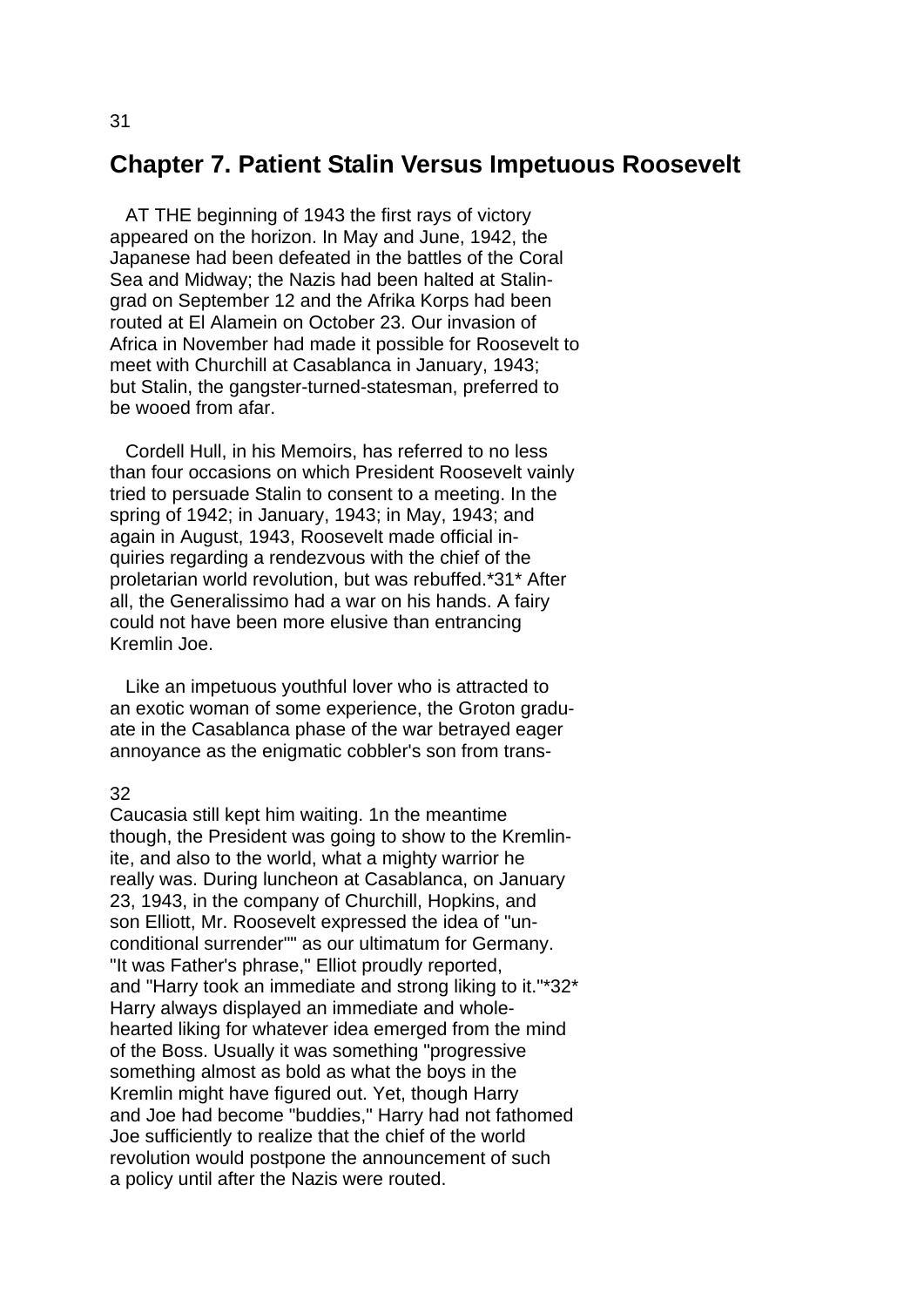## Chapter 7. Patient Stalin Versus Impetuous Roosevelt

AT THE beginning of 1943 the first rays of victory appeared on the horizon. In May and June, 1942, the Japanese had been defeated in the battles of the Coral Sea and Midway; the Nazis had been halted at Stalingrad on September 12 and the Afrika Korps had been routed at El Alamein on October 23. Our invasion of Africa in November had made it possible for Roosevelt to meet with Churchill at Casablanca in January, 1943; but Stalin, the gangster-turned-statesman, preferred to be wooed from afar.

Cordell Hull, in his Memoirs, has referred to no less than four occasions on which President Roosevelt vainly tried to persuade Stalin to consent to a meeting. In the spring of 1942; in January, 1943; in May, 1943; and again in August, 1943, Roosevelt made official inquiries regarding a rendezvous with the chief of the proletarian world revolution, but was rebuffed.*31* After all, the Generalissimo had a war on his hands. A fairy could not have been more elusive than entrancing Kremlin Joe.

Like an impetuous youthful lover who is attracted to an exotic woman of some experience, the Groton graduate in the Casablanca phase of the war betrayed eager annoyance as the enigmatic cobbler's son from trans-Caucasia still kept him waiting. 1n the meantime though, the President was going to show to the Kremlinite, and also to the world, what a mighty warrior he really was. During luncheon at Casablanca, on January 23, 1943, in the company of Churchill, Hopkins, and son Elliott, Mr. Roosevelt expressed the idea of "unconditional surrender"" as our ultimatum for Germany. "It was Father's phrase," Elliot proudly reported, and "Harry took an immediate and strong liking to it."*32* Harry always displayed an immediate and wholehearted liking for whatever idea emerged from the mind of the Boss. Usually it was something "progressive something almost as bold as what the boys in the Kremlin might have figured out. Yet, though Harry and Joe had become "buddies," Harry had not fathomed Joe sufficiently to realize that the chief of the world revolution would postpone the announcement of such a policy until after the Nazis were routed.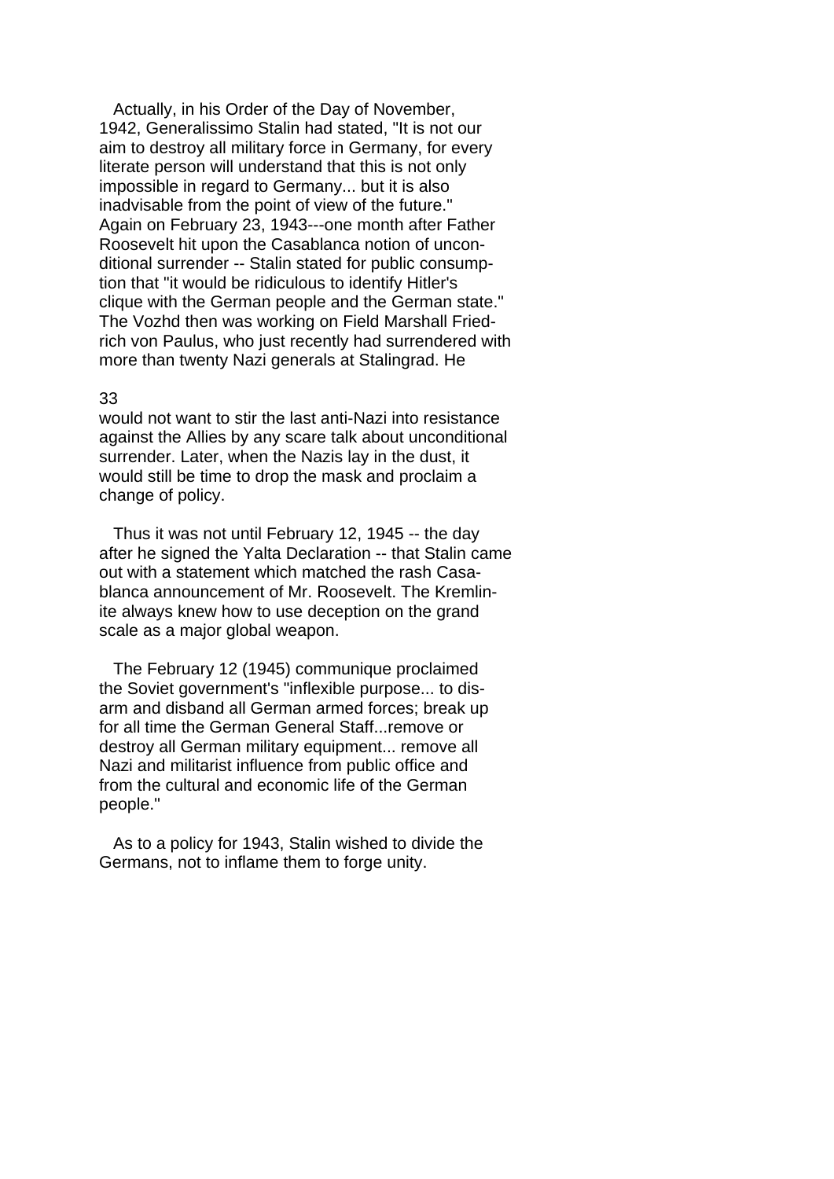Actually, in his Order of the Day of November, 1942, Generalissimo Stalin had stated, "It is not our aim to destroy all military force in Germany, for every literate person will understand that this is not only impossible in regard to Germany... but it is also inadvisable from the point of view of the future." Again on February 23, 1943---one month after Father Roosevelt hit upon the Casablanca notion of unconditional surrender -- Stalin stated for public consumption that "it would be ridiculous to identify Hitler's clique with the German people and the German state." The Vozhd then was working on Field Marshall Friedrich von Paulus, who just recently had surrendered with more than twenty Nazi generals at Stalingrad. He would not want to stir the last anti-Nazi into resistance against the Allies by any scare talk about unconditional surrender. Later, when the Nazis lay in the dust, it would still be time to drop the mask and proclaim a change of policy.

Thus it was not until February 12, 1945 -- the day after he signed the Yalta Declaration -- that Stalin came out with a statement which matched the rash Casablanca announcement of Mr. Roosevelt. The Kremlinite always knew how to use deception on the grand scale as a major global weapon.

The February 12 (1945) communique proclaimed the Soviet government's "inflexible purpose... to disarm and disband all German armed forces; break up for all time the German General Staff...remove or destroy all German military equipment... remove all Nazi and militarist influence from public office and from the cultural and economic life of the German people."

As to a policy for 1943, Stalin wished to divide the Germans, not to inflame them to forge unity.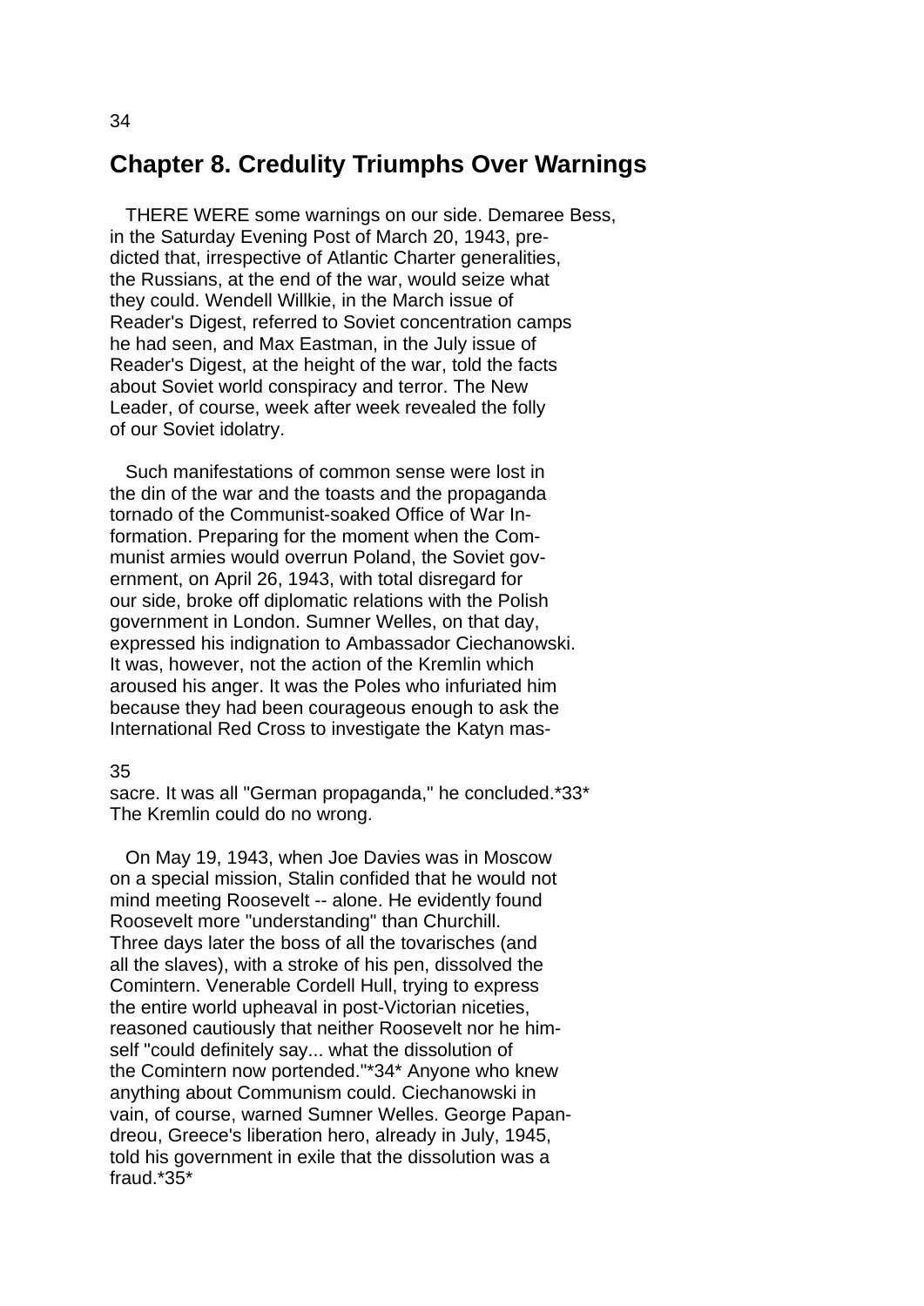## Chapter 8. Credulity Triumphs Over Warnings

THERE WERE some warnings on our side. Demaree Bess, in the Saturday Evening Post of March 20, 1943, predicted that, irrespective of Atlantic Charter generalities, the Russians, at the end of the war, would seize what they could. Wendell Willkie, in the March issue of Reader's Digest, referred to Soviet concentration camps he had seen, and Max Eastman, in the July issue of Reader's Digest, at the height of the war, told the facts about Soviet world conspiracy and terror. The New Leader, of course, week after week revealed the folly of our Soviet idolatry.

Such manifestations of common sense were lost in the din of the war and the toasts and the propaganda tornado of the Communist-soaked Office of War Information. Preparing for the moment when the Communist armies would overrun Poland, the Soviet government, on April 26, 1943, with total disregard for our side, broke off diplomatic relations with the Polish government in London. Sumner Welles, on that day, expressed his indignation to Ambassador Ciechanowski. It was, however, not the action of the Kremlin which aroused his anger. It was the Poles who infuriated him because they had been courageous enough to ask the International Red Cross to investigate the Katyn massacre. It was all "German propaganda," he concluded.*33* The Kremlin could do no wrong.

On May 19, 1943, when Joe Davies was in Moscow on a special mission, Stalin confided that he would not mind meeting Roosevelt -- alone. He evidently found Roosevelt more "understanding" than Churchill. Three days later the boss of all the tovarisches (and all the slaves), with a stroke of his pen, dissolved the Comintern. Venerable Cordell Hull, trying to express the entire world upheaval in post-Victorian niceties, reasoned cautiously that neither Roosevelt nor he himself "could definitely say... what the dissolution of the Comintern now portended."*34* Anyone who knew anything about Communism could. Ciechanowski in vain, of course, warned Sumner Welles. George Papandreou, Greece's liberation hero, already in July, 1945, told his government in exile that the dissolution was a fraud.*35*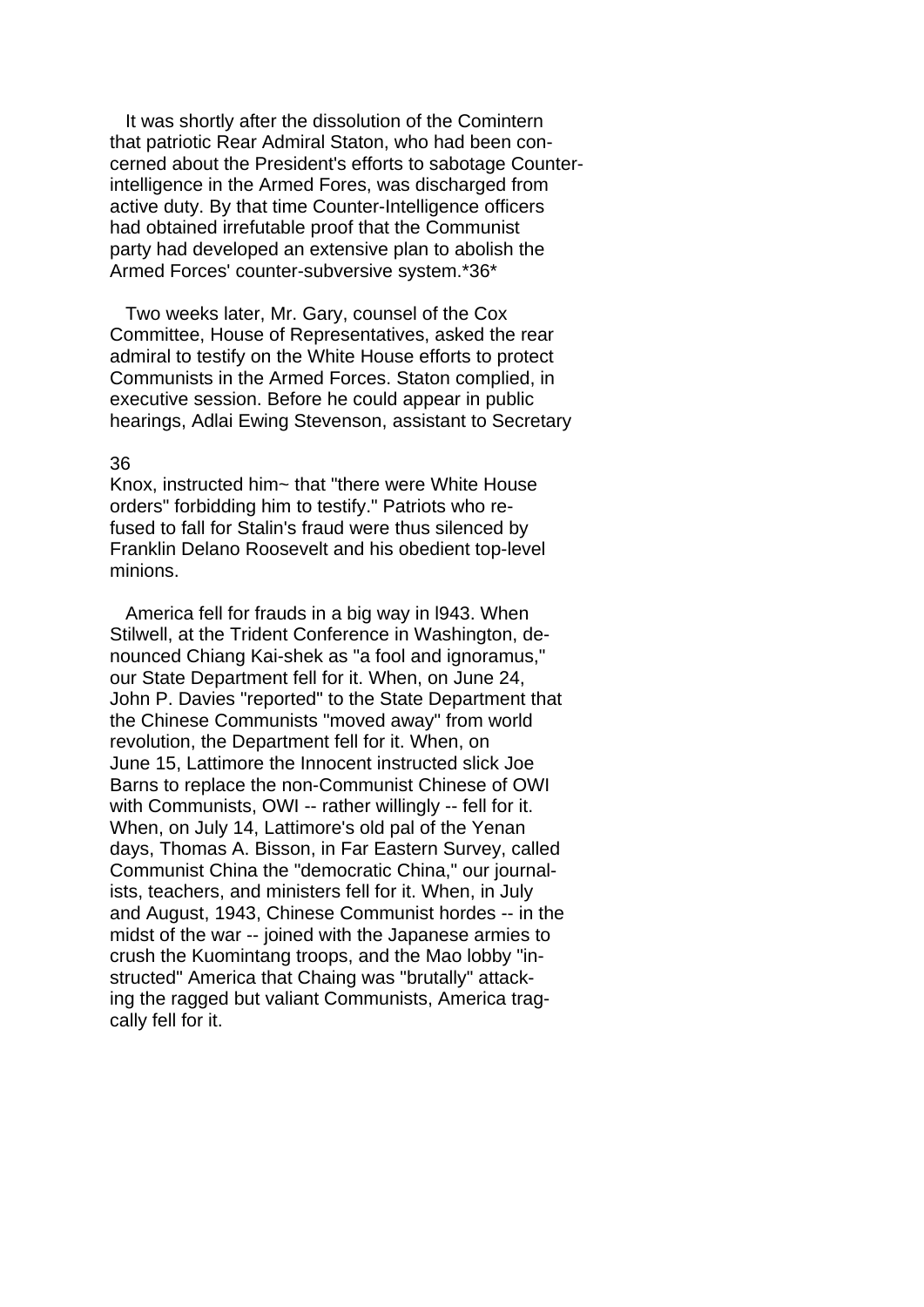It was shortly after the dissolution of the Comintern that patriotic Rear Admiral Staton, who had been concerned about the President's efforts to sabotage Counter-intelligence in the Armed Fores, was discharged from active duty. By that time Counter-Intelligence officers had obtained irrefutable proof that the Communist party had developed an extensive plan to abolish the Armed Forces' counter-subversive system.*36*

Two weeks later, Mr. Gary, counsel of the Cox Committee, House of Representatives, asked the rear admiral to testify on the White House efforts to protect Communists in the Armed Forces. Staton complied, in executive session. Before he could appear in public hearings, Adlai Ewing Stevenson, assistant to Secretary Knox, instructed him~ that "there were White House orders" forbidding him to testify." Patriots who refused to fall for Stalin's fraud were thus silenced by Franklin Delano Roosevelt and his obedient top-level minions.

America fell for frauds in a big way in l943. When Stilwell, at the Trident Conference in Washington, denounced Chiang Kai-shek as "a fool and ignoramus," our State Department fell for it. When, on June 24, John P. Davies "reported" to the State Department that the Chinese Communists "moved away" from world revolution, the Department fell for it. When, on June 15, Lattimore the Innocent instructed slick Joe Barns to replace the non-Communist Chinese of OWI with Communists, OWI -- rather willingly -- fell for it. When, on July 14, Lattimore's old pal of the Yenan days, Thomas A. Bisson, in Far Eastern Survey, called Communist China the "democratic China," our journalists, teachers, and ministers fell for it. When, in July and August, 1943, Chinese Communist hordes -- in the midst of the war -- joined with the Japanese armies to crush the Kuomintang troops, and the Mao lobby "instructed" America that Chaing was "brutally" attacking the ragged but valiant Communists, America tragically fell for it.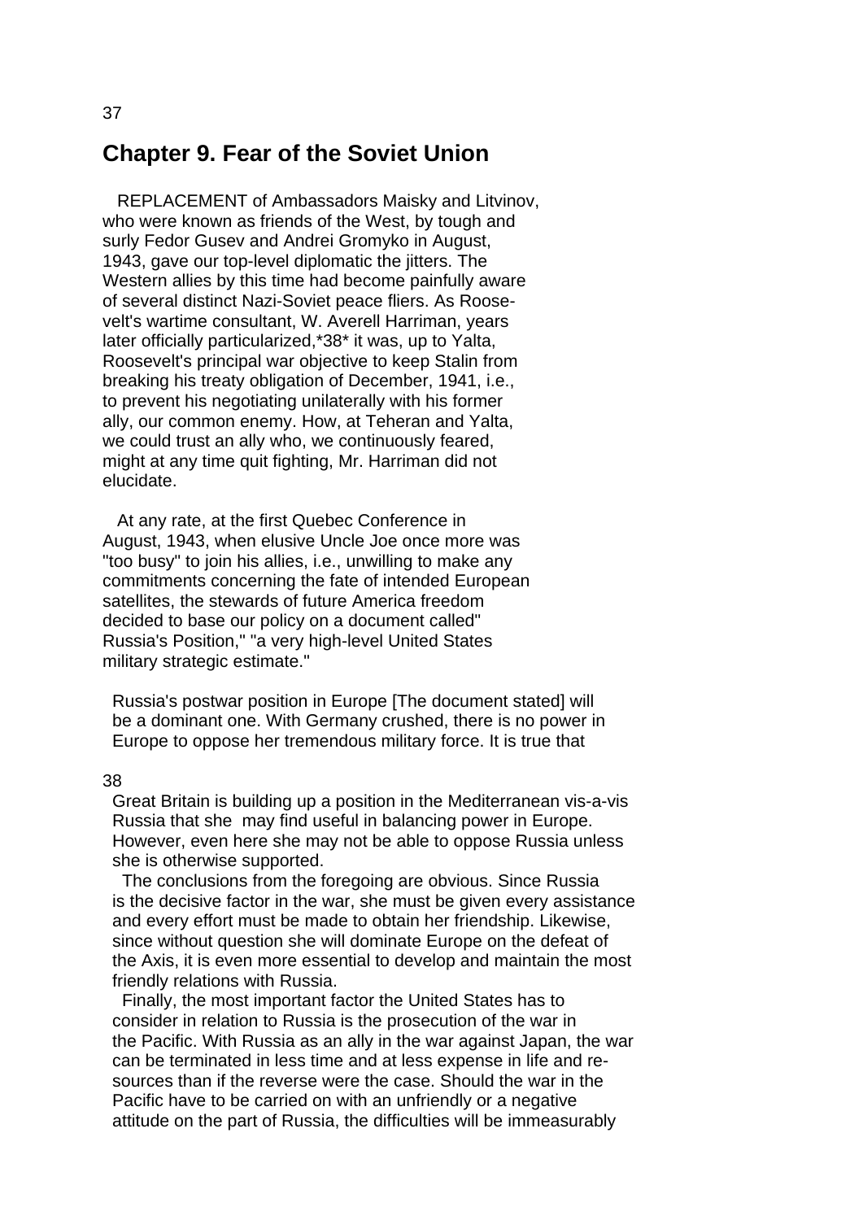## Chapter 9. Fear of the Soviet Union

REPLACEMENT of Ambassadors Maisky and Litvinov, who were known as friends of the West, by tough and surly Fedor Gusev and Andrei Gromyko in August, 1943, gave our top-level diplomatic the jitters. The Western allies by this time had become painfully aware of several distinct Nazi-Soviet peace fliers. As Roosevelt's wartime consultant, W. Averell Harriman, years later officially particularized,*38* it was, up to Yalta, Roosevelt's principal war objective to keep Stalin from breaking his treaty obligation of December, 1941, i.e., to prevent his negotiating unilaterally with his former ally, our common enemy. How, at Teheran and Yalta, we could trust an ally who, we continuously feared, might at any time quit fighting, Mr. Harriman did not elucidate.

At any rate, at the first Quebec Conference in August, 1943, when elusive Uncle Joe once more was "too busy" to join his allies, i.e., unwilling to make any commitments concerning the fate of intended European satellites, the stewards of future America freedom decided to base our policy on a document called" Russia's Position," "a very high-level United States military strategic estimate."

> Russia's postwar position in Europe [The document stated] will be a dominant one. With Germany crushed, there is no power in Europe to oppose her tremendous military force. It is true that Great Britain is building up a position in the Mediterranean vis-a-vis Russia that she may find useful in balancing power in Europe. However, even here she may not be able to oppose Russia unless she is otherwise supported.
>
> The conclusions from the foregoing are obvious. Since Russia is the decisive factor in the war, she must be given every assistance and every effort must be made to obtain her friendship. Likewise, since without question she will dominate Europe on the defeat of the Axis, it is even more essential to develop and maintain the most friendly relations with Russia.
>
> Finally, the most important factor the United States has to consider in relation to Russia is the prosecution of the war in the Pacific. With Russia as an ally in the war against Japan, the war can be terminated in less time and at less expense in life and resources than if the reverse were the case. Should the war in the Pacific have to be carried on with an unfriendly or a negative attitude on the part of Russia, the difficulties will be immeasurably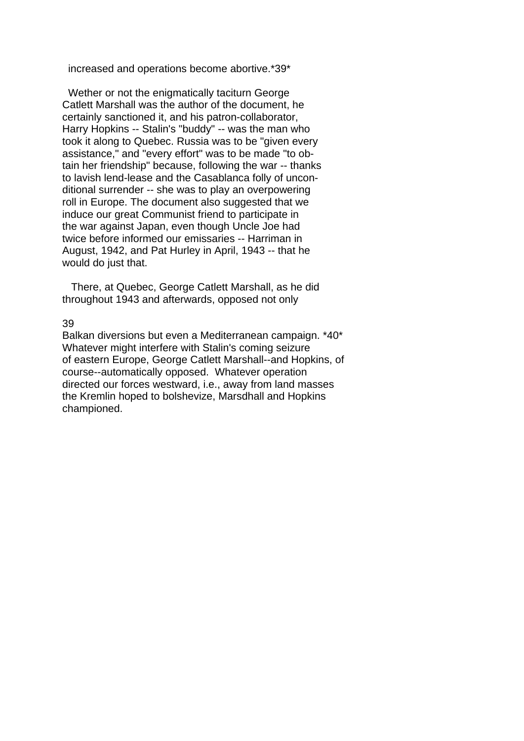increased and operations become abortive.*39*

Wether or not the enigmatically taciturn George Catlett Marshall was the author of the document, he certainly sanctioned it, and his patron-collaborator, Harry Hopkins -- Stalin's "buddy" -- was the man who took it along to Quebec. Russia was to be "given every assistance," and "every effort" was to be made "to obtain her friendship" because, following the war -- thanks to lavish lend-lease and the Casablanca folly of unconditional surrender -- she was to play an overpowering roll in Europe. The document also suggested that we induce our great Communist friend to participate in the war against Japan, even though Uncle Joe had twice before informed our emissaries -- Harriman in August, 1942, and Pat Hurley in April, 1943 -- that he would do just that.

There, at Quebec, George Catlett Marshall, as he did throughout 1943 and afterwards, opposed not only Balkan diversions but even a Mediterranean campaign. *40* Whatever might interfere with Stalin's coming seizure of eastern Europe, George Catlett Marshall--and Hopkins, of course--automatically opposed. Whatever operation directed our forces westward, i.e., away from land masses the Kremlin hoped to bolshevize, Marsdhall and Hopkins championed.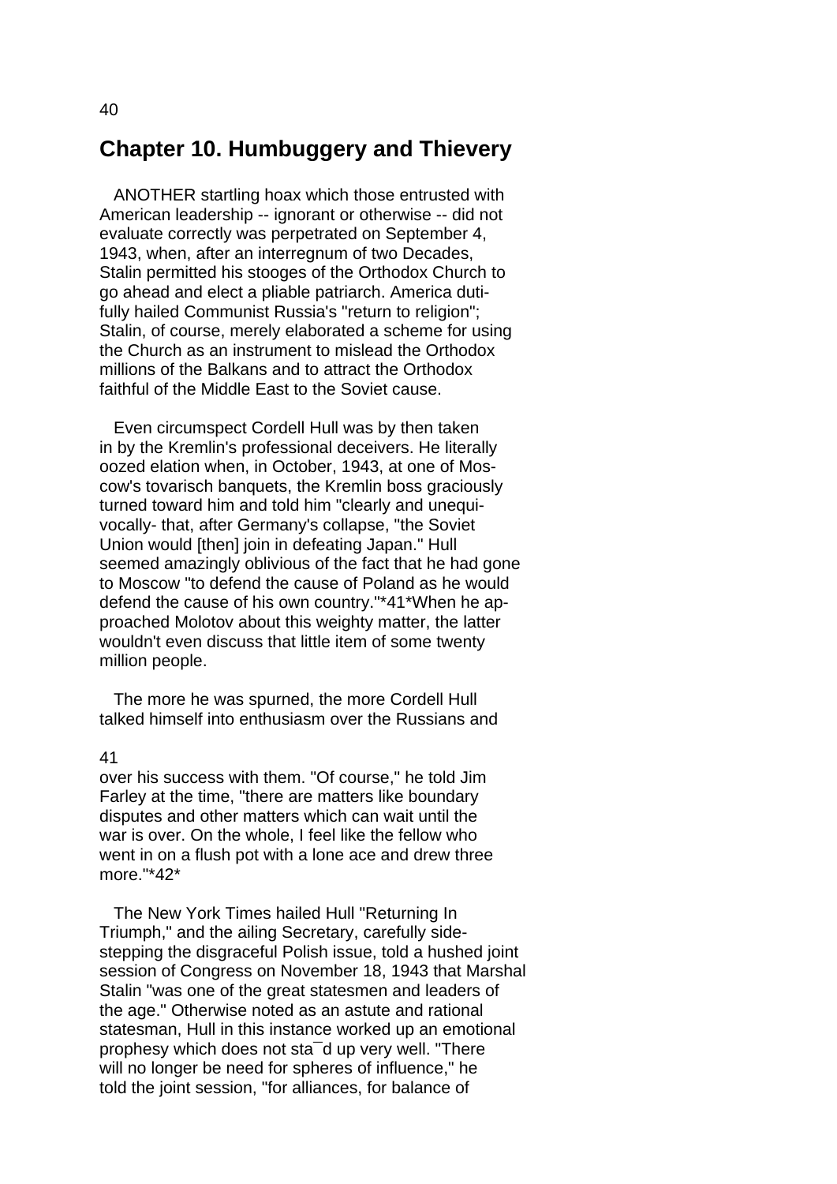## Chapter 10. Humbuggery and Thievery

ANOTHER startling hoax which those entrusted with American leadership -- ignorant or otherwise -- did not evaluate correctly was perpetrated on September 4, 1943, when, after an interregnum of two Decades, Stalin permitted his stooges of the Orthodox Church to go ahead and elect a pliable patriarch. America dutifully hailed Communist Russia's "return to religion"; Stalin, of course, merely elaborated a scheme for using the Church as an instrument to mislead the Orthodox millions of the Balkans and to attract the Orthodox faithful of the Middle East to the Soviet cause.

Even circumspect Cordell Hull was by then taken in by the Kremlin's professional deceivers. He literally oozed elation when, in October, 1943, at one of Moscow's tovarisch banquets, the Kremlin boss graciously turned toward him and told him "clearly and unequivocally- that, after Germany's collapse, "the Soviet Union would [then] join in defeating Japan." Hull seemed amazingly oblivious of the fact that he had gone to Moscow "to defend the cause of Poland as he would defend the cause of his own country."*41*When he approached Molotov about this weighty matter, the latter wouldn't even discuss that little item of some twenty million people.

The more he was spurned, the more Cordell Hull talked himself into enthusiasm over the Russians and over his success with them. "Of course," he told Jim Farley at the time, "there are matters like boundary disputes and other matters which can wait until the war is over. On the whole, I feel like the fellow who went in on a flush pot with a lone ace and drew three more."*42*

The New York Times hailed Hull "Returning In Triumph," and the ailing Secretary, carefully sidestepping the disgraceful Polish issue, told a hushed joint session of Congress on November 18, 1943 that Marshal Stalin "was one of the great statesmen and leaders of the age." Otherwise noted as an astute and rational statesman, Hull in this instance worked up an emotional prophesy which does not sta¯d up very well. "There will no longer be need for spheres of influence," he told the joint session, "for alliances, for balance of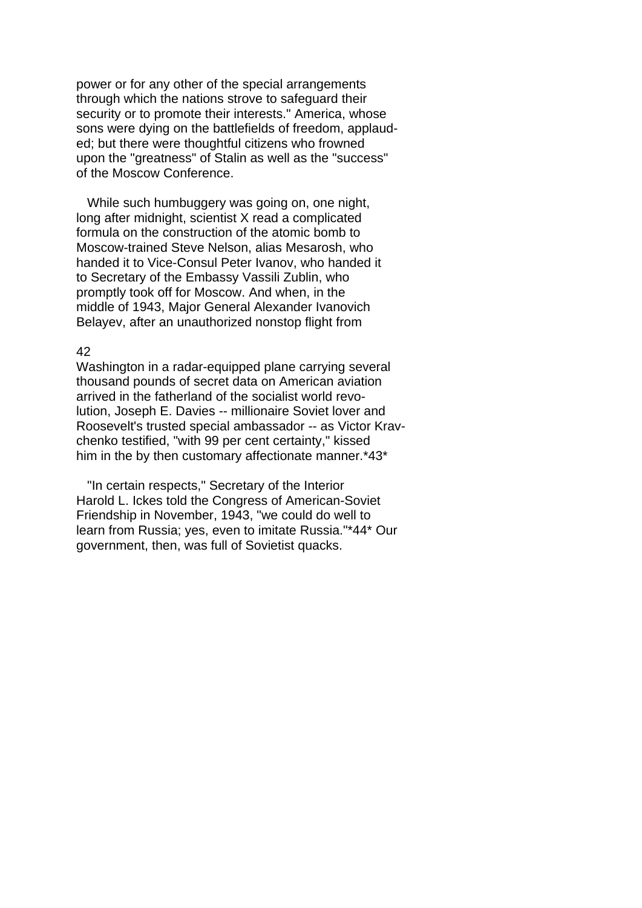power or for any other of the special arrangements through which the nations strove to safeguard their security or to promote their interests." America, whose sons were dying on the battlefields of freedom, applauded; but there were thoughtful citizens who frowned upon the "greatness" of Stalin as well as the "success" of the Moscow Conference.

While such humbuggery was going on, one night, long after midnight, scientist X read a complicated formula on the construction of the atomic bomb to Moscow-trained Steve Nelson, alias Mesarosh, who handed it to Vice-Consul Peter Ivanov, who handed it to Secretary of the Embassy Vassili Zublin, who promptly took off for Moscow. And when, in the middle of 1943, Major General Alexander Ivanovich Belayev, after an unauthorized nonstop flight from Washington in a radar-equipped plane carrying several thousand pounds of secret data on American aviation arrived in the fatherland of the socialist world revolution, Joseph E. Davies -- millionaire Soviet lover and Roosevelt's trusted special ambassador -- as Victor Kravchenko testified, "with 99 per cent certainty," kissed him in the by then customary affectionate manner.*43*

"In certain respects," Secretary of the Interior Harold L. Ickes told the Congress of American-Soviet Friendship in November, 1943, "we could do well to learn from Russia; yes, even to imitate Russia."*44* Our government, then, was full of Sovietist quacks.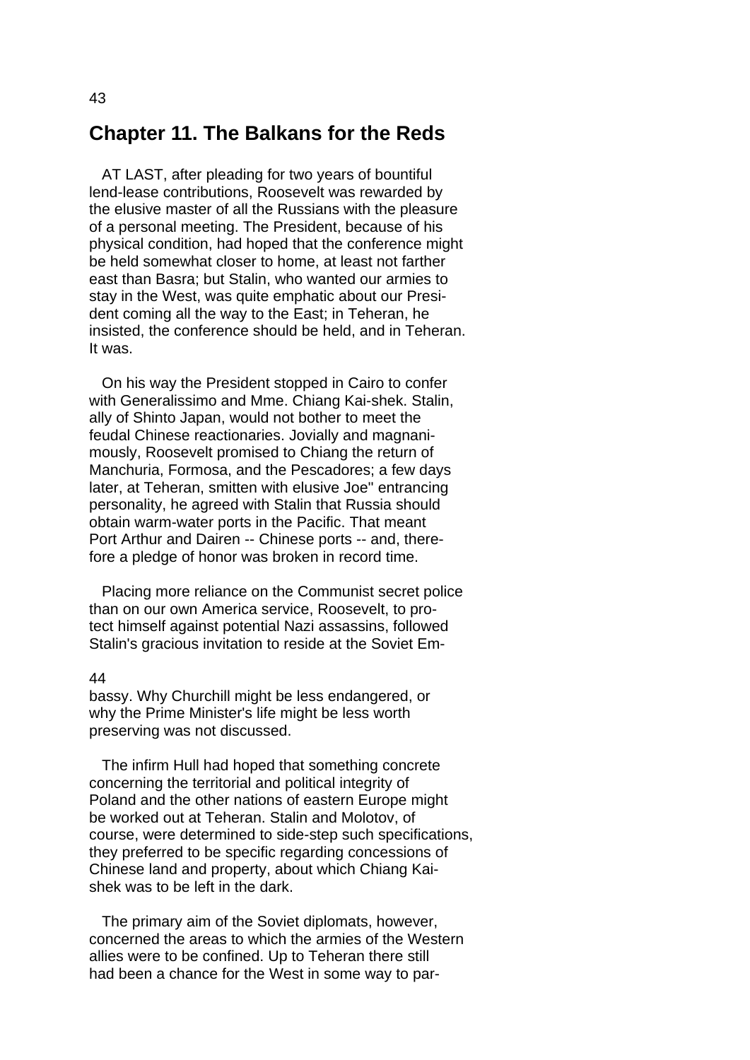## Chapter 11. The Balkans for the Reds

AT LAST, after pleading for two years of bountiful lend-lease contributions, Roosevelt was rewarded by the elusive master of all the Russians with the pleasure of a personal meeting. The President, because of his physical condition, had hoped that the conference might be held somewhat closer to home, at least not farther east than Basra; but Stalin, who wanted our armies to stay in the West, was quite emphatic about our President coming all the way to the East; in Teheran, he insisted, the conference should be held, and in Teheran. It was.

On his way the President stopped in Cairo to confer with Generalissimo and Mme. Chiang Kai-shek. Stalin, ally of Shinto Japan, would not bother to meet the feudal Chinese reactionaries. Jovially and magnanimously, Roosevelt promised to Chiang the return of Manchuria, Formosa, and the Pescadores; a few days later, at Teheran, smitten with elusive Joe" entrancing personality, he agreed with Stalin that Russia should obtain warm-water ports in the Pacific. That meant Port Arthur and Dairen -- Chinese ports -- and, therefore a pledge of honor was broken in record time.

Placing more reliance on the Communist secret police than on our own America service, Roosevelt, to protect himself against potential Nazi assassins, followed Stalin's gracious invitation to reside at the Soviet Embassy. Why Churchill might be less endangered, or why the Prime Minister's life might be less worth preserving was not discussed.

The infirm Hull had hoped that something concrete concerning the territorial and political integrity of Poland and the other nations of eastern Europe might be worked out at Teheran. Stalin and Molotov, of course, were determined to side-step such specifications, they preferred to be specific regarding concessions of Chinese land and property, about which Chiang Kai-shek was to be left in the dark.

The primary aim of the Soviet diplomats, however, concerned the areas to which the armies of the Western allies were to be confined. Up to Teheran there still had been a chance for the West in some way to par-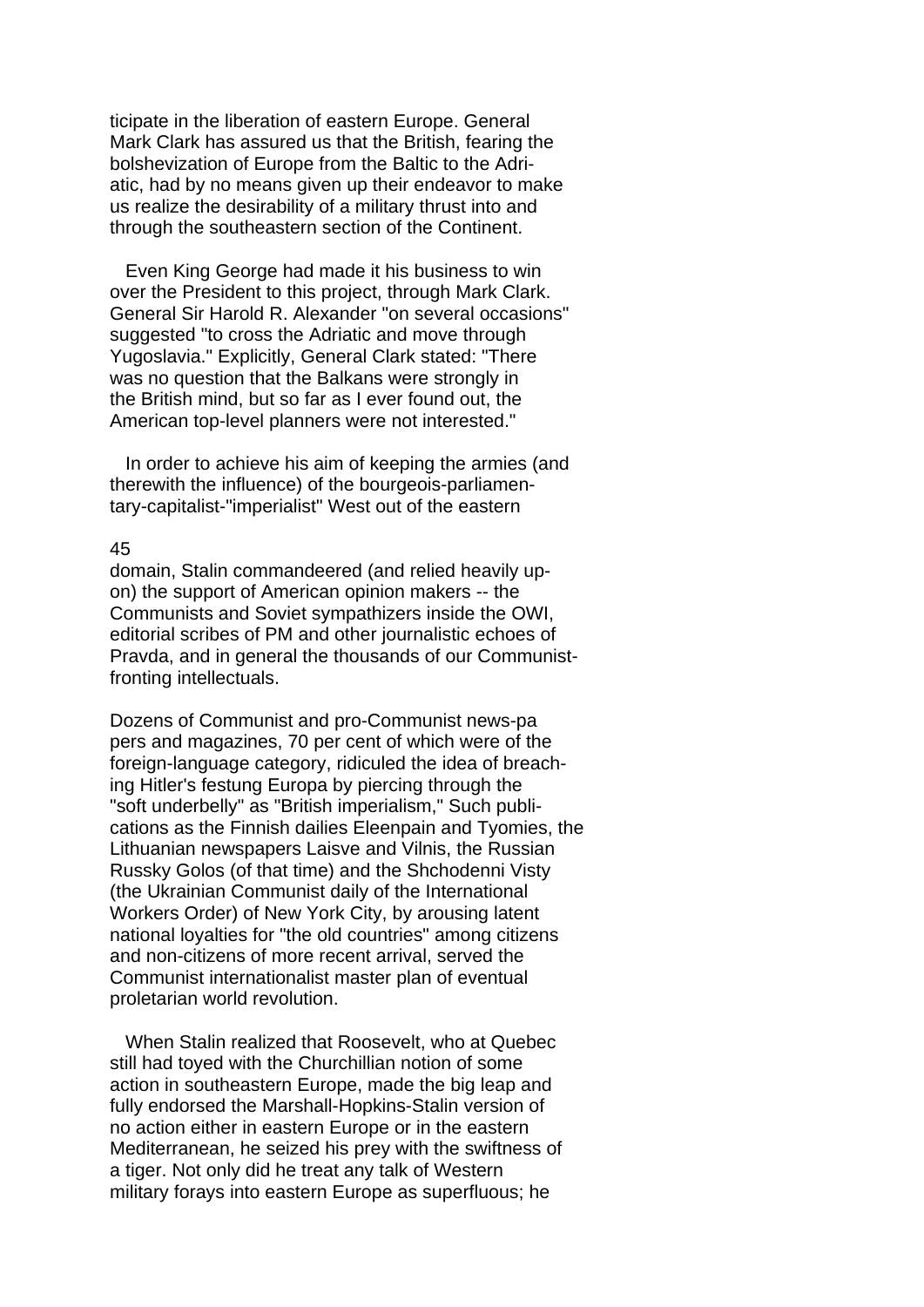ticipate in the liberation of eastern Europe. General Mark Clark has assured us that the British, fearing the bolshevization of Europe from the Baltic to the Adriatic, had by no means given up their endeavor to make us realize the desirability of a military thrust into and through the southeastern section of the Continent.

Even King George had made it his business to win over the President to this project, through Mark Clark. General Sir Harold R. Alexander "on several occasions" suggested "to cross the Adriatic and move through Yugoslavia." Explicitly, General Clark stated: "There was no question that the Balkans were strongly in the British mind, but so far as I ever found out, the American top-level planners were not interested."

In order to achieve his aim of keeping the armies (and therewith the influence) of the bourgeois-parliamentary-capitalist-"imperialist" West out of the eastern domain, Stalin commandeered (and relied heavily upon) the support of American opinion makers -- the Communists and Soviet sympathizers inside the OWI, editorial scribes of PM and other journalistic echoes of Pravda, and in general the thousands of our Communist-fronting intellectuals.

Dozens of Communist and pro-Communist newspapers and magazines, 70 per cent of which were of the foreign-language category, ridiculed the idea of breaching Hitler's festung Europa by piercing through the "soft underbelly" as "British imperialism," Such publications as the Finnish dailies Eleenpain and Tyomies, the Lithuanian newspapers Laisve and Vilnis, the Russian Russky Golos (of that time) and the Shchodenni Visty (the Ukrainian Communist daily of the International Workers Order) of New York City, by arousing latent national loyalties for "the old countries" among citizens and non-citizens of more recent arrival, served the Communist internationalist master plan of eventual proletarian world revolution.

When Stalin realized that Roosevelt, who at Quebec still had toyed with the Churchillian notion of some action in southeastern Europe, made the big leap and fully endorsed the Marshall-Hopkins-Stalin version of no action either in eastern Europe or in the eastern Mediterranean, he seized his prey with the swiftness of a tiger. Not only did he treat any talk of Western military forays into eastern Europe as superfluous; he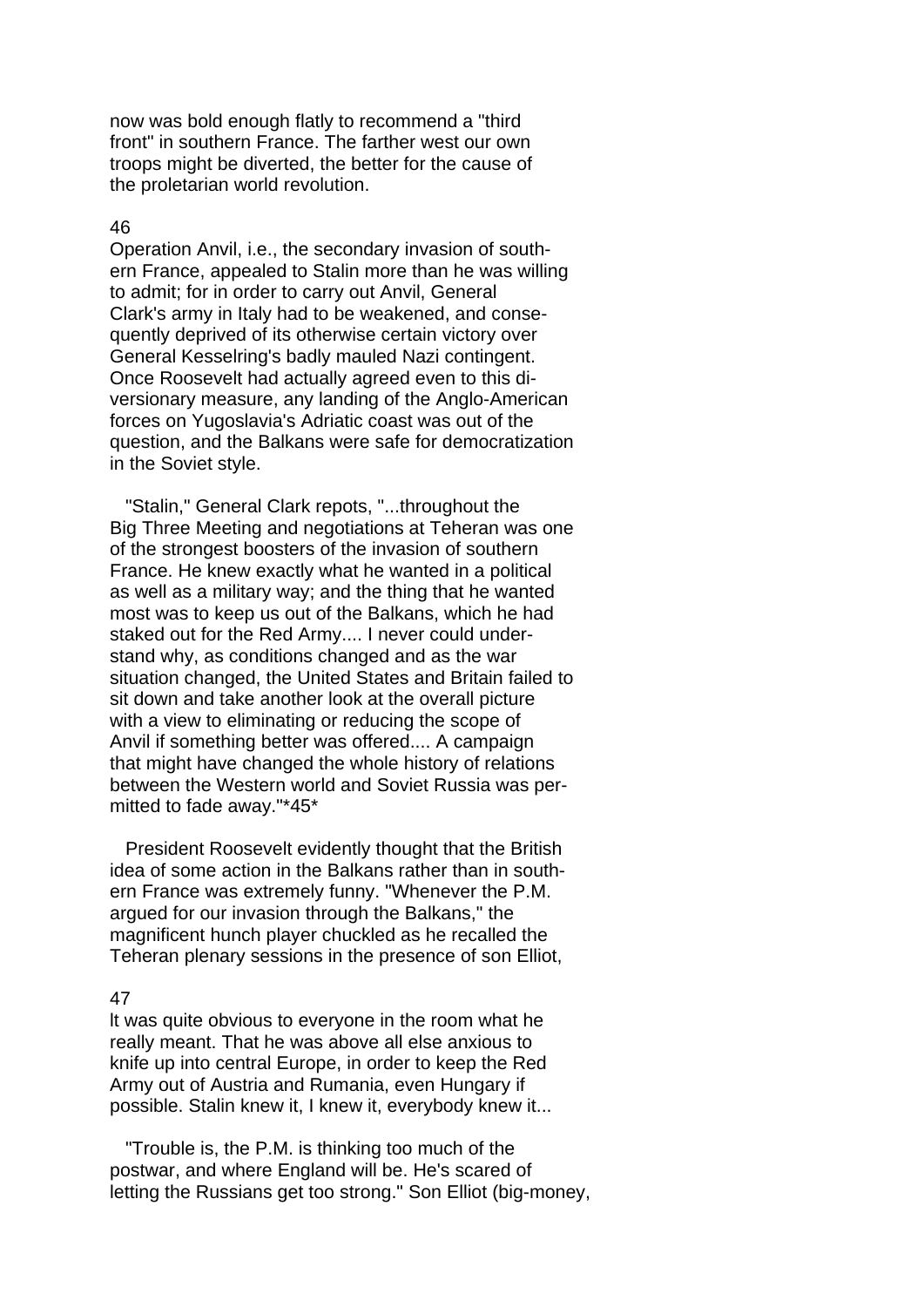now was bold enough flatly to recommend a "third front" in southern France. The farther west our own troops might be diverted, the better for the cause of the proletarian world revolution.

Operation Anvil, i.e., the secondary invasion of southern France, appealed to Stalin more than he was willing to admit; for in order to carry out Anvil, General Clark's army in Italy had to be weakened, and consequently deprived of its otherwise certain victory over General Kesselring's badly mauled Nazi contingent. Once Roosevelt had actually agreed even to this diversionary measure, any landing of the Anglo-American forces on Yugoslavia's Adriatic coast was out of the question, and the Balkans were safe for democratization in the Soviet style.

"Stalin," General Clark repots, "...throughout the Big Three Meeting and negotiations at Teheran was one of the strongest boosters of the invasion of southern France. He knew exactly what he wanted in a political as well as a military way; and the thing that he wanted most was to keep us out of the Balkans, which he had staked out for the Red Army.... I never could understand why, as conditions changed and as the war situation changed, the United States and Britain failed to sit down and take another look at the overall picture with a view to eliminating or reducing the scope of Anvil if something better was offered.... A campaign that might have changed the whole history of relations between the Western world and Soviet Russia was permitted to fade away."*45*

President Roosevelt evidently thought that the British idea of some action in the Balkans rather than in southern France was extremely funny. "Whenever the P.M. argued for our invasion through the Balkans," the magnificent hunch player chuckled as he recalled the Teheran plenary sessions in the presence of son Elliot, lt was quite obvious to everyone in the room what he really meant. That he was above all else anxious to knife up into central Europe, in order to keep the Red Army out of Austria and Rumania, even Hungary if possible. Stalin knew it, I knew it, everybody knew it...

"Trouble is, the P.M. is thinking too much of the postwar, and where England will be. He's scared of letting the Russians get too strong." Son Elliot (big-money,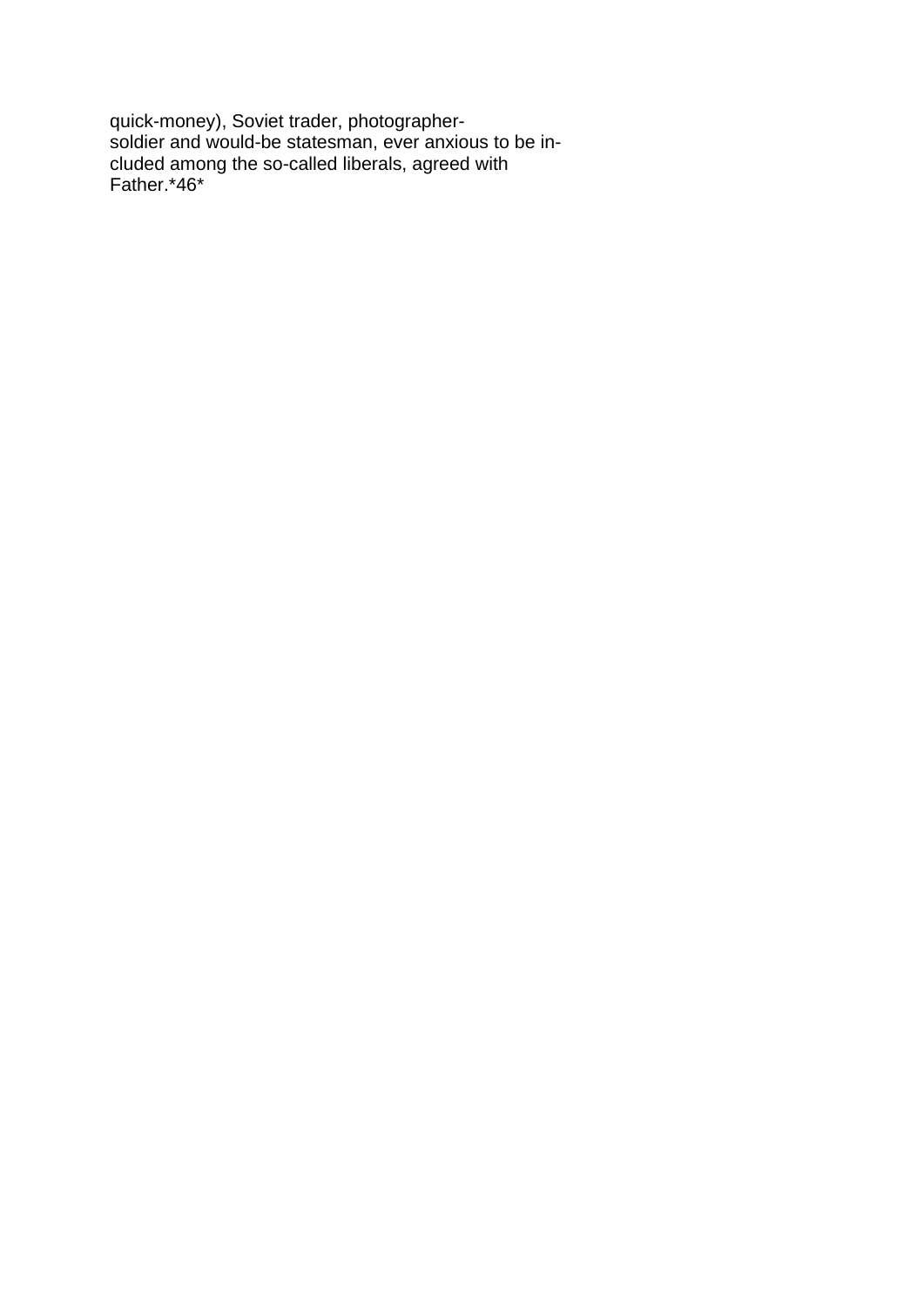quick-money), Soviet trader, photographer-
soldier and would-be statesman, ever anxious to be in-
cluded among the so-called liberals, agreed with
Father.*46*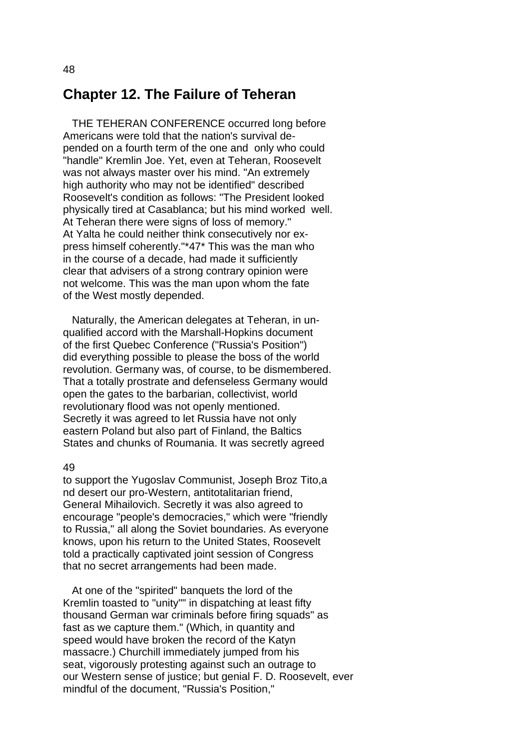## Chapter 12. The Failure of Teheran

THE TEHERAN CONFERENCE occurred long before Americans were told that the nation's survival depended on a fourth term of the one and only who could "handle" Kremlin Joe. Yet, even at Teheran, Roosevelt was not always master over his mind. "An extremely high authority who may not be identified" described Roosevelt's condition as follows: "The President looked physically tired at Casablanca; but his mind worked well. At Teheran there were signs of loss of memory." At Yalta he could neither think consecutively nor express himself coherently."*47* This was the man who in the course of a decade, had made it sufficiently clear that advisers of a strong contrary opinion were not welcome. This was the man upon whom the fate of the West mostly depended.

Naturally, the American delegates at Teheran, in unqualified accord with the Marshall-Hopkins document of the first Quebec Conference ("Russia's Position") did everything possible to please the boss of the world revolution. Germany was, of course, to be dismembered. That a totally prostrate and defenseless Germany would open the gates to the barbarian, collectivist, world revolutionary flood was not openly mentioned. Secretly it was agreed to let Russia have not only eastern Poland but also part of Finland, the Baltics States and chunks of Roumania. It was secretly agreed to support the Yugoslav Communist, Joseph Broz Tito,a nd desert our pro-Western, antitotalitarian friend, General Mihailovich. Secretly it was also agreed to encourage "people's democracies," which were "friendly to Russia," all along the Soviet boundaries. As everyone knows, upon his return to the United States, Roosevelt told a practically captivated joint session of Congress that no secret arrangements had been made.

At one of the "spirited" banquets the lord of the Kremlin toasted to "unity"" in dispatching at least fifty thousand German war criminals before firing squads" as fast as we capture them." (Which, in quantity and speed would have broken the record of the Katyn massacre.) Churchill immediately jumped from his seat, vigorously protesting against such an outrage to our Western sense of justice; but genial F. D. Roosevelt, ever mindful of the document, "Russia's Position,"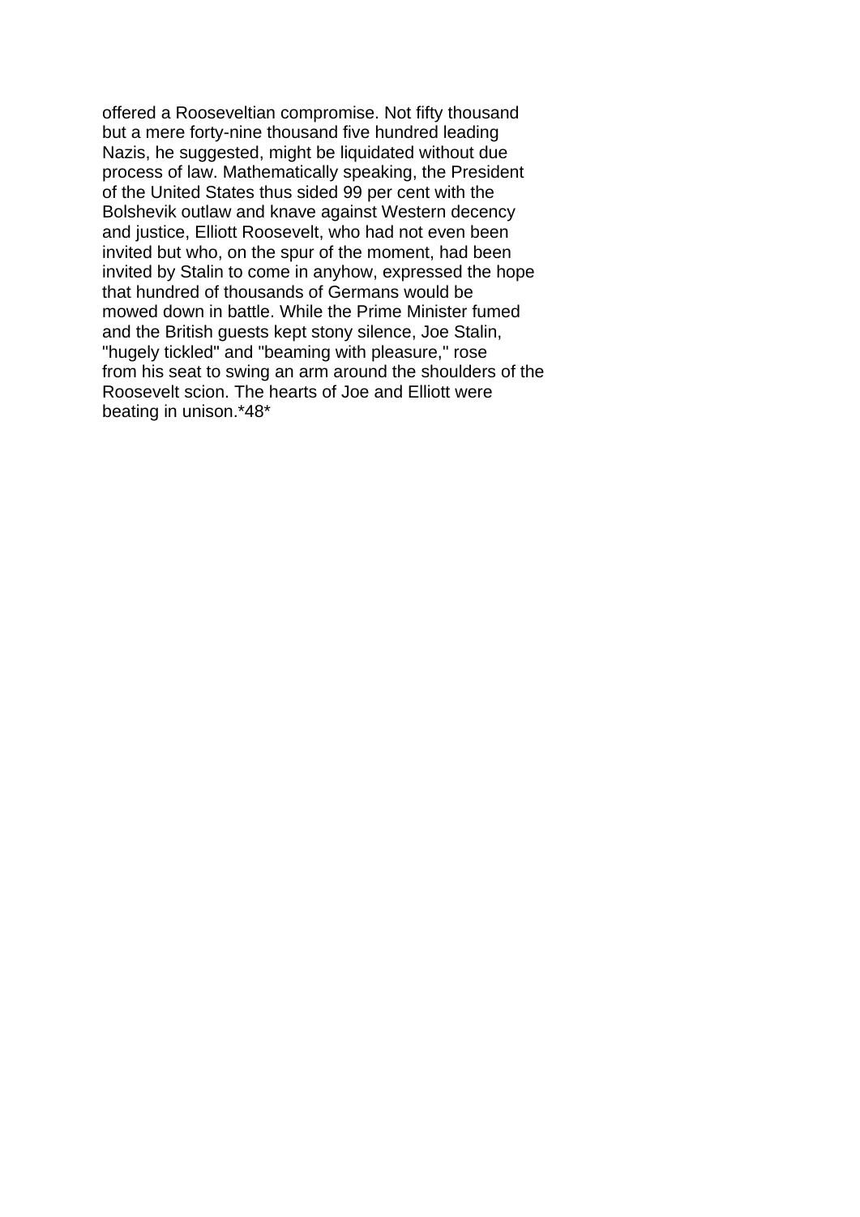offered a Rooseveltian compromise. Not fifty thousand but a mere forty-nine thousand five hundred leading Nazis, he suggested, might be liquidated without due process of law. Mathematically speaking, the President of the United States thus sided 99 per cent with the Bolshevik outlaw and knave against Western decency and justice, Elliott Roosevelt, who had not even been invited but who, on the spur of the moment, had been invited by Stalin to come in anyhow, expressed the hope that hundred of thousands of Germans would be mowed down in battle. While the Prime Minister fumed and the British guests kept stony silence, Joe Stalin, "hugely tickled" and "beaming with pleasure," rose from his seat to swing an arm around the shoulders of the Roosevelt scion. The hearts of Joe and Elliott were beating in unison.*48*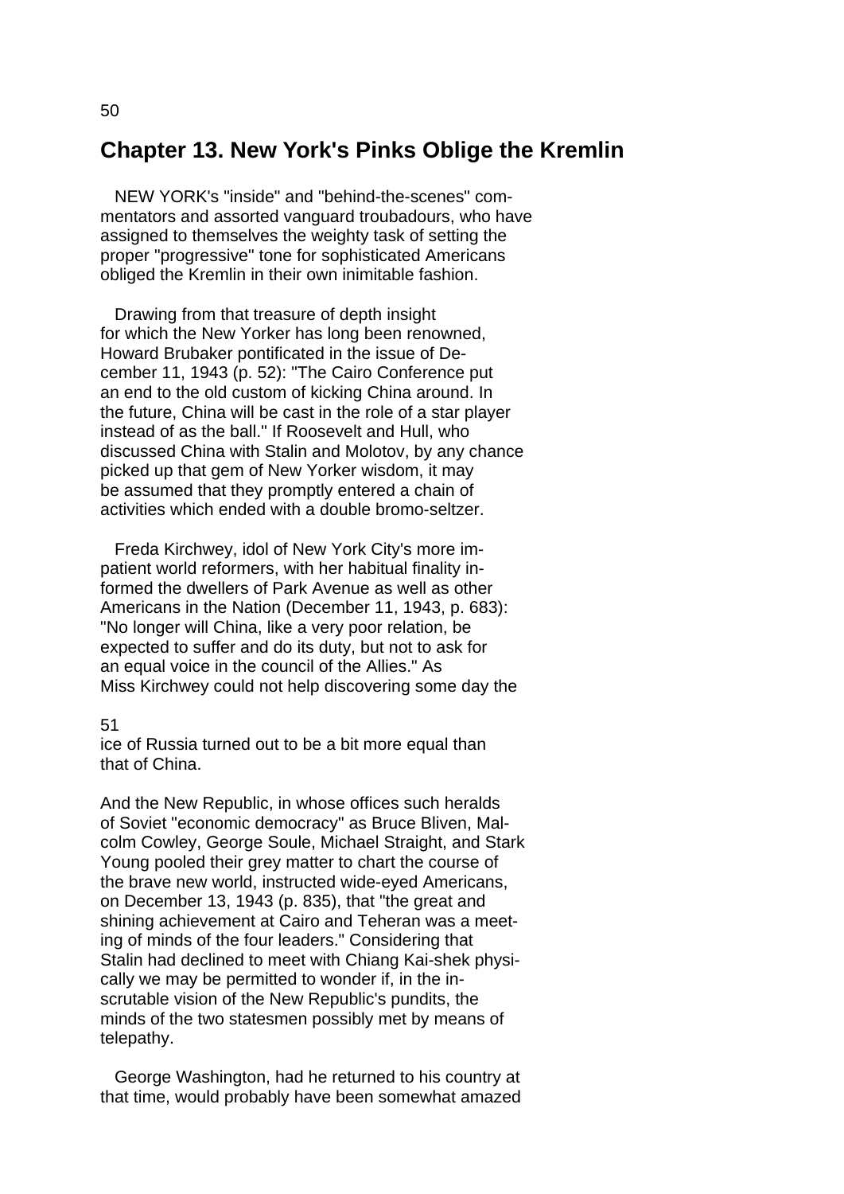# Chapter 13. New York's Pinks Oblige the Kremlin

NEW YORK's "inside" and "behind-the-scenes" commentators and assorted vanguard troubadours, who have assigned to themselves the weighty task of setting the proper "progressive" tone for sophisticated Americans obliged the Kremlin in their own inimitable fashion.

Drawing from that treasure of depth insight for which the New Yorker has long been renowned, Howard Brubaker pontificated in the issue of December 11, 1943 (p. 52): "The Cairo Conference put an end to the old custom of kicking China around. In the future, China will be cast in the role of a star player instead of as the ball." If Roosevelt and Hull, who discussed China with Stalin and Molotov, by any chance picked up that gem of New Yorker wisdom, it may be assumed that they promptly entered a chain of activities which ended with a double bromo-seltzer.

Freda Kirchwey, idol of New York City's more impatient world reformers, with her habitual finality informed the dwellers of Park Avenue as well as other Americans in the Nation (December 11, 1943, p. 683): "No longer will China, like a very poor relation, be expected to suffer and do its duty, but not to ask for an equal voice in the council of the Allies." As Miss Kirchwey could not help discovering some day the ice of Russia turned out to be a bit more equal than that of China.

And the New Republic, in whose offices such heralds of Soviet "economic democracy" as Bruce Bliven, Malcolm Cowley, George Soule, Michael Straight, and Stark Young pooled their grey matter to chart the course of the brave new world, instructed wide-eyed Americans, on December 13, 1943 (p. 835), that "the great and shining achievement at Cairo and Teheran was a meeting of minds of the four leaders." Considering that Stalin had declined to meet with Chiang Kai-shek physically we may be permitted to wonder if, in the inscrutable vision of the New Republic's pundits, the minds of the two statesmen possibly met by means of telepathy.

George Washington, had he returned to his country at that time, would probably have been somewhat amazed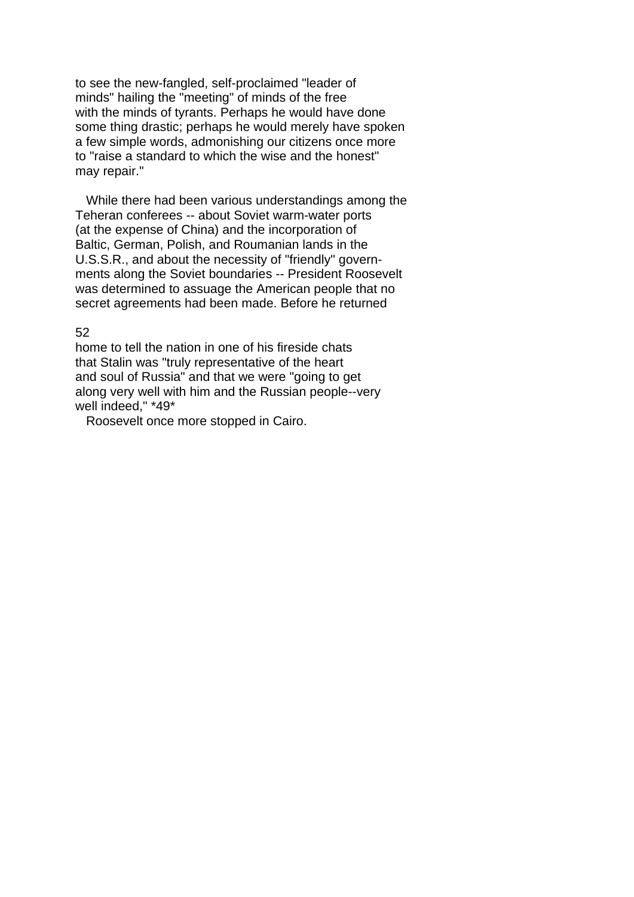to see the new-fangled, self-proclaimed "leader of minds" hailing the "meeting" of minds of the free with the minds of tyrants. Perhaps he would have done some thing drastic; perhaps he would merely have spoken a few simple words, admonishing our citizens once more to "raise a standard to which the wise and the honest" may repair."

While there had been various understandings among the Teheran conferees -- about Soviet warm-water ports (at the expense of China) and the incorporation of Baltic, German, Polish, and Roumanian lands in the U.S.S.R., and about the necessity of "friendly" governments along the Soviet boundaries -- President Roosevelt was determined to assuage the American people that no secret agreements had been made. Before he returned home to tell the nation in one of his fireside chats that Stalin was "truly representative of the heart and soul of Russia" and that we were "going to get along very well with him and the Russian people--very well indeed," *49*

Roosevelt once more stopped in Cairo.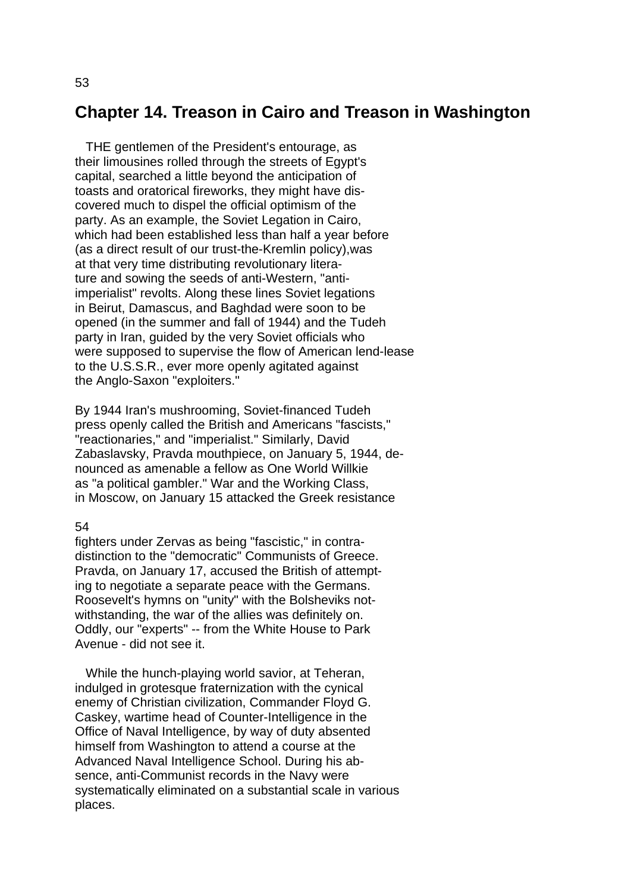## Chapter 14. Treason in Cairo and Treason in Washington

THE gentlemen of the President's entourage, as their limousines rolled through the streets of Egypt's capital, searched a little beyond the anticipation of toasts and oratorical fireworks, they might have discovered much to dispel the official optimism of the party. As an example, the Soviet Legation in Cairo, which had been established less than half a year before (as a direct result of our trust-the-Kremlin policy),was at that very time distributing revolutionary literature and sowing the seeds of anti-Western, "anti-imperialist" revolts. Along these lines Soviet legations in Beirut, Damascus, and Baghdad were soon to be opened (in the summer and fall of 1944) and the Tudeh party in Iran, guided by the very Soviet officials who were supposed to supervise the flow of American lend-lease to the U.S.S.R., ever more openly agitated against the Anglo-Saxon "exploiters."

By 1944 Iran's mushrooming, Soviet-financed Tudeh press openly called the British and Americans "fascists," "reactionaries," and "imperialist." Similarly, David Zabaslavsky, Pravda mouthpiece, on January 5, 1944, denounced as amenable a fellow as One World Willkie as "a political gambler." War and the Working Class, in Moscow, on January 15 attacked the Greek resistance fighters under Zervas as being "fascistic," in contradistinction to the "democratic" Communists of Greece. Pravda, on January 17, accused the British of attempting to negotiate a separate peace with the Germans. Roosevelt's hymns on "unity" with the Bolsheviks notwithstanding, the war of the allies was definitely on. Oddly, our "experts" -- from the White House to Park Avenue - did not see it.

While the hunch-playing world savior, at Teheran, indulged in grotesque fraternization with the cynical enemy of Christian civilization, Commander Floyd G. Caskey, wartime head of Counter-Intelligence in the Office of Naval Intelligence, by way of duty absented himself from Washington to attend a course at the Advanced Naval Intelligence School. During his absence, anti-Communist records in the Navy were systematically eliminated on a substantial scale in various places.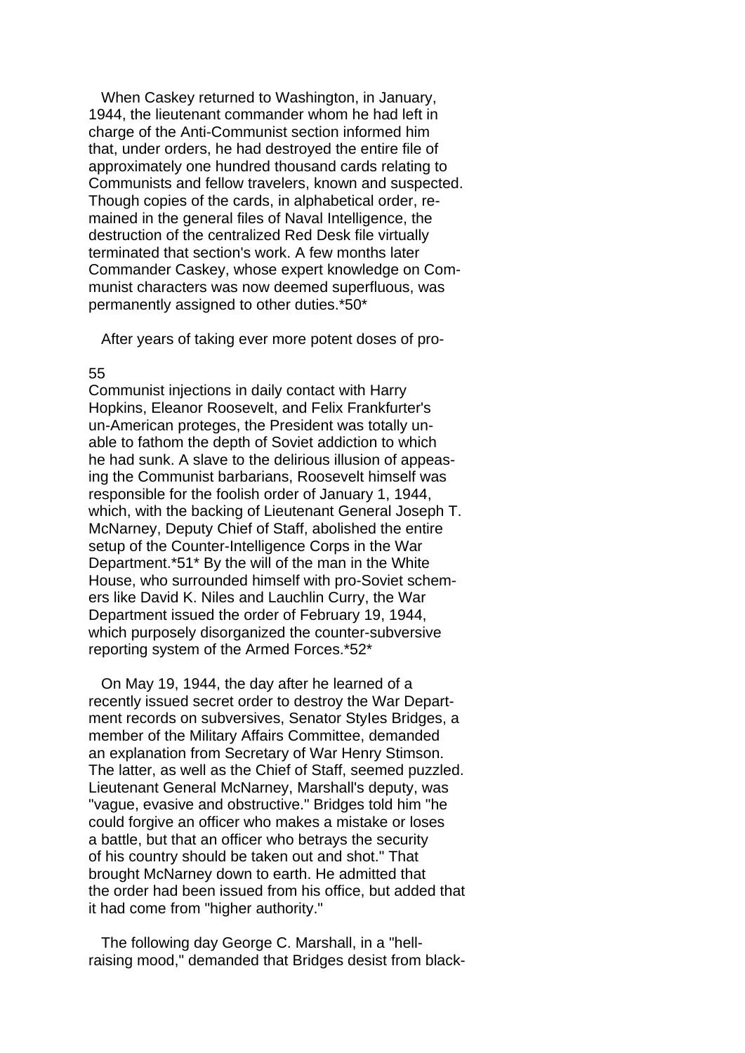When Caskey returned to Washington, in January, 1944, the lieutenant commander whom he had left in charge of the Anti-Communist section informed him that, under orders, he had destroyed the entire file of approximately one hundred thousand cards relating to Communists and fellow travelers, known and suspected. Though copies of the cards, in alphabetical order, remained in the general files of Naval Intelligence, the destruction of the centralized Red Desk file virtually terminated that section's work. A few months later Commander Caskey, whose expert knowledge on Communist characters was now deemed superfluous, was permanently assigned to other duties.*50*

After years of taking ever more potent doses of pro-Communist injections in daily contact with Harry Hopkins, Eleanor Roosevelt, and Felix Frankfurter's un-American proteges, the President was totally unable to fathom the depth of Soviet addiction to which he had sunk. A slave to the delirious illusion of appeasing the Communist barbarians, Roosevelt himself was responsible for the foolish order of January 1, 1944, which, with the backing of Lieutenant General Joseph T. McNarney, Deputy Chief of Staff, abolished the entire setup of the Counter-Intelligence Corps in the War Department.*51* By the will of the man in the White House, who surrounded himself with pro-Soviet schemers like David K. Niles and Lauchlin Curry, the War Department issued the order of February 19, 1944, which purposely disorganized the counter-subversive reporting system of the Armed Forces.*52*

On May 19, 1944, the day after he learned of a recently issued secret order to destroy the War Department records on subversives, Senator Styles Bridges, a member of the Military Affairs Committee, demanded an explanation from Secretary of War Henry Stimson. The latter, as well as the Chief of Staff, seemed puzzled. Lieutenant General McNarney, Marshall's deputy, was "vague, evasive and obstructive." Bridges told him "he could forgive an officer who makes a mistake or loses a battle, but that an officer who betrays the security of his country should be taken out and shot." That brought McNarney down to earth. He admitted that the order had been issued from his office, but added that it had come from "higher authority."

The following day George C. Marshall, in a "hell-raising mood," demanded that Bridges desist from black-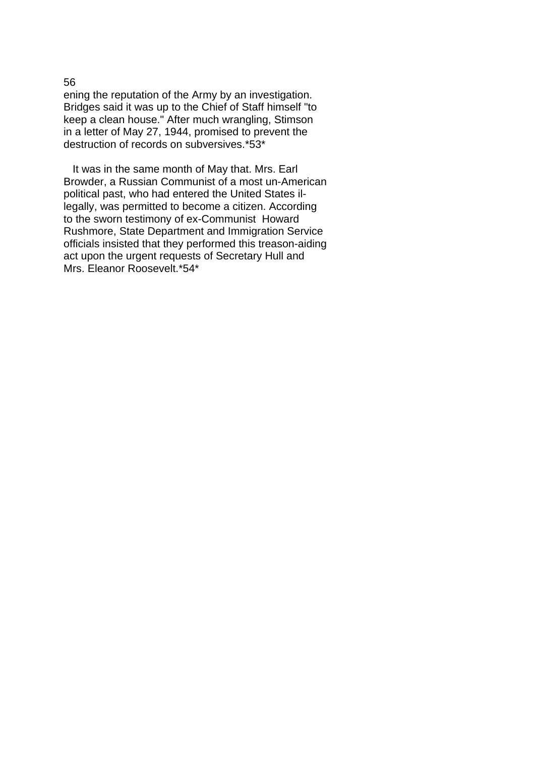ening the reputation of the Army by an investigation. Bridges said it was up to the Chief of Staff himself "to keep a clean house." After much wrangling, Stimson in a letter of May 27, 1944, promised to prevent the destruction of records on subversives.*53*

It was in the same month of May that. Mrs. Earl Browder, a Russian Communist of a most un-American political past, who had entered the United States illegally, was permitted to become a citizen. According to the sworn testimony of ex-Communist Howard Rushmore, State Department and Immigration Service officials insisted that they performed this treason-aiding act upon the urgent requests of Secretary Hull and Mrs. Eleanor Roosevelt.*54*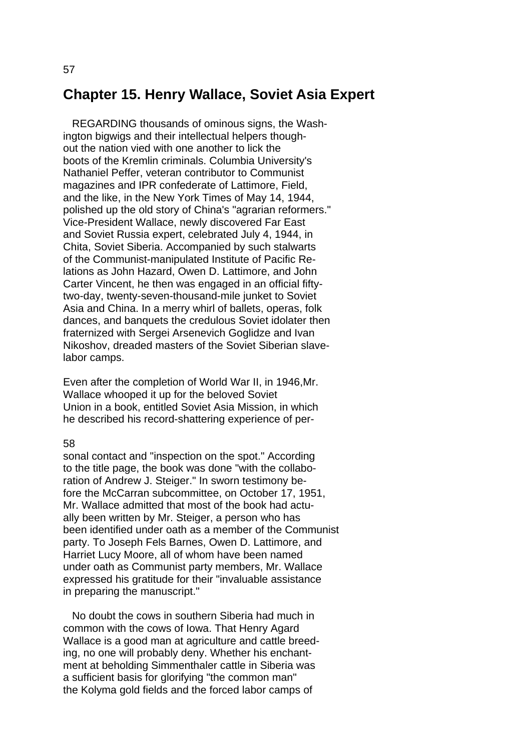## Chapter 15. Henry Wallace, Soviet Asia Expert

REGARDING thousands of ominous signs, the Washington bigwigs and their intellectual helpers thoughout the nation vied with one another to lick the boots of the Kremlin criminals. Columbia University's Nathaniel Peffer, veteran contributor to Communist magazines and IPR confederate of Lattimore, Field, and the like, in the New York Times of May 14, 1944, polished up the old story of China's "agrarian reformers." Vice-President Wallace, newly discovered Far East and Soviet Russia expert, celebrated July 4, 1944, in Chita, Soviet Siberia. Accompanied by such stalwarts of the Communist-manipulated Institute of Pacific Relations as John Hazard, Owen D. Lattimore, and John Carter Vincent, he then was engaged in an official fifty-two-day, twenty-seven-thousand-mile junket to Soviet Asia and China. In a merry whirl of ballets, operas, folk dances, and banquets the credulous Soviet idolater then fraternized with Sergei Arsenevich Goglidze and Ivan Nikoshov, dreaded masters of the Soviet Siberian slave-labor camps.

Even after the completion of World War II, in 1946,Mr. Wallace whooped it up for the beloved Soviet Union in a book, entitled Soviet Asia Mission, in which he described his record-shattering experience of personal contact and "inspection on the spot." According to the title page, the book was done "with the collaboration of Andrew J. Steiger." In sworn testimony before the McCarran subcommittee, on October 17, 1951, Mr. Wallace admitted that most of the book had actually been written by Mr. Steiger, a person who has been identified under oath as a member of the Communist party. To Joseph Fels Barnes, Owen D. Lattimore, and Harriet Lucy Moore, all of whom have been named under oath as Communist party members, Mr. Wallace expressed his gratitude for their "invaluable assistance in preparing the manuscript."

No doubt the cows in southern Siberia had much in common with the cows of Iowa. That Henry Agard Wallace is a good man at agriculture and cattle breeding, no one will probably deny. Whether his enchantment at beholding Simmenthaler cattle in Siberia was a sufficient basis for glorifying "the common man" the Kolyma gold fields and the forced labor camps of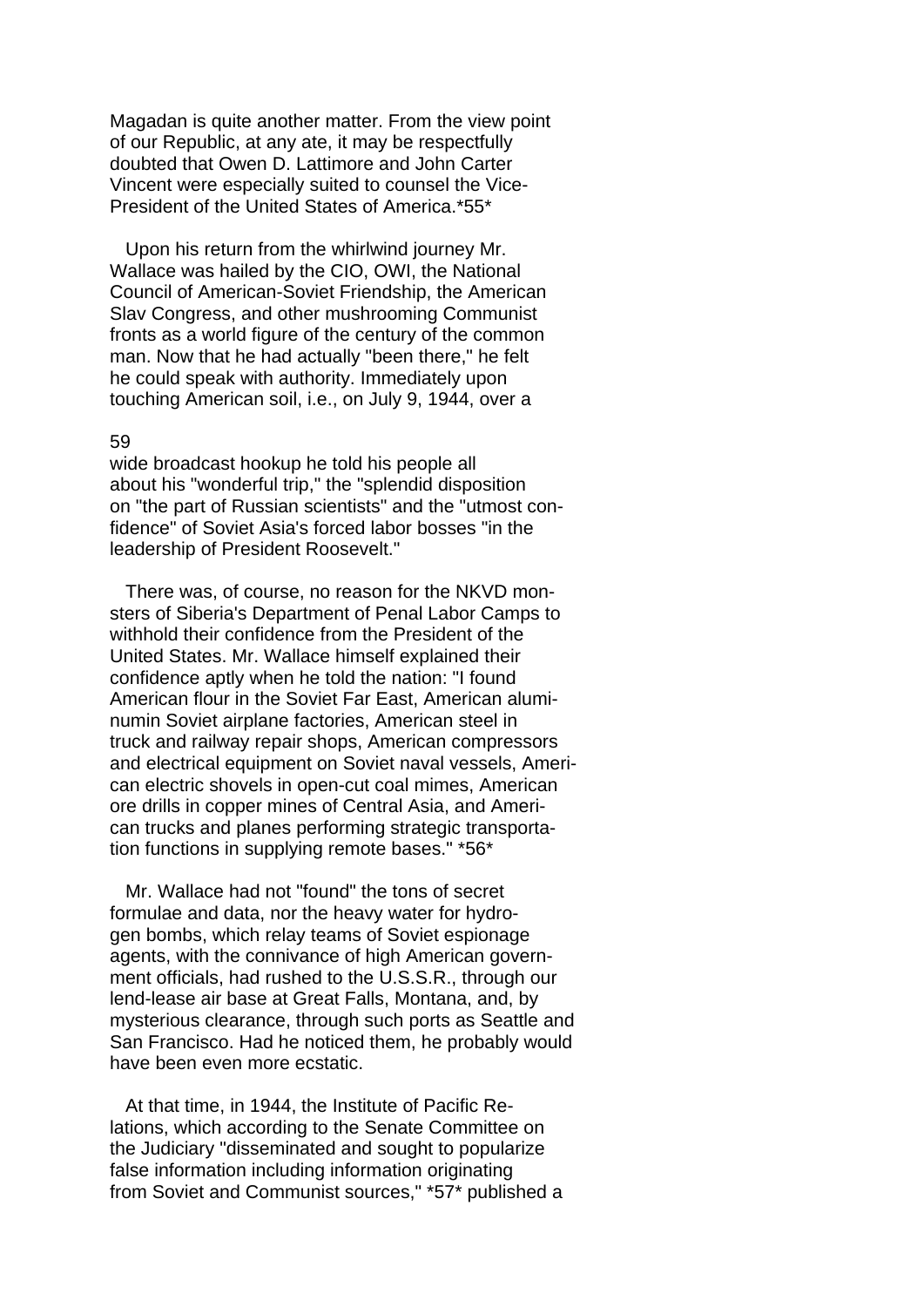Magadan is quite another matter. From the view point of our Republic, at any ate, it may be respectfully doubted that Owen D. Lattimore and John Carter Vincent were especially suited to counsel the Vice-President of the United States of America.*55*

Upon his return from the whirlwind journey Mr. Wallace was hailed by the CIO, OWI, the National Council of American-Soviet Friendship, the American Slav Congress, and other mushrooming Communist fronts as a world figure of the century of the common man. Now that he had actually "been there," he felt he could speak with authority. Immediately upon touching American soil, i.e., on July 9, 1944, over a wide broadcast hookup he told his people all about his "wonderful trip," the "splendid disposition on "the part of Russian scientists" and the "utmost confidence" of Soviet Asia's forced labor bosses "in the leadership of President Roosevelt."

There was, of course, no reason for the NKVD monsters of Siberia's Department of Penal Labor Camps to withhold their confidence from the President of the United States. Mr. Wallace himself explained their confidence aptly when he told the nation: "I found American flour in the Soviet Far East, American aluminum Soviet airplane factories, American steel in truck and railway repair shops, American compressors and electrical equipment on Soviet naval vessels, American electric shovels in open-cut coal mimes, American ore drills in copper mines of Central Asia, and American trucks and planes performing strategic transportation functions in supplying remote bases." *56*

Mr. Wallace had not "found" the tons of secret formulae and data, nor the heavy water for hydrogen bombs, which relay teams of Soviet espionage agents, with the connivance of high American government officials, had rushed to the U.S.S.R., through our lend-lease air base at Great Falls, Montana, and, by mysterious clearance, through such ports as Seattle and San Francisco. Had he noticed them, he probably would have been even more ecstatic.

At that time, in 1944, the Institute of Pacific Relations, which according to the Senate Committee on the Judiciary "disseminated and sought to popularize false information including information originating from Soviet and Communist sources," *57* published a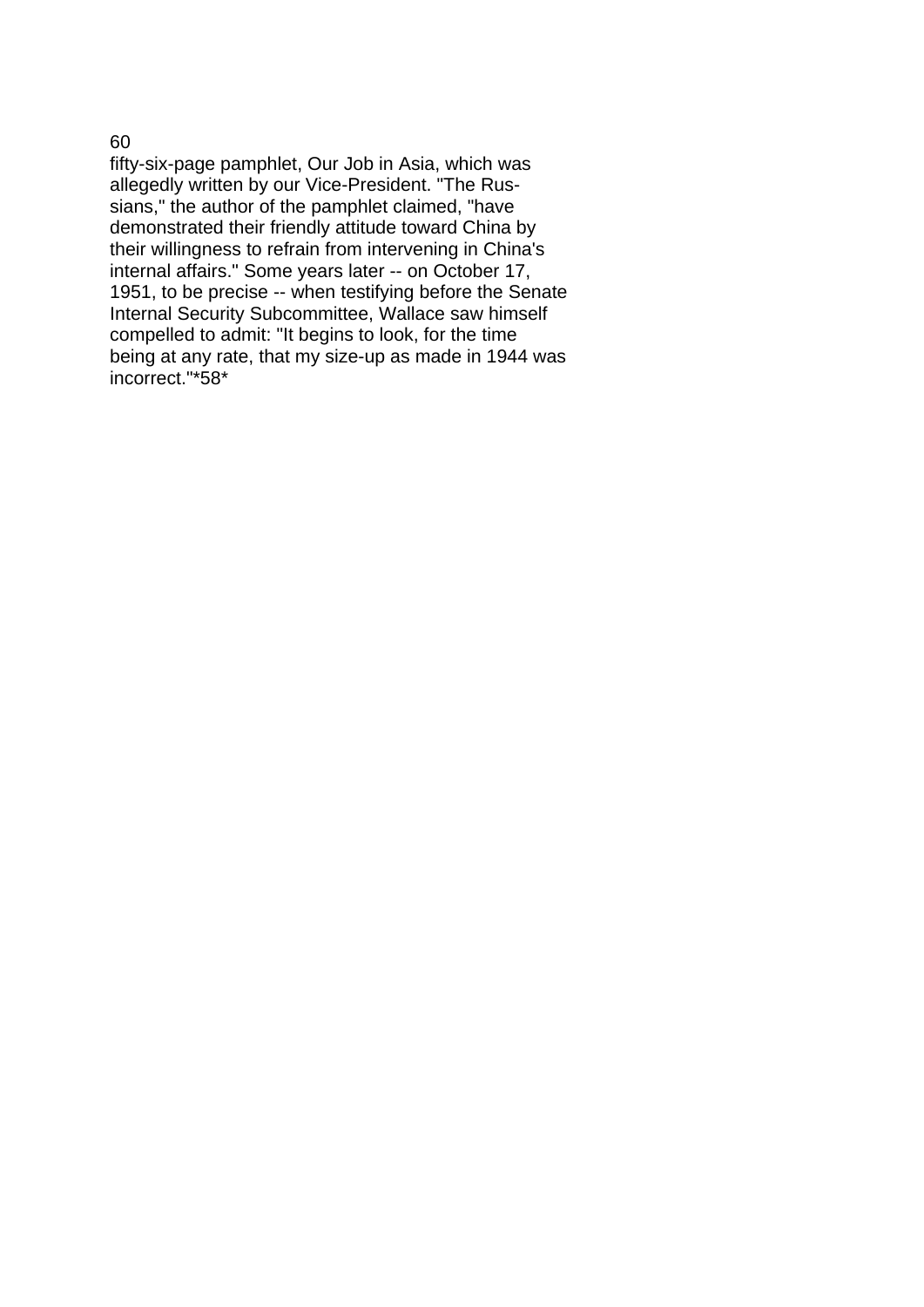fifty-six-page pamphlet, Our Job in Asia, which was allegedly written by our Vice-President. "The Russians," the author of the pamphlet claimed, "have demonstrated their friendly attitude toward China by their willingness to refrain from intervening in China's internal affairs." Some years later -- on October 17, 1951, to be precise -- when testifying before the Senate Internal Security Subcommittee, Wallace saw himself compelled to admit: "It begins to look, for the time being at any rate, that my size-up as made in 1944 was incorrect."*58*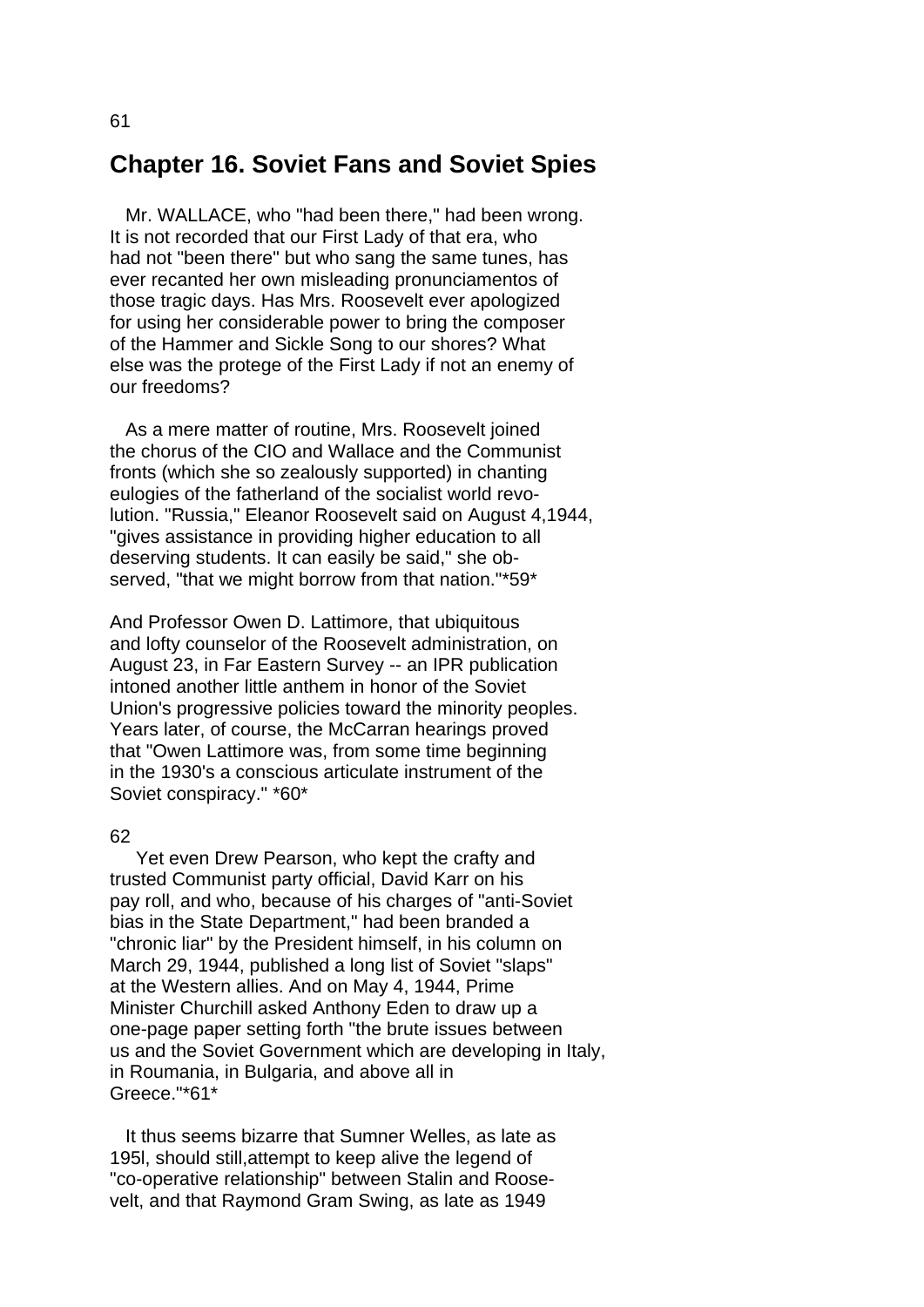# Chapter 16. Soviet Fans and Soviet Spies

Mr. WALLACE, who "had been there," had been wrong. It is not recorded that our First Lady of that era, who had not "been there" but who sang the same tunes, has ever recanted her own misleading pronunciamentos of those tragic days. Has Mrs. Roosevelt ever apologized for using her considerable power to bring the composer of the Hammer and Sickle Song to our shores? What else was the protege of the First Lady if not an enemy of our freedoms?

As a mere matter of routine, Mrs. Roosevelt joined the chorus of the CIO and Wallace and the Communist fronts (which she so zealously supported) in chanting eulogies of the fatherland of the socialist world revolution. "Russia," Eleanor Roosevelt said on August 4,1944, "gives assistance in providing higher education to all deserving students. It can easily be said," she observed, "that we might borrow from that nation."*59*

And Professor Owen D. Lattimore, that ubiquitous and lofty counselor of the Roosevelt administration, on August 23, in Far Eastern Survey -- an IPR publication intoned another little anthem in honor of the Soviet Union's progressive policies toward the minority peoples. Years later, of course, the McCarran hearings proved that "Owen Lattimore was, from some time beginning in the 1930's a conscious articulate instrument of the Soviet conspiracy." *60*

Yet even Drew Pearson, who kept the crafty and trusted Communist party official, David Karr on his pay roll, and who, because of his charges of "anti-Soviet bias in the State Department," had been branded a "chronic liar" by the President himself, in his column on March 29, 1944, published a long list of Soviet "slaps" at the Western allies. And on May 4, 1944, Prime Minister Churchill asked Anthony Eden to draw up a one-page paper setting forth "the brute issues between us and the Soviet Government which are developing in Italy, in Roumania, in Bulgaria, and above all in Greece."*61*

It thus seems bizarre that Sumner Welles, as late as 195l, should still,attempt to keep alive the legend of "co-operative relationship" between Stalin and Roosevelt, and that Raymond Gram Swing, as late as 1949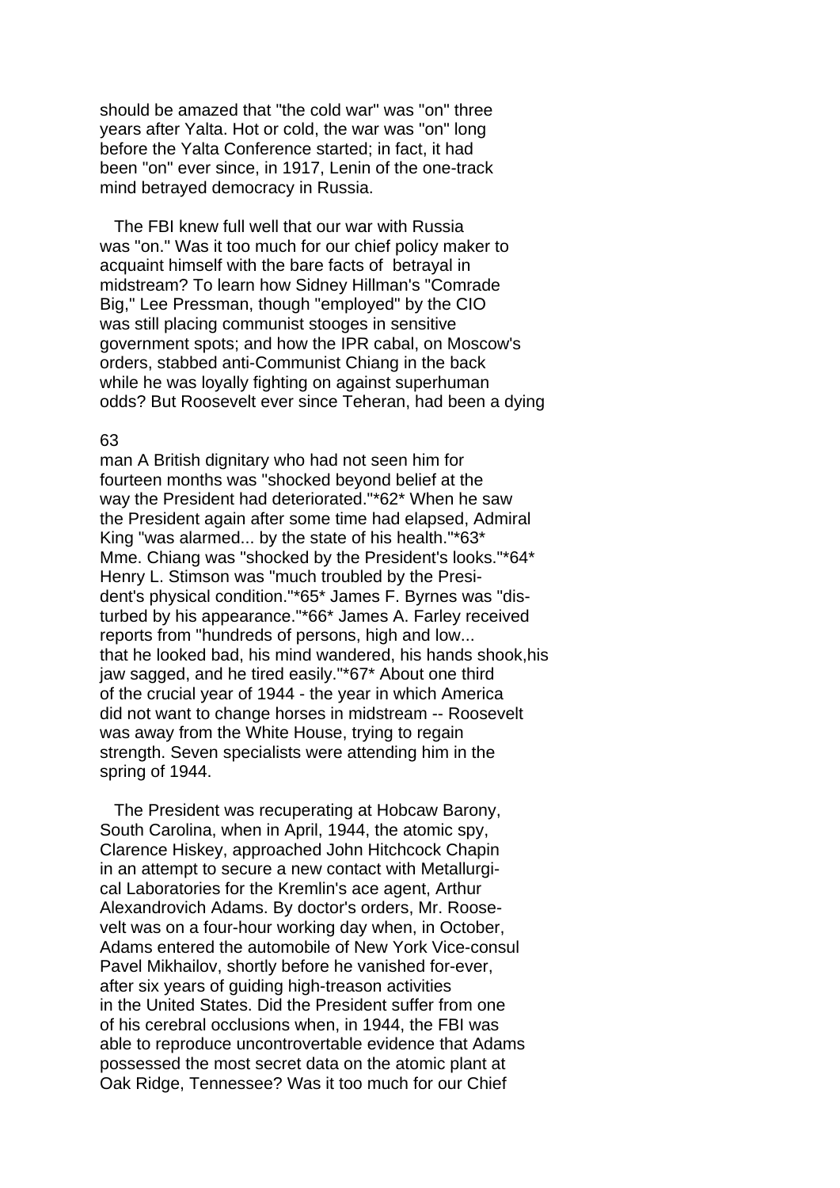should be amazed that "the cold war" was "on" three years after Yalta. Hot or cold, the war was "on" long before the Yalta Conference started; in fact, it had been "on" ever since, in 1917, Lenin of the one-track mind betrayed democracy in Russia.

The FBI knew full well that our war with Russia was "on." Was it too much for our chief policy maker to acquaint himself with the bare facts of betrayal in midstream? To learn how Sidney Hillman's "Comrade Big," Lee Pressman, though "employed" by the CIO was still placing communist stooges in sensitive government spots; and how the IPR cabal, on Moscow's orders, stabbed anti-Communist Chiang in the back while he was loyally fighting on against superhuman odds? But Roosevelt ever since Teheran, had been a dying man A British dignitary who had not seen him for fourteen months was "shocked beyond belief at the way the President had deteriorated."*62* When he saw the President again after some time had elapsed, Admiral King "was alarmed... by the state of his health."*63* Mme. Chiang was "shocked by the President's looks."*64* Henry L. Stimson was "much troubled by the President's physical condition."*65* James F. Byrnes was "disturbed by his appearance."*66* James A. Farley received reports from "hundreds of persons, high and low... that he looked bad, his mind wandered, his hands shook,his jaw sagged, and he tired easily."*67* About one third of the crucial year of 1944 - the year in which America did not want to change horses in midstream -- Roosevelt was away from the White House, trying to regain strength. Seven specialists were attending him in the spring of 1944.

The President was recuperating at Hobcaw Barony, South Carolina, when in April, 1944, the atomic spy, Clarence Hiskey, approached John Hitchcock Chapin in an attempt to secure a new contact with Metallurgical Laboratories for the Kremlin's ace agent, Arthur Alexandrovich Adams. By doctor's orders, Mr. Roosevelt was on a four-hour working day when, in October, Adams entered the automobile of New York Vice-consul Pavel Mikhailov, shortly before he vanished for-ever, after six years of guiding high-treason activities in the United States. Did the President suffer from one of his cerebral occlusions when, in 1944, the FBI was able to reproduce uncontrovertable evidence that Adams possessed the most secret data on the atomic plant at Oak Ridge, Tennessee? Was it too much for our Chief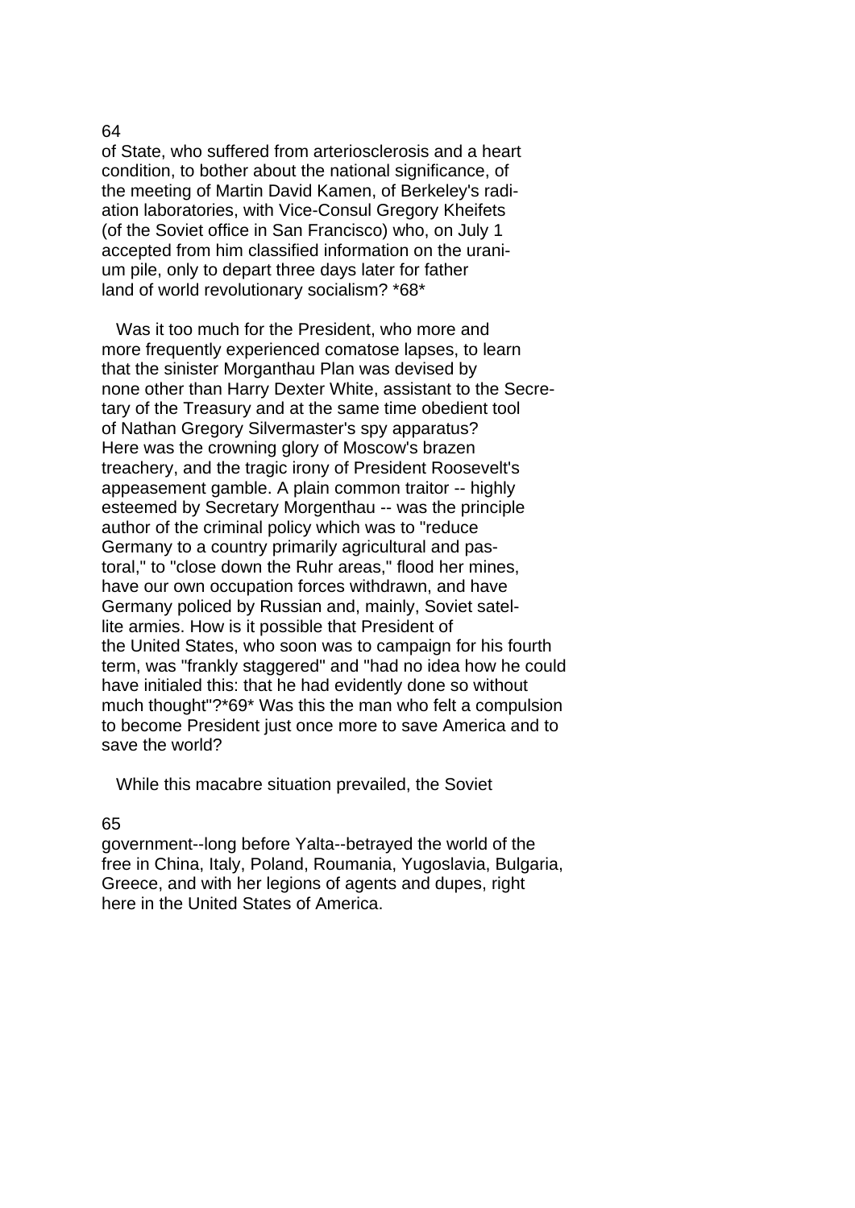of State, who suffered from arteriosclerosis and a heart condition, to bother about the national significance, of the meeting of Martin David Kamen, of Berkeley's radiation laboratories, with Vice-Consul Gregory Kheifets (of the Soviet office in San Francisco) who, on July 1 accepted from him classified information on the uranium pile, only to depart three days later for father land of world revolutionary socialism? *68*

Was it too much for the President, who more and more frequently experienced comatose lapses, to learn that the sinister Morganthau Plan was devised by none other than Harry Dexter White, assistant to the Secretary of the Treasury and at the same time obedient tool of Nathan Gregory Silvermaster's spy apparatus? Here was the crowning glory of Moscow's brazen treachery, and the tragic irony of President Roosevelt's appeasement gamble. A plain common traitor -- highly esteemed by Secretary Morgenthau -- was the principle author of the criminal policy which was to "reduce Germany to a country primarily agricultural and pastoral," to "close down the Ruhr areas," flood her mines, have our own occupation forces withdrawn, and have Germany policed by Russian and, mainly, Soviet satellite armies. How is it possible that President of the United States, who soon was to campaign for his fourth term, was "frankly staggered" and "had no idea how he could have initialed this: that he had evidently done so without much thought"?*69* Was this the man who felt a compulsion to become President just once more to save America and to save the world?

While this macabre situation prevailed, the Soviet government--long before Yalta--betrayed the world of the free in China, Italy, Poland, Roumania, Yugoslavia, Bulgaria, Greece, and with her legions of agents and dupes, right here in the United States of America.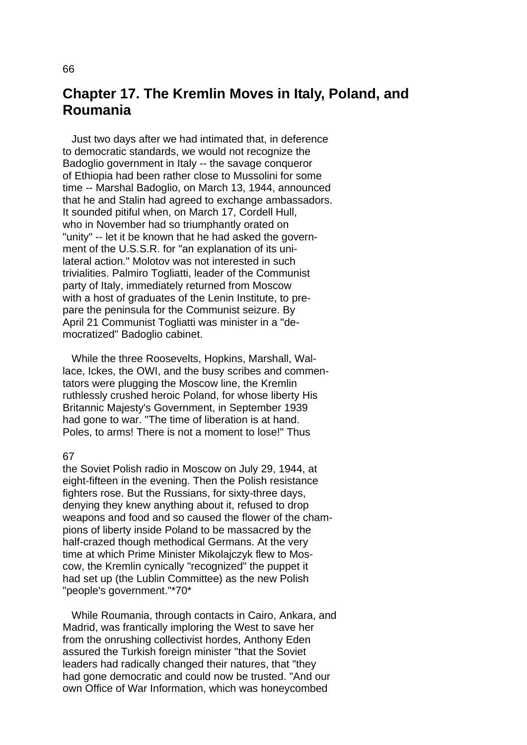# Chapter 17. The Kremlin Moves in Italy, Poland, and Roumania

Just two days after we had intimated that, in deference to democratic standards, we would not recognize the Badoglio government in Italy -- the savage conqueror of Ethiopia had been rather close to Mussolini for some time -- Marshal Badoglio, on March 13, 1944, announced that he and Stalin had agreed to exchange ambassadors. It sounded pitiful when, on March 17, Cordell Hull, who in November had so triumphantly orated on "unity" -- let it be known that he had asked the government of the U.S.S.R. for "an explanation of its unilateral action." Molotov was not interested in such trivialities. Palmiro Togliatti, leader of the Communist party of Italy, immediately returned from Moscow with a host of graduates of the Lenin Institute, to prepare the peninsula for the Communist seizure. By April 21 Communist Togliatti was minister in a "democratized" Badoglio cabinet.

While the three Roosevelts, Hopkins, Marshall, Wallace, Ickes, the OWI, and the busy scribes and commentators were plugging the Moscow line, the Kremlin ruthlessly crushed heroic Poland, for whose liberty His Britannic Majesty's Government, in September 1939 had gone to war. "The time of liberation is at hand. Poles, to arms! There is not a moment to lose!" Thus the Soviet Polish radio in Moscow on July 29, 1944, at eight-fifteen in the evening. Then the Polish resistance fighters rose. But the Russians, for sixty-three days, denying they knew anything about it, refused to drop weapons and food and so caused the flower of the champions of liberty inside Poland to be massacred by the half-crazed though methodical Germans. At the very time at which Prime Minister Mikolajczyk flew to Moscow, the Kremlin cynically "recognized" the puppet it had set up (the Lublin Committee) as the new Polish "people's government."*70*

While Roumania, through contacts in Cairo, Ankara, and Madrid, was frantically imploring the West to save her from the onrushing collectivist hordes, Anthony Eden assured the Turkish foreign minister "that the Soviet leaders had radically changed their natures, that "they had gone democratic and could now be trusted. "And our own Office of War Information, which was honeycombed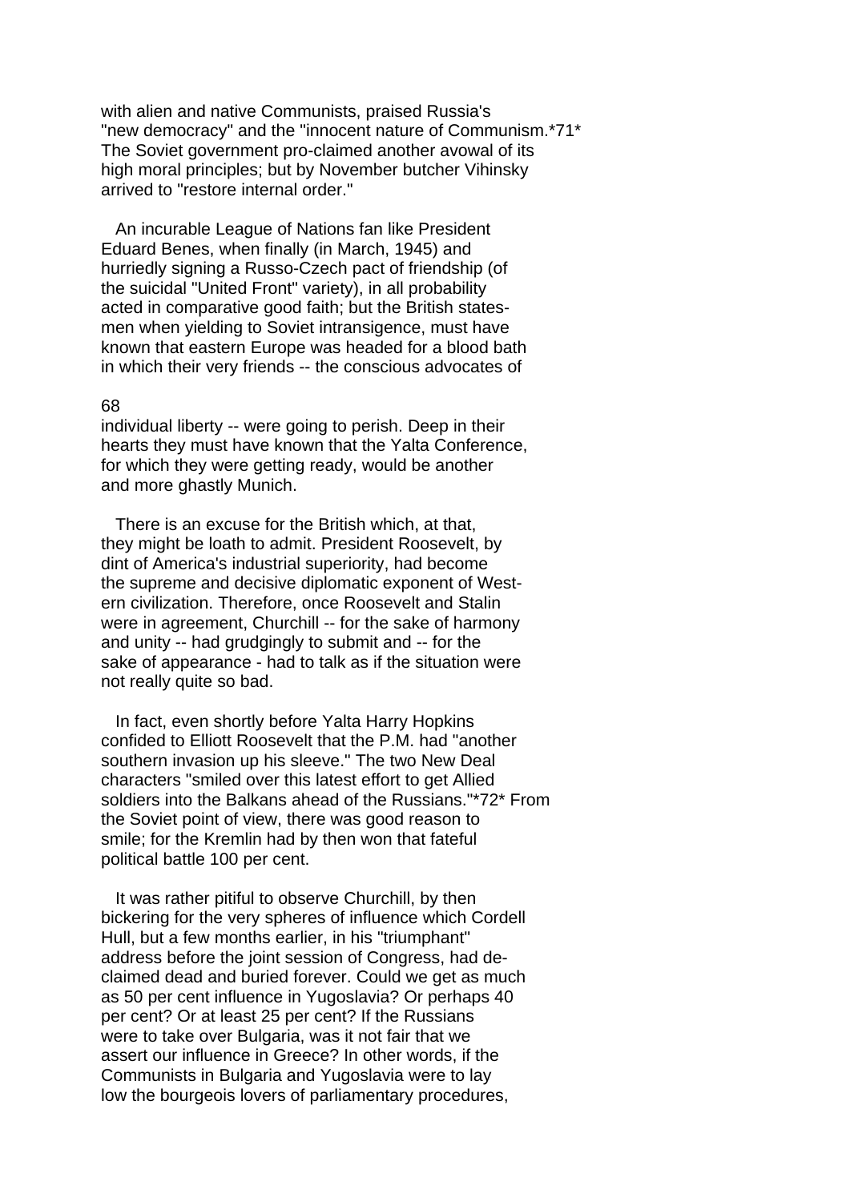with alien and native Communists, praised Russia's "new democracy" and the "innocent nature of Communism.*71* The Soviet government pro-claimed another avowal of its high moral principles; but by November butcher Vihinsky arrived to "restore internal order."

An incurable League of Nations fan like President Eduard Benes, when finally (in March, 1945) and hurriedly signing a Russo-Czech pact of friendship (of the suicidal "United Front" variety), in all probability acted in comparative good faith; but the British statesmen when yielding to Soviet intransigence, must have known that eastern Europe was headed for a blood bath in which their very friends -- the conscious advocates of individual liberty -- were going to perish. Deep in their hearts they must have known that the Yalta Conference, for which they were getting ready, would be another and more ghastly Munich.

There is an excuse for the British which, at that, they might be loath to admit. President Roosevelt, by dint of America's industrial superiority, had become the supreme and decisive diplomatic exponent of Western civilization. Therefore, once Roosevelt and Stalin were in agreement, Churchill -- for the sake of harmony and unity -- had grudgingly to submit and -- for the sake of appearance - had to talk as if the situation were not really quite so bad.

In fact, even shortly before Yalta Harry Hopkins confided to Elliott Roosevelt that the P.M. had "another southern invasion up his sleeve." The two New Deal characters "smiled over this latest effort to get Allied soldiers into the Balkans ahead of the Russians."*72* From the Soviet point of view, there was good reason to smile; for the Kremlin had by then won that fateful political battle 100 per cent.

It was rather pitiful to observe Churchill, by then bickering for the very spheres of influence which Cordell Hull, but a few months earlier, in his "triumphant" address before the joint session of Congress, had declaimed dead and buried forever. Could we get as much as 50 per cent influence in Yugoslavia? Or perhaps 40 per cent? Or at least 25 per cent? If the Russians were to take over Bulgaria, was it not fair that we assert our influence in Greece? In other words, if the Communists in Bulgaria and Yugoslavia were to lay low the bourgeois lovers of parliamentary procedures,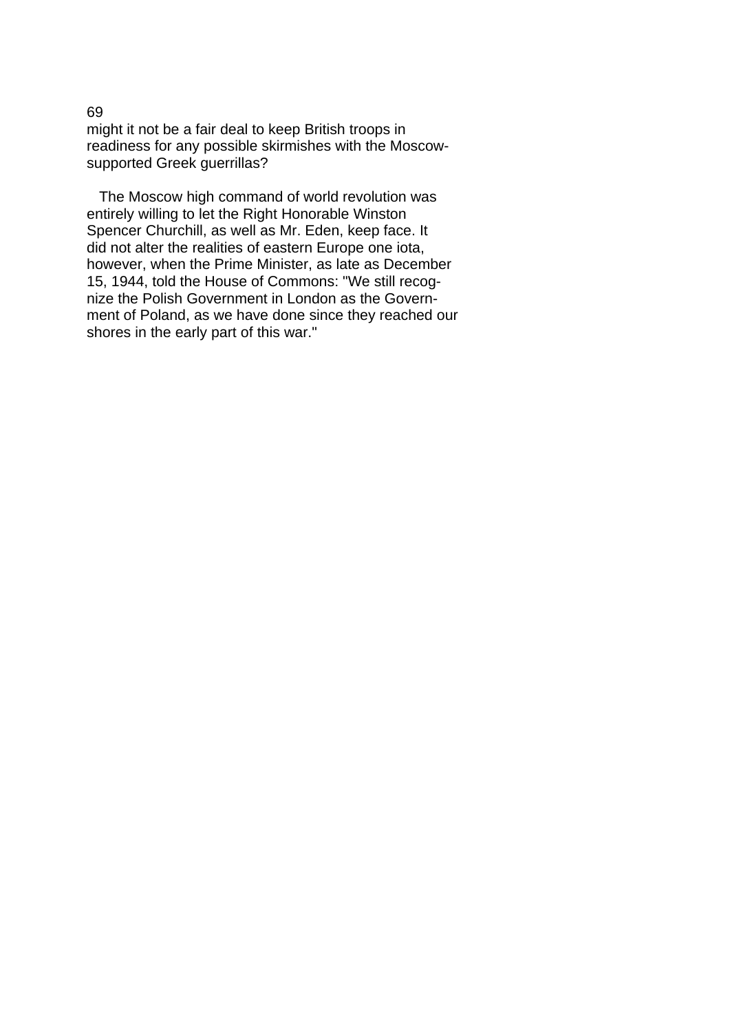might it not be a fair deal to keep British troops in readiness for any possible skirmishes with the Moscow-supported Greek guerrillas?

The Moscow high command of world revolution was entirely willing to let the Right Honorable Winston Spencer Churchill, as well as Mr. Eden, keep face. It did not alter the realities of eastern Europe one iota, however, when the Prime Minister, as late as December 15, 1944, told the House of Commons: "We still recognize the Polish Government in London as the Government of Poland, as we have done since they reached our shores in the early part of this war."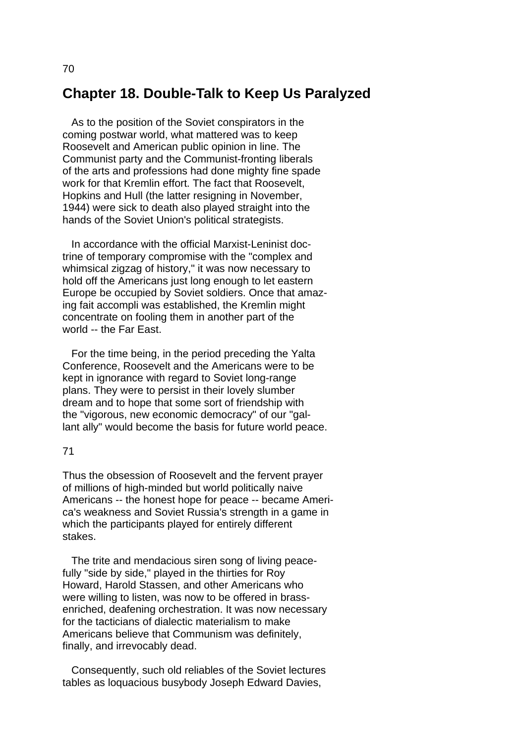## Chapter 18. Double-Talk to Keep Us Paralyzed

As to the position of the Soviet conspirators in the coming postwar world, what mattered was to keep Roosevelt and American public opinion in line. The Communist party and the Communist-fronting liberals of the arts and professions had done mighty fine spade work for that Kremlin effort. The fact that Roosevelt, Hopkins and Hull (the latter resigning in November, 1944) were sick to death also played straight into the hands of the Soviet Union's political strategists.

In accordance with the official Marxist-Leninist doctrine of temporary compromise with the "complex and whimsical zigzag of history," it was now necessary to hold off the Americans just long enough to let eastern Europe be occupied by Soviet soldiers. Once that amazing fait accompli was established, the Kremlin might concentrate on fooling them in another part of the world -- the Far East.

For the time being, in the period preceding the Yalta Conference, Roosevelt and the Americans were to be kept in ignorance with regard to Soviet long-range plans. They were to persist in their lovely slumber dream and to hope that some sort of friendship with the "vigorous, new economic democracy" of our "gallant ally" would become the basis for future world peace.

Thus the obsession of Roosevelt and the fervent prayer of millions of high-minded but world politically naive Americans -- the honest hope for peace -- became America's weakness and Soviet Russia's strength in a game in which the participants played for entirely different stakes.

The trite and mendacious siren song of living peacefully "side by side," played in the thirties for Roy Howard, Harold Stassen, and other Americans who were willing to listen, was now to be offered in brass-enriched, deafening orchestration. It was now necessary for the tacticians of dialectic materialism to make Americans believe that Communism was definitely, finally, and irrevocably dead.

Consequently, such old reliables of the Soviet lectures tables as loquacious busybody Joseph Edward Davies,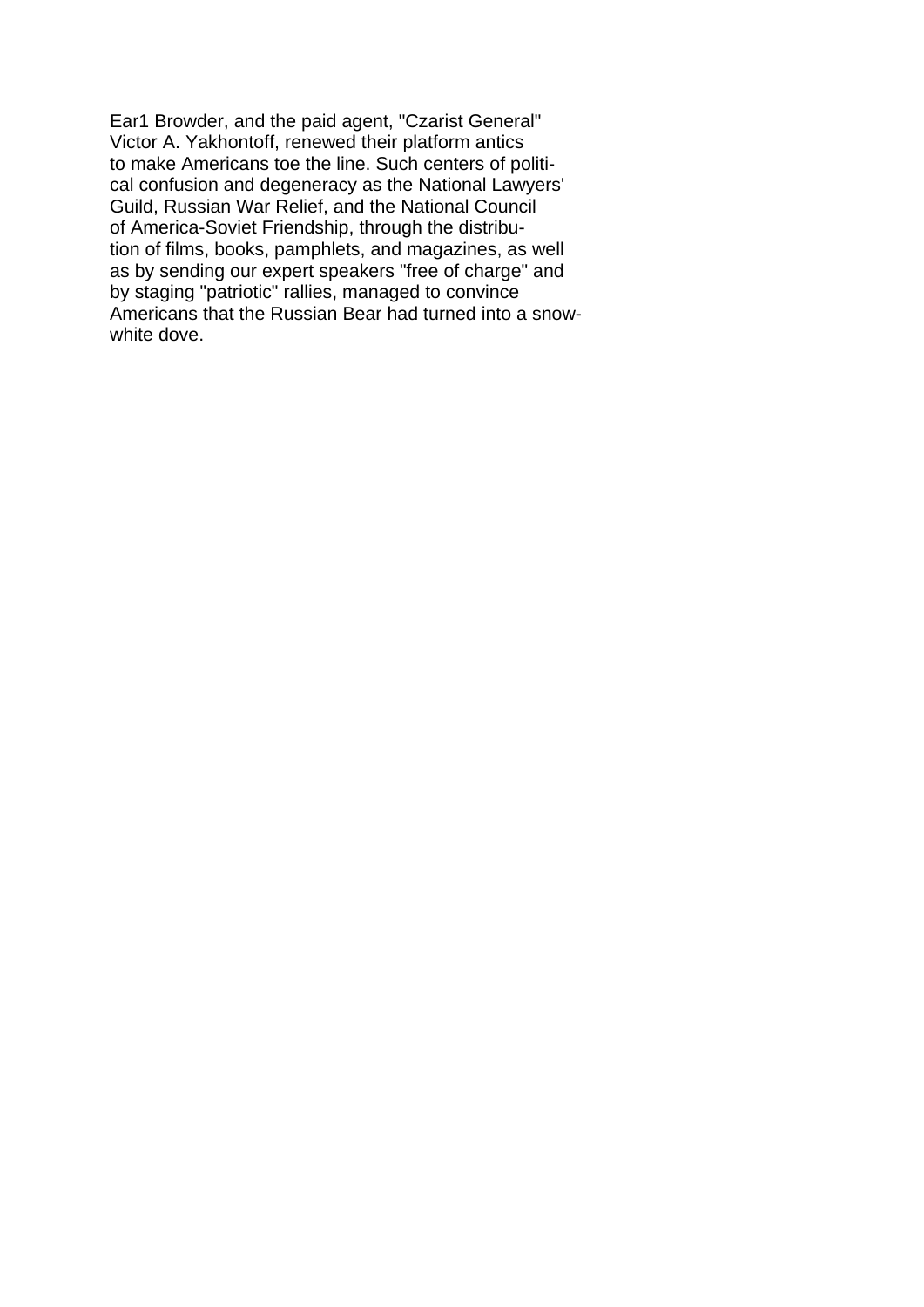Ear1 Browder, and the paid agent, "Czarist General" Victor A. Yakhontoff, renewed their platform antics to make Americans toe the line. Such centers of political confusion and degeneracy as the National Lawyers' Guild, Russian War Relief, and the National Council of America-Soviet Friendship, through the distribution of films, books, pamphlets, and magazines, as well as by sending our expert speakers "free of charge" and by staging "patriotic" rallies, managed to convince Americans that the Russian Bear had turned into a snow-white dove.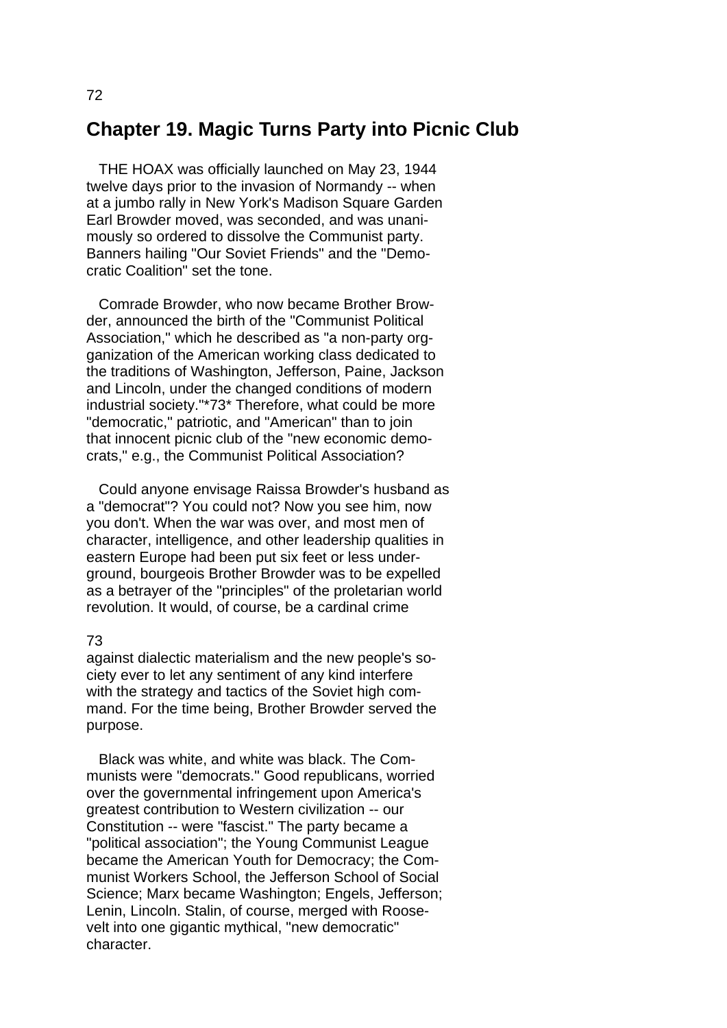## Chapter 19. Magic Turns Party into Picnic Club

THE HOAX was officially launched on May 23, 1944 twelve days prior to the invasion of Normandy -- when at a jumbo rally in New York's Madison Square Garden Earl Browder moved, was seconded, and was unanimously so ordered to dissolve the Communist party. Banners hailing "Our Soviet Friends" and the "Democratic Coalition" set the tone.

Comrade Browder, who now became Brother Browder, announced the birth of the "Communist Political Association," which he described as "a non-party orgganization of the American working class dedicated to the traditions of Washington, Jefferson, Paine, Jackson and Lincoln, under the changed conditions of modern industrial society."*73* Therefore, what could be more "democratic," patriotic, and "American" than to join that innocent picnic club of the "new economic democrats," e.g., the Communist Political Association?

Could anyone envisage Raissa Browder's husband as a "democrat"? You could not? Now you see him, now you don't. When the war was over, and most men of character, intelligence, and other leadership qualities in eastern Europe had been put six feet or less underground, bourgeois Brother Browder was to be expelled as a betrayer of the "principles" of the proletarian world revolution. It would, of course, be a cardinal crime against dialectic materialism and the new people's society ever to let any sentiment of any kind interfere with the strategy and tactics of the Soviet high command. For the time being, Brother Browder served the purpose.

Black was white, and white was black. The Communists were "democrats." Good republicans, worried over the governmental infringement upon America's greatest contribution to Western civilization -- our Constitution -- were "fascist." The party became a "political association"; the Young Communist League became the American Youth for Democracy; the Communist Workers School, the Jefferson School of Social Science; Marx became Washington; Engels, Jefferson; Lenin, Lincoln. Stalin, of course, merged with Roosevelt into one gigantic mythical, "new democratic" character.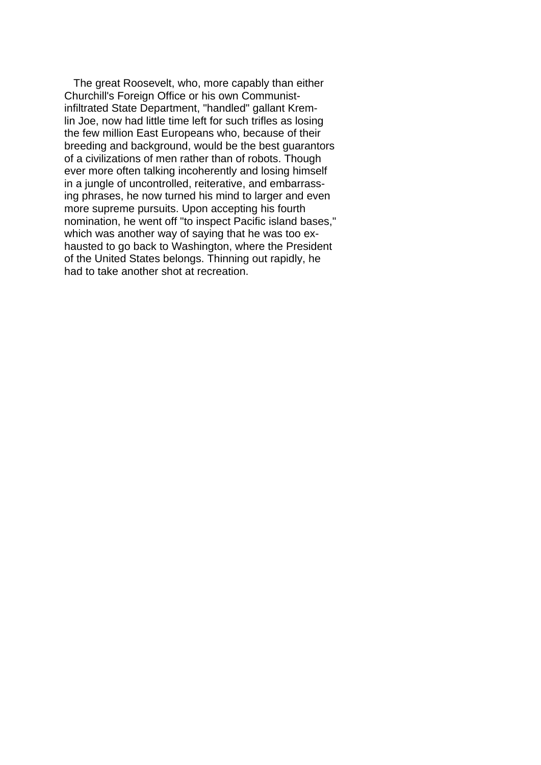The great Roosevelt, who, more capably than either Churchill's Foreign Office or his own Communist-infiltrated State Department, "handled" gallant Kremlin Joe, now had little time left for such trifles as losing the few million East Europeans who, because of their breeding and background, would be the best guarantors of a civilizations of men rather than of robots. Though ever more often talking incoherently and losing himself in a jungle of uncontrolled, reiterative, and embarrassing phrases, he now turned his mind to larger and even more supreme pursuits. Upon accepting his fourth nomination, he went off "to inspect Pacific island bases," which was another way of saying that he was too exhausted to go back to Washington, where the President of the United States belongs. Thinning out rapidly, he had to take another shot at recreation.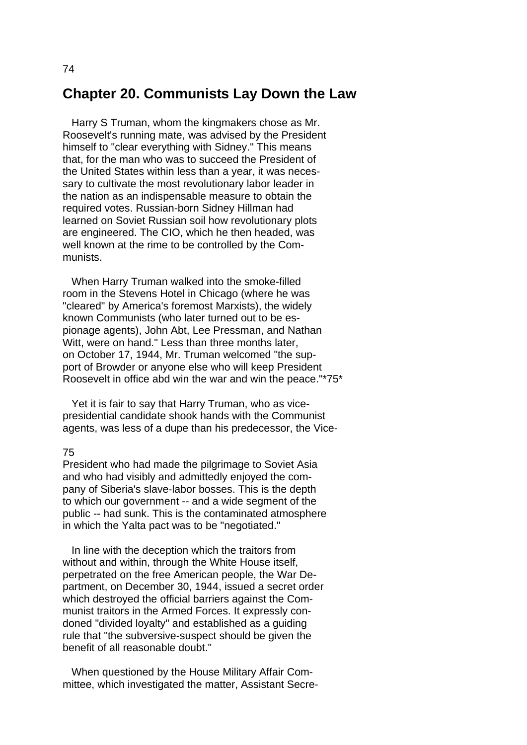## Chapter 20. Communists Lay Down the Law

Harry S Truman, whom the kingmakers chose as Mr. Roosevelt's running mate, was advised by the President himself to "clear everything with Sidney." This means that, for the man who was to succeed the President of the United States within less than a year, it was necessary to cultivate the most revolutionary labor leader in the nation as an indispensable measure to obtain the required votes. Russian-born Sidney Hillman had learned on Soviet Russian soil how revolutionary plots are engineered. The CIO, which he then headed, was well known at the rime to be controlled by the Communists.

When Harry Truman walked into the smoke-filled room in the Stevens Hotel in Chicago (where he was "cleared" by America's foremost Marxists), the widely known Communists (who later turned out to be espionage agents), John Abt, Lee Pressman, and Nathan Witt, were on hand." Less than three months later, on October 17, 1944, Mr. Truman welcomed "the support of Browder or anyone else who will keep President Roosevelt in office abd win the war and win the peace."*75*

Yet it is fair to say that Harry Truman, who as vice-presidential candidate shook hands with the Communist agents, was less of a dupe than his predecessor, the Vice-President who had made the pilgrimage to Soviet Asia and who had visibly and admittedly enjoyed the company of Siberia's slave-labor bosses. This is the depth to which our government -- and a wide segment of the public -- had sunk. This is the contaminated atmosphere in which the Yalta pact was to be "negotiated."

In line with the deception which the traitors from without and within, through the White House itself, perpetrated on the free American people, the War Department, on December 30, 1944, issued a secret order which destroyed the official barriers against the Communist traitors in the Armed Forces. It expressly condoned "divided loyalty" and established as a guiding rule that "the subversive-suspect should be given the benefit of all reasonable doubt."

When questioned by the House Military Affair Committee, which investigated the matter, Assistant Secre-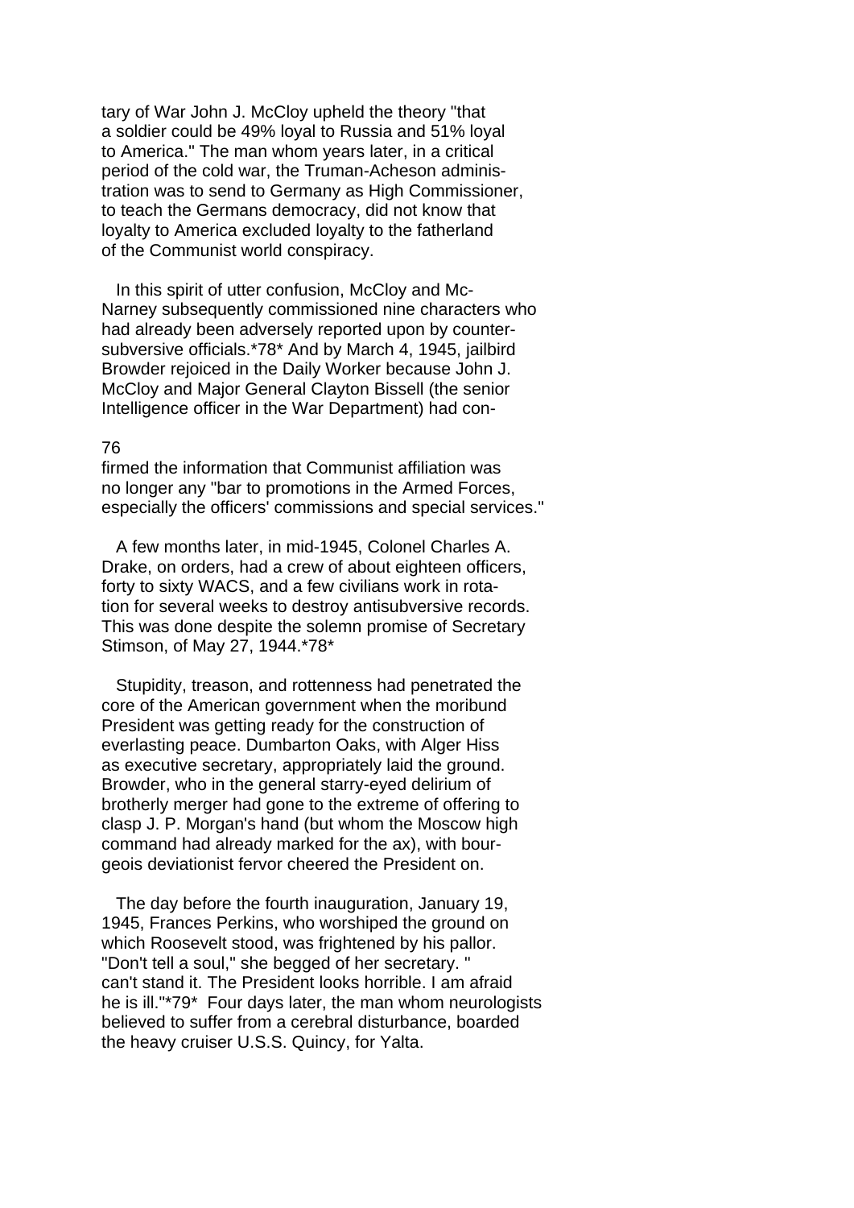tary of War John J. McCloy upheld the theory "that a soldier could be 49% loyal to Russia and 51% loyal to America." The man whom years later, in a critical period of the cold war, the Truman-Acheson administration was to send to Germany as High Commissioner, to teach the Germans democracy, did not know that loyalty to America excluded loyalty to the fatherland of the Communist world conspiracy.

In this spirit of utter confusion, McCloy and McNarney subsequently commissioned nine characters who had already been adversely reported upon by countersubversive officials.*78* And by March 4, 1945, jailbird Browder rejoiced in the Daily Worker because John J. McCloy and Major General Clayton Bissell (the senior Intelligence officer in the War Department) had confirmed the information that Communist affiliation was no longer any "bar to promotions in the Armed Forces, especially the officers' commissions and special services."

A few months later, in mid-1945, Colonel Charles A. Drake, on orders, had a crew of about eighteen officers, forty to sixty WACS, and a few civilians work in rotation for several weeks to destroy antisubversive records. This was done despite the solemn promise of Secretary Stimson, of May 27, 1944.*78*

Stupidity, treason, and rottenness had penetrated the core of the American government when the moribund President was getting ready for the construction of everlasting peace. Dumbarton Oaks, with Alger Hiss as executive secretary, appropriately laid the ground. Browder, who in the general starry-eyed delirium of brotherly merger had gone to the extreme of offering to clasp J. P. Morgan's hand (but whom the Moscow high command had already marked for the ax), with bourgeois deviationist fervor cheered the President on.

The day before the fourth inauguration, January 19, 1945, Frances Perkins, who worshiped the ground on which Roosevelt stood, was frightened by his pallor. "Don't tell a soul," she begged of her secretary. " can't stand it. The President looks horrible. I am afraid he is ill."*79* Four days later, the man whom neurologists believed to suffer from a cerebral disturbance, boarded the heavy cruiser U.S.S. Quincy, for Yalta.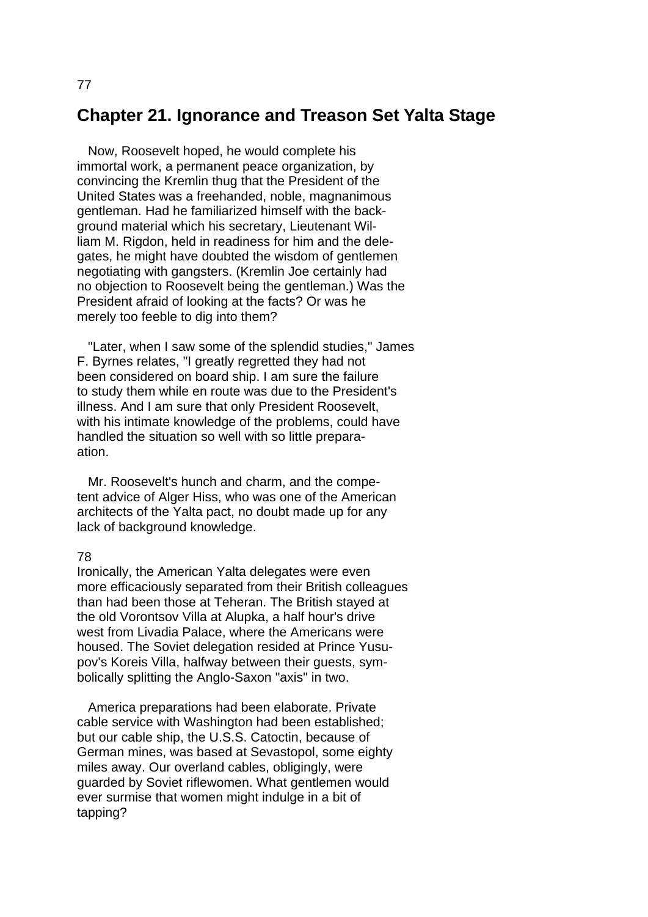## Chapter 21. Ignorance and Treason Set Yalta Stage

Now, Roosevelt hoped, he would complete his immortal work, a permanent peace organization, by convincing the Kremlin thug that the President of the United States was a freehanded, noble, magnanimous gentleman. Had he familiarized himself with the background material which his secretary, Lieutenant William M. Rigdon, held in readiness for him and the delegates, he might have doubted the wisdom of gentlemen negotiating with gangsters. (Kremlin Joe certainly had no objection to Roosevelt being the gentleman.) Was the President afraid of looking at the facts? Or was he merely too feeble to dig into them?

"Later, when I saw some of the splendid studies," James F. Byrnes relates, "I greatly regretted they had not been considered on board ship. I am sure the failure to study them while en route was due to the President's illness. And I am sure that only President Roosevelt, with his intimate knowledge of the problems, could have handled the situation so well with so little preparaation.

Mr. Roosevelt's hunch and charm, and the competent advice of Alger Hiss, who was one of the American architects of the Yalta pact, no doubt made up for any lack of background knowledge.

Ironically, the American Yalta delegates were even more efficaciously separated from their British colleagues than had been those at Teheran. The British stayed at the old Vorontsov Villa at Alupka, a half hour's drive west from Livadia Palace, where the Americans were housed. The Soviet delegation resided at Prince Yusupov's Koreis Villa, halfway between their guests, symbolically splitting the Anglo-Saxon "axis" in two.

America preparations had been elaborate. Private cable service with Washington had been established; but our cable ship, the U.S.S. Catoctin, because of German mines, was based at Sevastopol, some eighty miles away. Our overland cables, obligingly, were guarded by Soviet riflewomen. What gentlemen would ever surmise that women might indulge in a bit of tapping?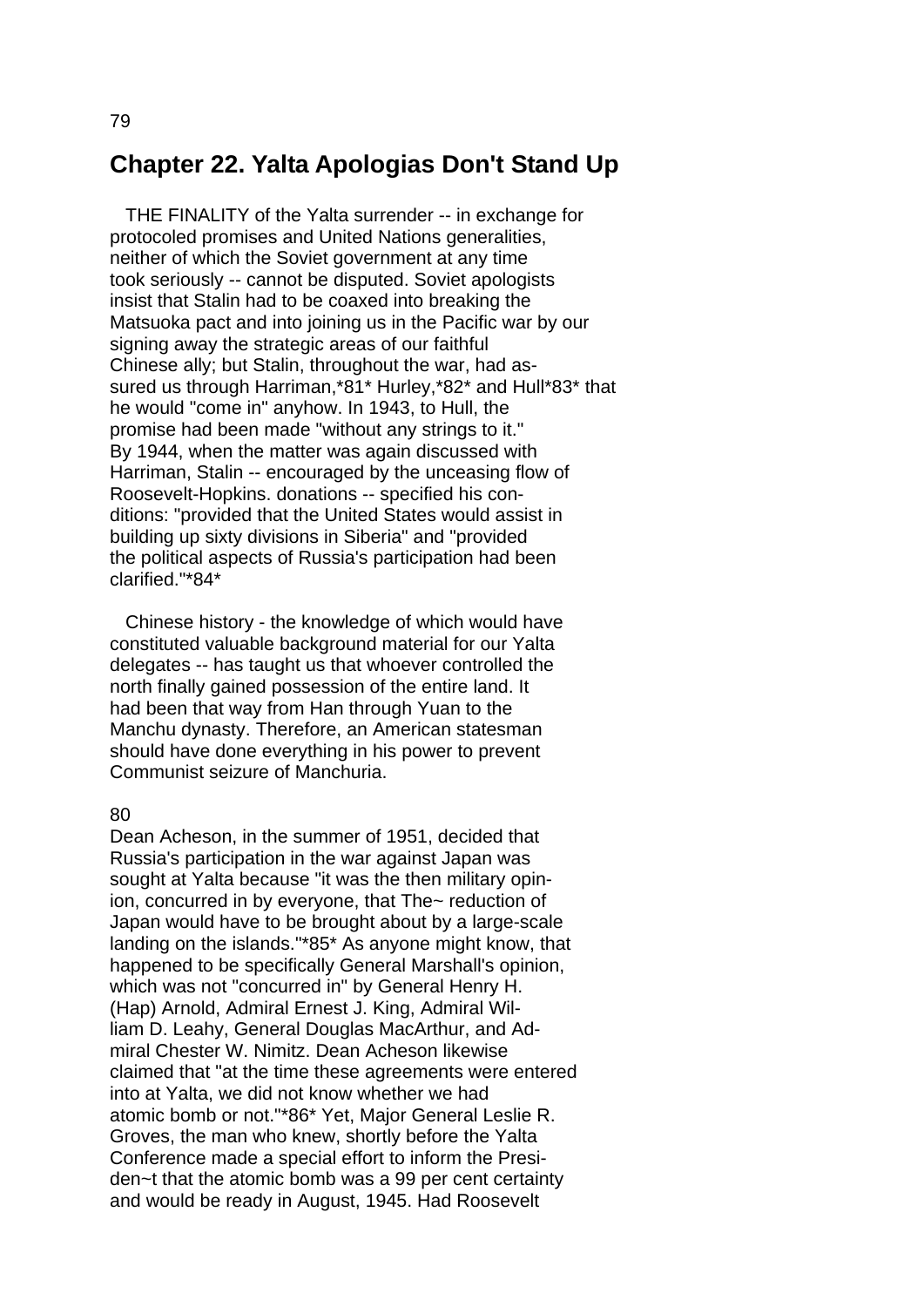## Chapter 22. Yalta Apologias Don't Stand Up

THE FINALITY of the Yalta surrender -- in exchange for protocoled promises and United Nations generalities, neither of which the Soviet government at any time took seriously -- cannot be disputed. Soviet apologists insist that Stalin had to be coaxed into breaking the Matsuoka pact and into joining us in the Pacific war by our signing away the strategic areas of our faithful Chinese ally; but Stalin, throughout the war, had assured us through Harriman,*81* Hurley,*82* and Hull*83* that he would "come in" anyhow. In 1943, to Hull, the promise had been made "without any strings to it." By 1944, when the matter was again discussed with Harriman, Stalin -- encouraged by the unceasing flow of Roosevelt-Hopkins. donations -- specified his conditions: "provided that the United States would assist in building up sixty divisions in Siberia" and "provided the political aspects of Russia's participation had been clarified."*84*

Chinese history - the knowledge of which would have constituted valuable background material for our Yalta delegates -- has taught us that whoever controlled the north finally gained possession of the entire land. It had been that way from Han through Yuan to the Manchu dynasty. Therefore, an American statesman should have done everything in his power to prevent Communist seizure of Manchuria.

Dean Acheson, in the summer of 1951, decided that Russia's participation in the war against Japan was sought at Yalta because "it was the then military opinion, concurred in by everyone, that The~ reduction of Japan would have to be brought about by a large-scale landing on the islands."*85* As anyone might know, that happened to be specifically General Marshall's opinion, which was not "concurred in" by General Henry H. (Hap) Arnold, Admiral Ernest J. King, Admiral William D. Leahy, General Douglas MacArthur, and Admiral Chester W. Nimitz. Dean Acheson likewise claimed that "at the time these agreements were entered into at Yalta, we did not know whether we had atomic bomb or not."*86* Yet, Major General Leslie R. Groves, the man who knew, shortly before the Yalta Conference made a special effort to inform the Presiden~t that the atomic bomb was a 99 per cent certainty and would be ready in August, 1945. Had Roosevelt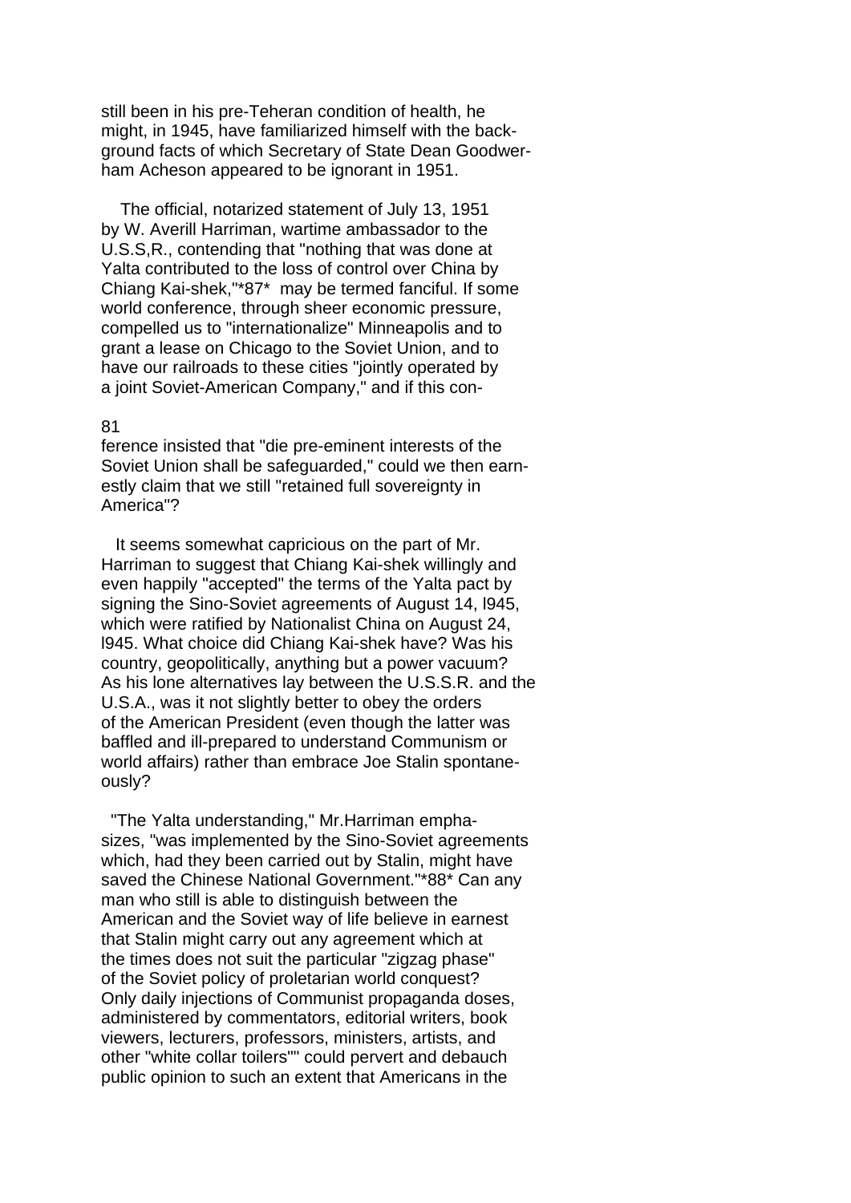still been in his pre-Teheran condition of health, he might, in 1945, have familiarized himself with the background facts of which Secretary of State Dean Goodwerham Acheson appeared to be ignorant in 1951.

The official, notarized statement of July 13, 1951 by W. Averill Harriman, wartime ambassador to the U.S.S,R., contending that "nothing that was done at Yalta contributed to the loss of control over China by Chiang Kai-shek,"*87* may be termed fanciful. If some world conference, through sheer economic pressure, compelled us to "internationalize" Minneapolis and to grant a lease on Chicago to the Soviet Union, and to have our railroads to these cities "jointly operated by a joint Soviet-American Company," and if this conference insisted that "die pre-eminent interests of the Soviet Union shall be safeguarded," could we then earnestly claim that we still "retained full sovereignty in America"?

It seems somewhat capricious on the part of Mr. Harriman to suggest that Chiang Kai-shek willingly and even happily "accepted" the terms of the Yalta pact by signing the Sino-Soviet agreements of August 14, l945, which were ratified by Nationalist China on August 24, l945. What choice did Chiang Kai-shek have? Was his country, geopolitically, anything but a power vacuum? As his lone alternatives lay between the U.S.S.R. and the U.S.A., was it not slightly better to obey the orders of the American President (even though the latter was baffled and ill-prepared to understand Communism or world affairs) rather than embrace Joe Stalin spontaneously?

"The Yalta understanding," Mr.Harriman emphasizes, "was implemented by the Sino-Soviet agreements which, had they been carried out by Stalin, might have saved the Chinese National Government."*88* Can any man who still is able to distinguish between the American and the Soviet way of life believe in earnest that Stalin might carry out any agreement which at the times does not suit the particular "zigzag phase" of the Soviet policy of proletarian world conquest? Only daily injections of Communist propaganda doses, administered by commentators, editorial writers, book viewers, lecturers, professors, ministers, artists, and other "white collar toilers"" could pervert and debauch public opinion to such an extent that Americans in the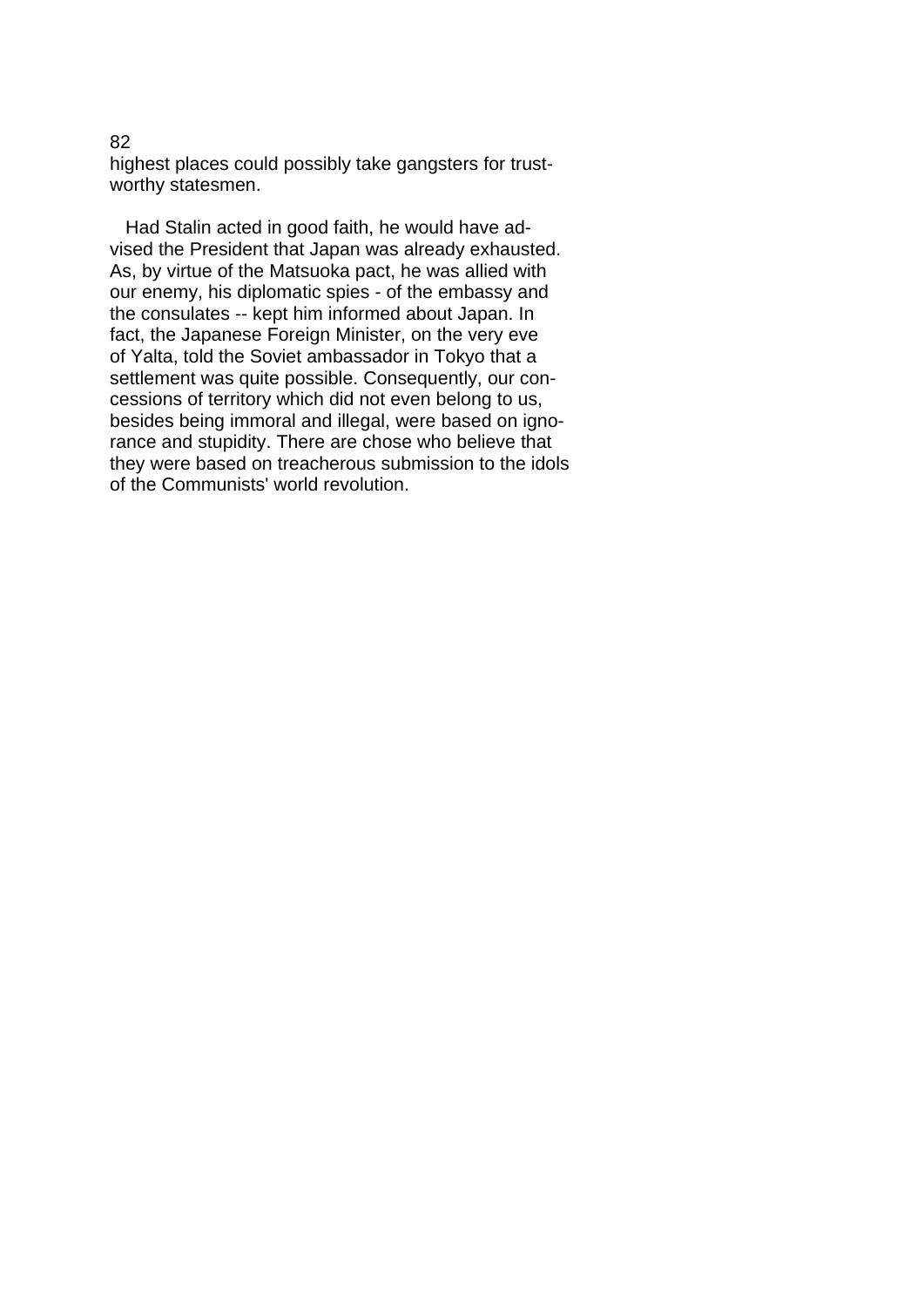highest places could possibly take gangsters for trustworthy statesmen.

Had Stalin acted in good faith, he would have advised the President that Japan was already exhausted. As, by virtue of the Matsuoka pact, he was allied with our enemy, his diplomatic spies - of the embassy and the consulates -- kept him informed about Japan. In fact, the Japanese Foreign Minister, on the very eve of Yalta, told the Soviet ambassador in Tokyo that a settlement was quite possible. Consequently, our concessions of territory which did not even belong to us, besides being immoral and illegal, were based on ignorance and stupidity. There are chose who believe that they were based on treacherous submission to the idols of the Communists' world revolution.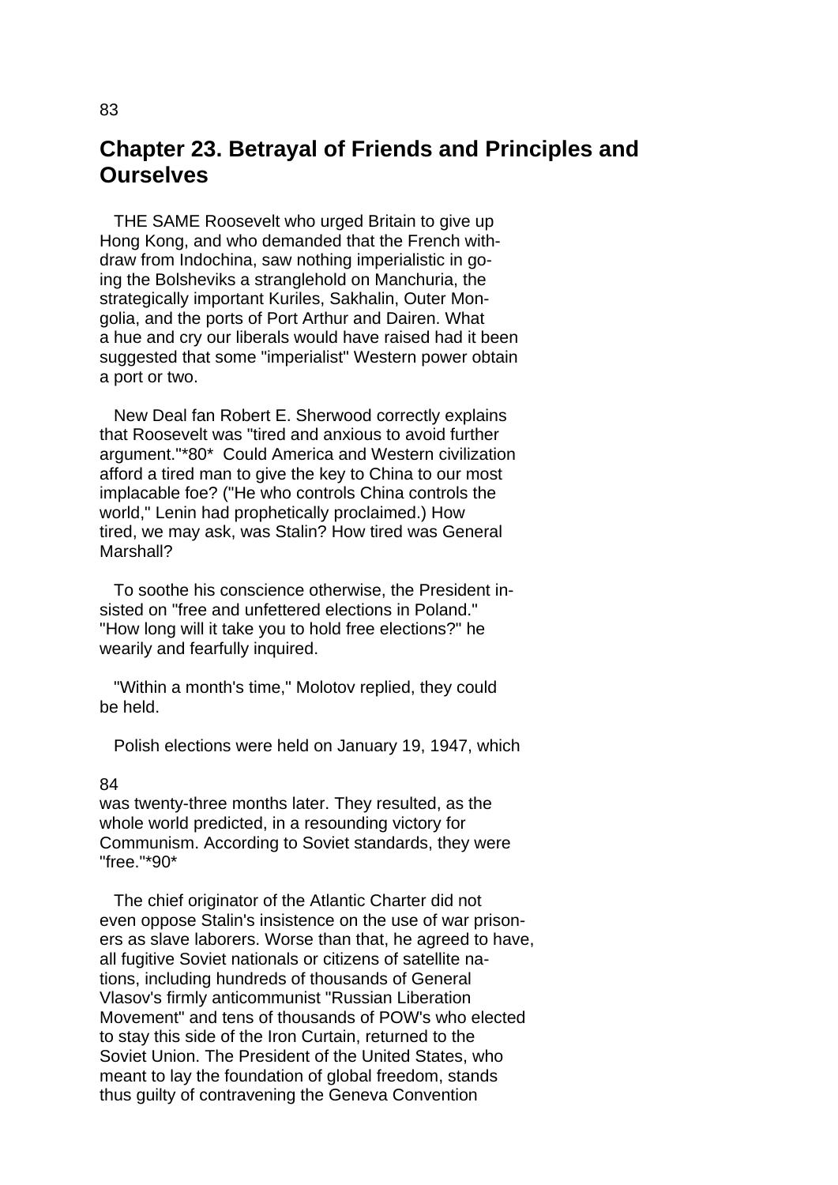## Chapter 23. Betrayal of Friends and Principles and Ourselves

THE SAME Roosevelt who urged Britain to give up Hong Kong, and who demanded that the French withdraw from Indochina, saw nothing imperialistic in going the Bolsheviks a stranglehold on Manchuria, the strategically important Kuriles, Sakhalin, Outer Mongolia, and the ports of Port Arthur and Dairen. What a hue and cry our liberals would have raised had it been suggested that some "imperialist" Western power obtain a port or two.

New Deal fan Robert E. Sherwood correctly explains that Roosevelt was "tired and anxious to avoid further argument."*80* Could America and Western civilization afford a tired man to give the key to China to our most implacable foe? ("He who controls China controls the world," Lenin had prophetically proclaimed.) How tired, we may ask, was Stalin? How tired was General Marshall?

To soothe his conscience otherwise, the President insisted on "free and unfettered elections in Poland." "How long will it take you to hold free elections?" he wearily and fearfully inquired.

"Within a month's time," Molotov replied, they could be held.

Polish elections were held on January 19, 1947, which was twenty-three months later. They resulted, as the whole world predicted, in a resounding victory for Communism. According to Soviet standards, they were "free."*90*

The chief originator of the Atlantic Charter did not even oppose Stalin's insistence on the use of war prisoners as slave laborers. Worse than that, he agreed to have, all fugitive Soviet nationals or citizens of satellite nations, including hundreds of thousands of General Vlasov's firmly anticommunist "Russian Liberation Movement" and tens of thousands of POW's who elected to stay this side of the Iron Curtain, returned to the Soviet Union. The President of the United States, who meant to lay the foundation of global freedom, stands thus guilty of contravening the Geneva Convention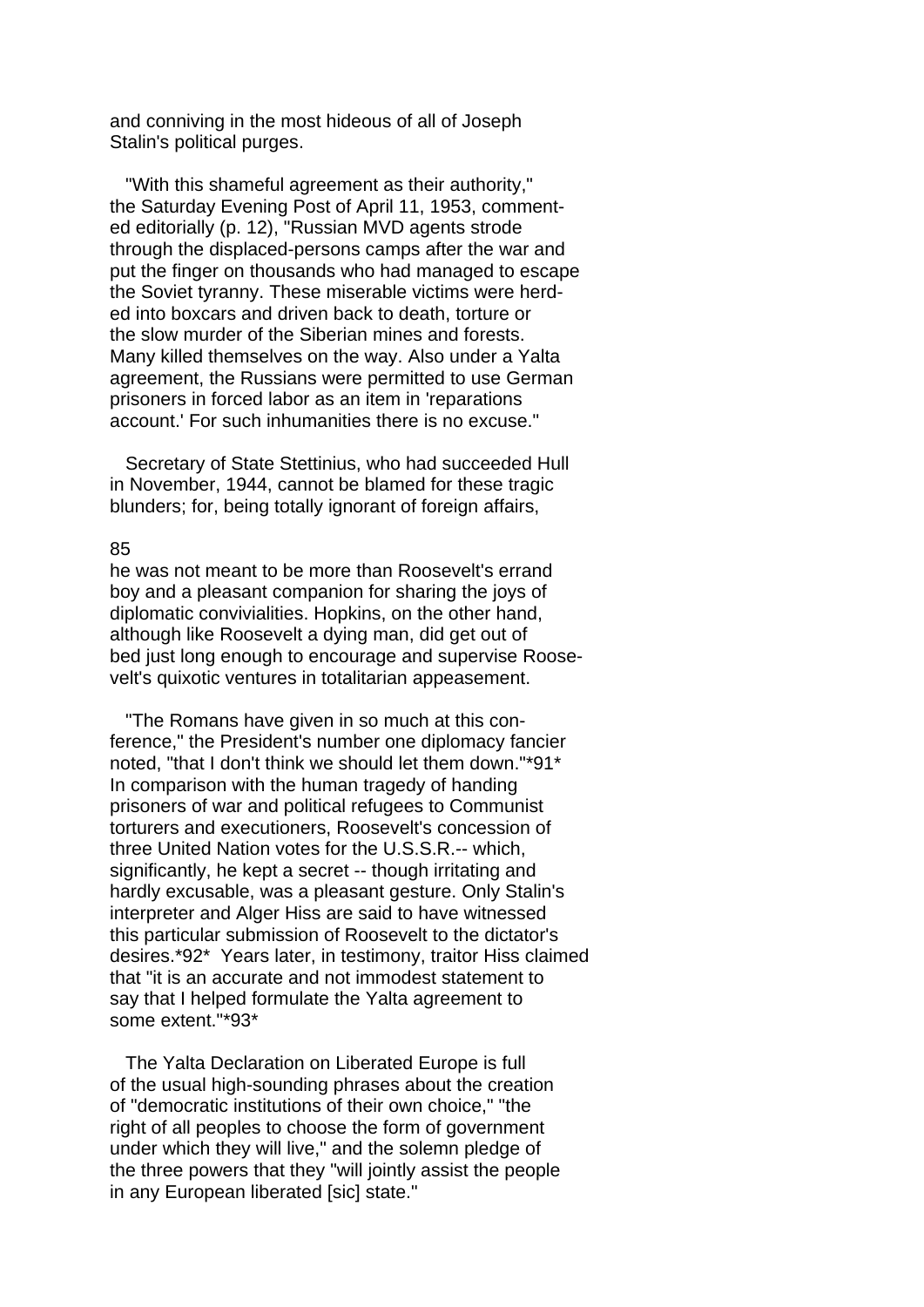and conniving in the most hideous of all of Joseph Stalin's political purges.

"With this shameful agreement as their authority," the Saturday Evening Post of April 11, 1953, commented editorially (p. 12), "Russian MVD agents strode through the displaced-persons camps after the war and put the finger on thousands who had managed to escape the Soviet tyranny. These miserable victims were herded into boxcars and driven back to death, torture or the slow murder of the Siberian mines and forests. Many killed themselves on the way. Also under a Yalta agreement, the Russians were permitted to use German prisoners in forced labor as an item in 'reparations account.' For such inhumanities there is no excuse."

Secretary of State Stettinius, who had succeeded Hull in November, 1944, cannot be blamed for these tragic blunders; for, being totally ignorant of foreign affairs, he was not meant to be more than Roosevelt's errand boy and a pleasant companion for sharing the joys of diplomatic convivialities. Hopkins, on the other hand, although like Roosevelt a dying man, did get out of bed just long enough to encourage and supervise Roosevelt's quixotic ventures in totalitarian appeasement.

"The Romans have given in so much at this conference," the President's number one diplomacy fancier noted, "that I don't think we should let them down."*91* In comparison with the human tragedy of handing prisoners of war and political refugees to Communist torturers and executioners, Roosevelt's concession of three United Nation votes for the U.S.S.R.-- which, significantly, he kept a secret -- though irritating and hardly excusable, was a pleasant gesture. Only Stalin's interpreter and Alger Hiss are said to have witnessed this particular submission of Roosevelt to the dictator's desires.*92* Years later, in testimony, traitor Hiss claimed that "it is an accurate and not immodest statement to say that I helped formulate the Yalta agreement to some extent."*93*

The Yalta Declaration on Liberated Europe is full of the usual high-sounding phrases about the creation of "democratic institutions of their own choice," "the right of all peoples to choose the form of government under which they will live," and the solemn pledge of the three powers that they "will jointly assist the people in any European liberated [sic] state."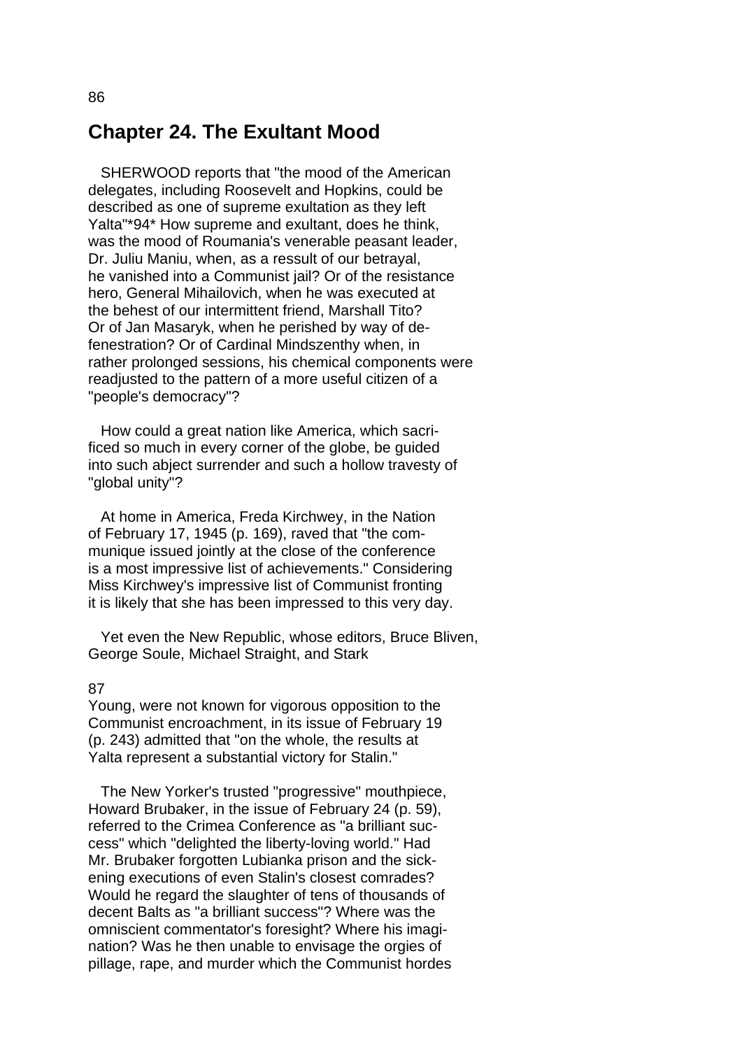## Chapter 24. The Exultant Mood

SHERWOOD reports that "the mood of the American delegates, including Roosevelt and Hopkins, could be described as one of supreme exultation as they left Yalta"*94* How supreme and exultant, does he think, was the mood of Roumania's venerable peasant leader, Dr. Juliu Maniu, when, as a ressult of our betrayal, he vanished into a Communist jail? Or of the resistance hero, General Mihailovich, when he was executed at the behest of our intermittent friend, Marshall Tito? Or of Jan Masaryk, when he perished by way of defenestration? Or of Cardinal Mindszenthy when, in rather prolonged sessions, his chemical components were readjusted to the pattern of a more useful citizen of a "people's democracy"?

How could a great nation like America, which sacrificed so much in every corner of the globe, be guided into such abject surrender and such a hollow travesty of "global unity"?

At home in America, Freda Kirchwey, in the Nation of February 17, 1945 (p. 169), raved that "the communique issued jointly at the close of the conference is a most impressive list of achievements." Considering Miss Kirchwey's impressive list of Communist fronting it is likely that she has been impressed to this very day.

Yet even the New Republic, whose editors, Bruce Bliven, George Soule, Michael Straight, and Stark Young, were not known for vigorous opposition to the Communist encroachment, in its issue of February 19 (p. 243) admitted that "on the whole, the results at Yalta represent a substantial victory for Stalin."

The New Yorker's trusted "progressive" mouthpiece, Howard Brubaker, in the issue of February 24 (p. 59), referred to the Crimea Conference as "a brilliant success" which "delighted the liberty-loving world." Had Mr. Brubaker forgotten Lubianka prison and the sickening executions of even Stalin's closest comrades? Would he regard the slaughter of tens of thousands of decent Balts as "a brilliant success"? Where was the omniscient commentator's foresight? Where his imagination? Was he then unable to envisage the orgies of pillage, rape, and murder which the Communist hordes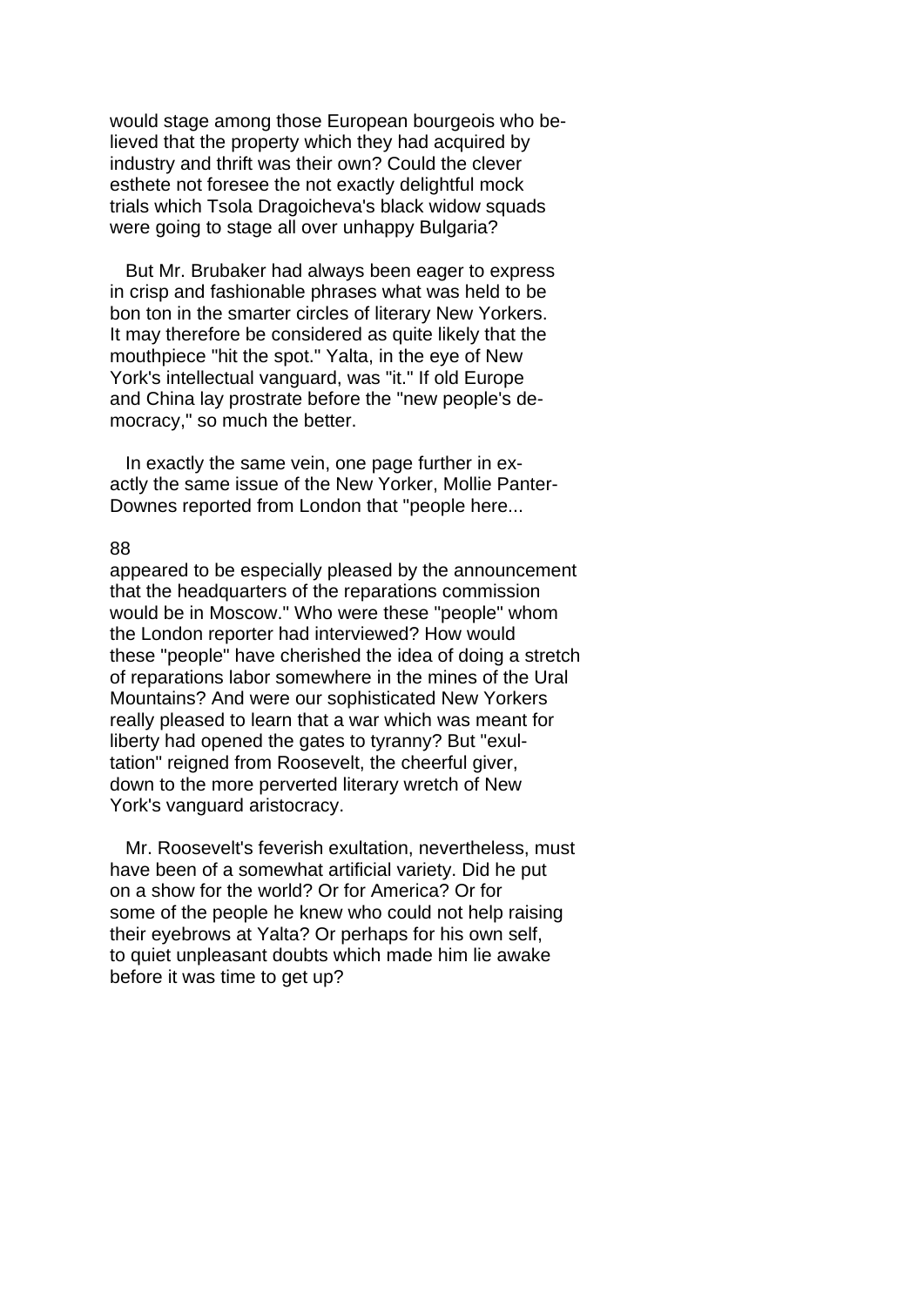would stage among those European bourgeois who believed that the property which they had acquired by industry and thrift was their own? Could the clever esthete not foresee the not exactly delightful mock trials which Tsola Dragoicheva's black widow squads were going to stage all over unhappy Bulgaria?

But Mr. Brubaker had always been eager to express in crisp and fashionable phrases what was held to be bon ton in the smarter circles of literary New Yorkers. It may therefore be considered as quite likely that the mouthpiece "hit the spot." Yalta, in the eye of New York's intellectual vanguard, was "it." If old Europe and China lay prostrate before the "new people's democracy," so much the better.

In exactly the same vein, one page further in exactly the same issue of the New Yorker, Mollie Panter-Downes reported from London that "people here... appeared to be especially pleased by the announcement that the headquarters of the reparations commission would be in Moscow." Who were these "people" whom the London reporter had interviewed? How would these "people" have cherished the idea of doing a stretch of reparations labor somewhere in the mines of the Ural Mountains? And were our sophisticated New Yorkers really pleased to learn that a war which was meant for liberty had opened the gates to tyranny? But "exultation" reigned from Roosevelt, the cheerful giver, down to the more perverted literary wretch of New York's vanguard aristocracy.

Mr. Roosevelt's feverish exultation, nevertheless, must have been of a somewhat artificial variety. Did he put on a show for the world? Or for America? Or for some of the people he knew who could not help raising their eyebrows at Yalta? Or perhaps for his own self, to quiet unpleasant doubts which made him lie awake before it was time to get up?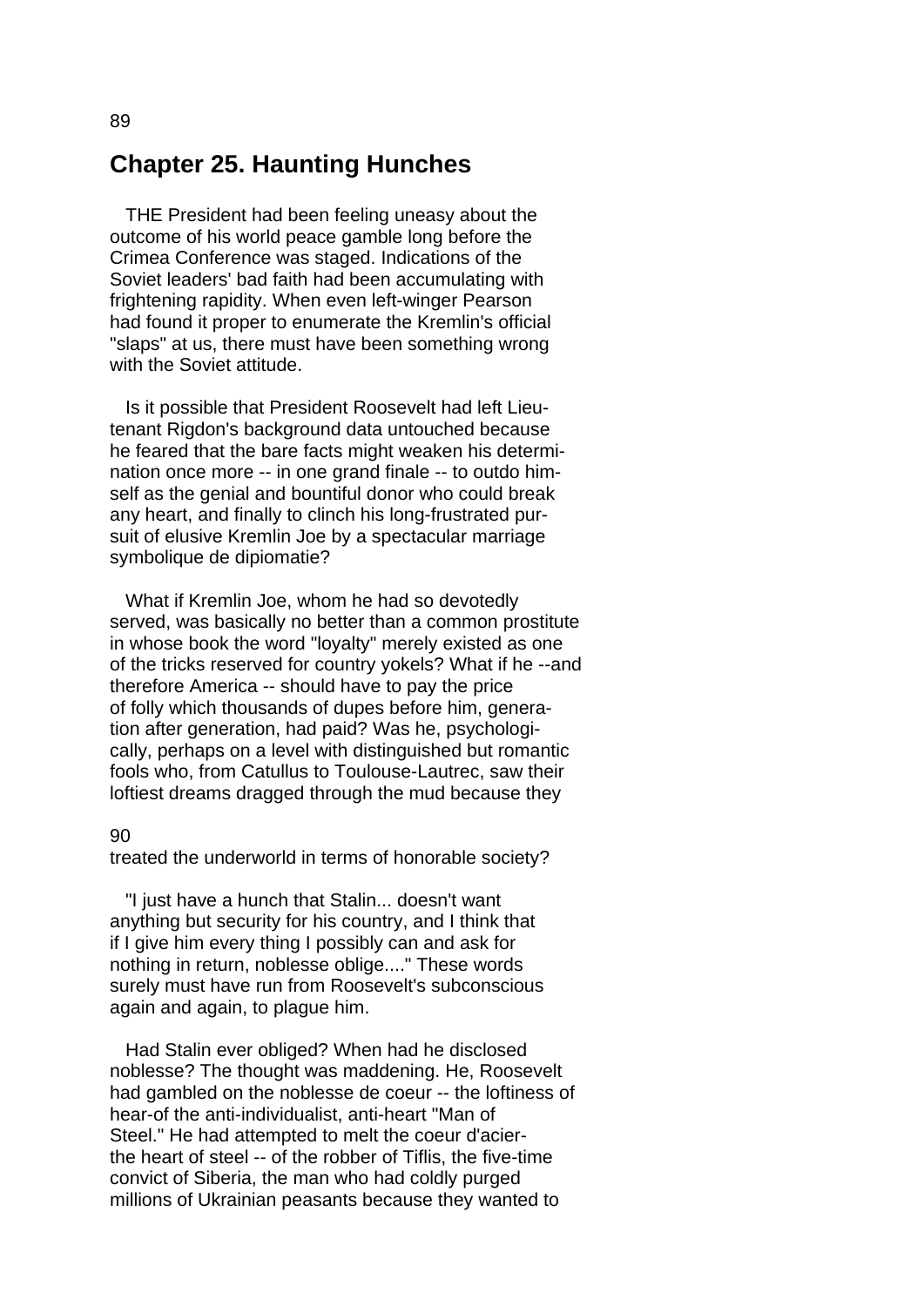## Chapter 25. Haunting Hunches

THE President had been feeling uneasy about the outcome of his world peace gamble long before the Crimea Conference was staged. Indications of the Soviet leaders' bad faith had been accumulating with frightening rapidity. When even left-winger Pearson had found it proper to enumerate the Kremlin's official "slaps" at us, there must have been something wrong with the Soviet attitude.

Is it possible that President Roosevelt had left Lieutenant Rigdon's background data untouched because he feared that the bare facts might weaken his determination once more -- in one grand finale -- to outdo himself as the genial and bountiful donor who could break any heart, and finally to clinch his long-frustrated pursuit of elusive Kremlin Joe by a spectacular marriage symbolique de dipiomatie?

What if Kremlin Joe, whom he had so devotedly served, was basically no better than a common prostitute in whose book the word "loyalty" merely existed as one of the tricks reserved for country yokels? What if he --and therefore America -- should have to pay the price of folly which thousands of dupes before him, generation after generation, had paid? Was he, psychologically, perhaps on a level with distinguished but romantic fools who, from Catullus to Toulouse-Lautrec, saw their loftiest dreams dragged through the mud because they treated the underworld in terms of honorable society?

"I just have a hunch that Stalin... doesn't want anything but security for his country, and I think that if I give him every thing I possibly can and ask for nothing in return, noblesse oblige...." These words surely must have run from Roosevelt's subconscious again and again, to plague him.

Had Stalin ever obliged? When had he disclosed noblesse? The thought was maddening. He, Roosevelt had gambled on the noblesse de coeur -- the loftiness of hear-of the anti-individualist, anti-heart "Man of Steel." He had attempted to melt the coeur d'acier-the heart of steel -- of the robber of Tiflis, the five-time convict of Siberia, the man who had coldly purged millions of Ukrainian peasants because they wanted to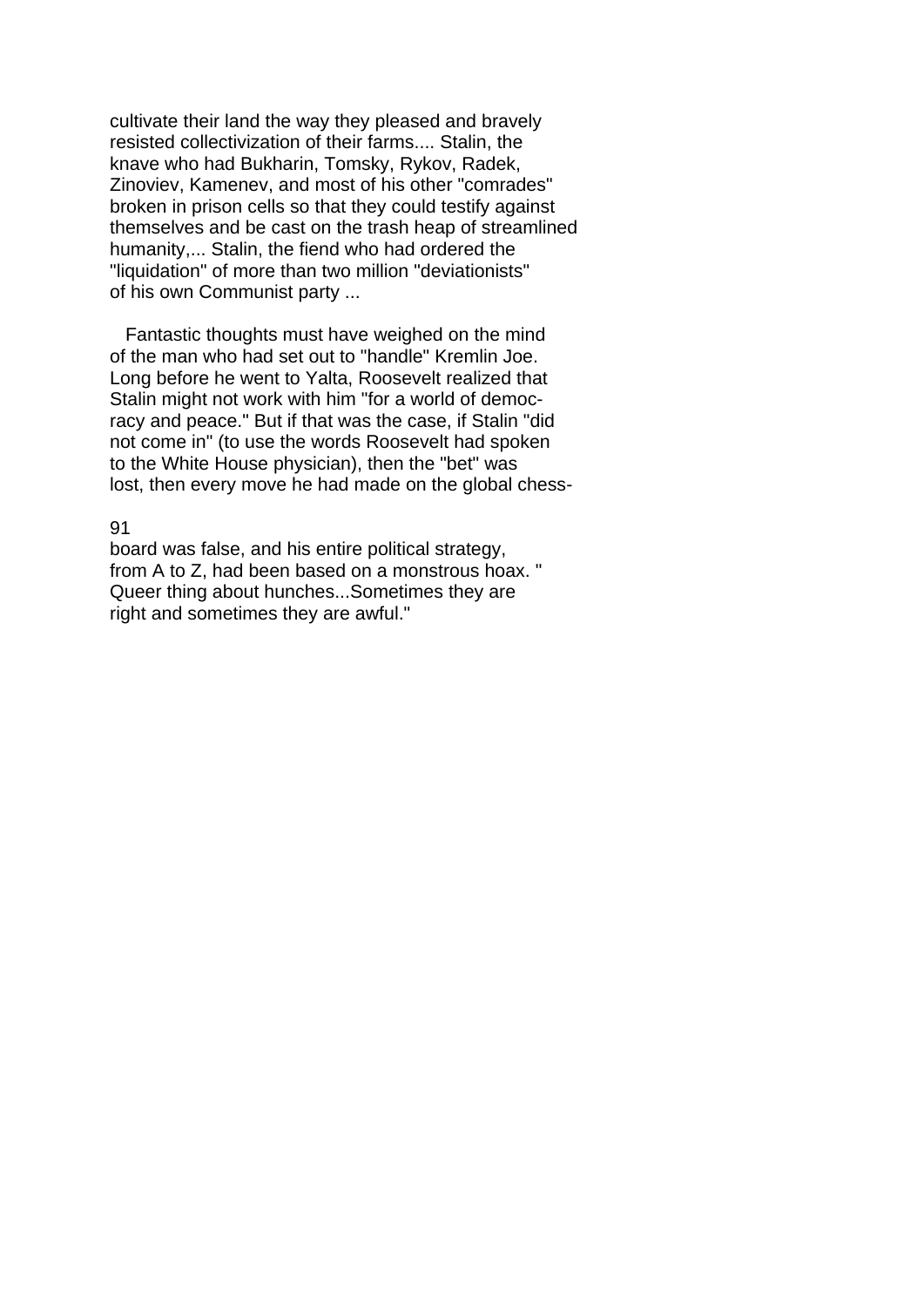cultivate their land the way they pleased and bravely resisted collectivization of their farms.... Stalin, the knave who had Bukharin, Tomsky, Rykov, Radek, Zinoviev, Kamenev, and most of his other "comrades" broken in prison cells so that they could testify against themselves and be cast on the trash heap of streamlined humanity,... Stalin, the fiend who had ordered the "liquidation" of more than two million "deviationists" of his own Communist party ...

Fantastic thoughts must have weighed on the mind of the man who had set out to "handle" Kremlin Joe. Long before he went to Yalta, Roosevelt realized that Stalin might not work with him "for a world of democracy and peace." But if that was the case, if Stalin "did not come in" (to use the words Roosevelt had spoken to the White House physician), then the "bet" was lost, then every move he had made on the global chessboard was false, and his entire political strategy, from A to Z, had been based on a monstrous hoax. "Queer thing about hunches...Sometimes they are right and sometimes they are awful."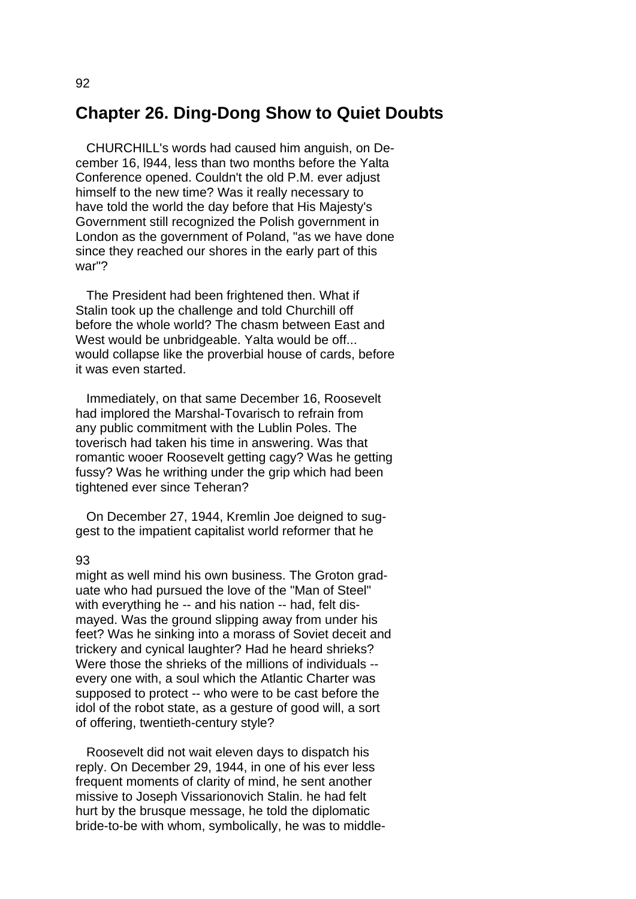## Chapter 26. Ding-Dong Show to Quiet Doubts

CHURCHILL's words had caused him anguish, on December 16, l944, less than two months before the Yalta Conference opened. Couldn't the old P.M. ever adjust himself to the new time? Was it really necessary to have told the world the day before that His Majesty's Government still recognized the Polish government in London as the government of Poland, "as we have done since they reached our shores in the early part of this war"?

The President had been frightened then. What if Stalin took up the challenge and told Churchill off before the whole world? The chasm between East and West would be unbridgeable. Yalta would be off... would collapse like the proverbial house of cards, before it was even started.

Immediately, on that same December 16, Roosevelt had implored the Marshal-Tovarisch to refrain from any public commitment with the Lublin Poles. The toverisch had taken his time in answering. Was that romantic wooer Roosevelt getting cagy? Was he getting fussy? Was he writhing under the grip which had been tightened ever since Teheran?

On December 27, 1944, Kremlin Joe deigned to suggest to the impatient capitalist world reformer that he might as well mind his own business. The Groton graduate who had pursued the love of the "Man of Steel" with everything he -- and his nation -- had, felt dismayed. Was the ground slipping away from under his feet? Was he sinking into a morass of Soviet deceit and trickery and cynical laughter? Had he heard shrieks? Were those the shrieks of the millions of individuals -- every one with, a soul which the Atlantic Charter was supposed to protect -- who were to be cast before the idol of the robot state, as a gesture of good will, a sort of offering, twentieth-century style?

Roosevelt did not wait eleven days to dispatch his reply. On December 29, 1944, in one of his ever less frequent moments of clarity of mind, he sent another missive to Joseph Vissarionovich Stalin. he had felt hurt by the brusque message, he told the diplomatic bride-to-be with whom, symbolically, he was to middle-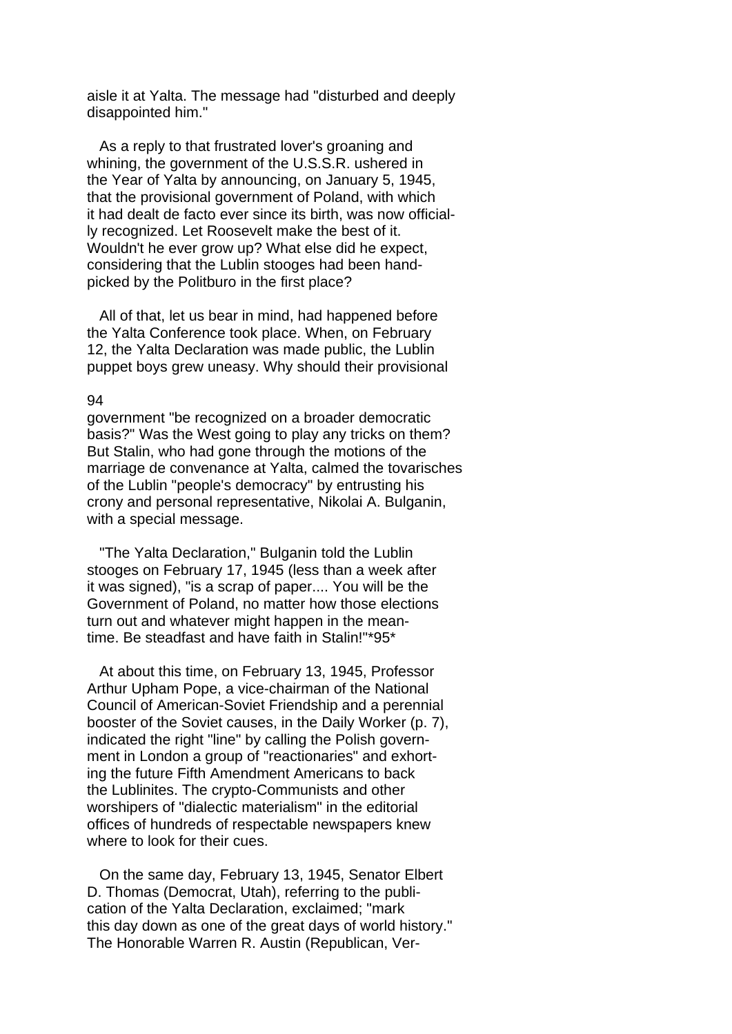aisle it at Yalta. The message had "disturbed and deeply disappointed him."

As a reply to that frustrated lover's groaning and whining, the government of the U.S.S.R. ushered in the Year of Yalta by announcing, on January 5, 1945, that the provisional government of Poland, with which it had dealt de facto ever since its birth, was now officially recognized. Let Roosevelt make the best of it. Wouldn't he ever grow up? What else did he expect, considering that the Lublin stooges had been handpicked by the Politburo in the first place?

All of that, let us bear in mind, had happened before the Yalta Conference took place. When, on February 12, the Yalta Declaration was made public, the Lublin puppet boys grew uneasy. Why should their provisional government "be recognized on a broader democratic basis?" Was the West going to play any tricks on them? But Stalin, who had gone through the motions of the marriage de convenance at Yalta, calmed the tovarisches of the Lublin "people's democracy" by entrusting his crony and personal representative, Nikolai A. Bulganin, with a special message.

"The Yalta Declaration," Bulganin told the Lublin stooges on February 17, 1945 (less than a week after it was signed), "is a scrap of paper.... You will be the Government of Poland, no matter how those elections turn out and whatever might happen in the meantime. Be steadfast and have faith in Stalin!"*95*

At about this time, on February 13, 1945, Professor Arthur Upham Pope, a vice-chairman of the National Council of American-Soviet Friendship and a perennial booster of the Soviet causes, in the Daily Worker (p. 7), indicated the right "line" by calling the Polish government in London a group of "reactionaries" and exhorting the future Fifth Amendment Americans to back the Lublinites. The crypto-Communists and other worshipers of "dialectic materialism" in the editorial offices of hundreds of respectable newspapers knew where to look for their cues.

On the same day, February 13, 1945, Senator Elbert D. Thomas (Democrat, Utah), referring to the publication of the Yalta Declaration, exclaimed; "mark this day down as one of the great days of world history." The Honorable Warren R. Austin (Republican, Ver-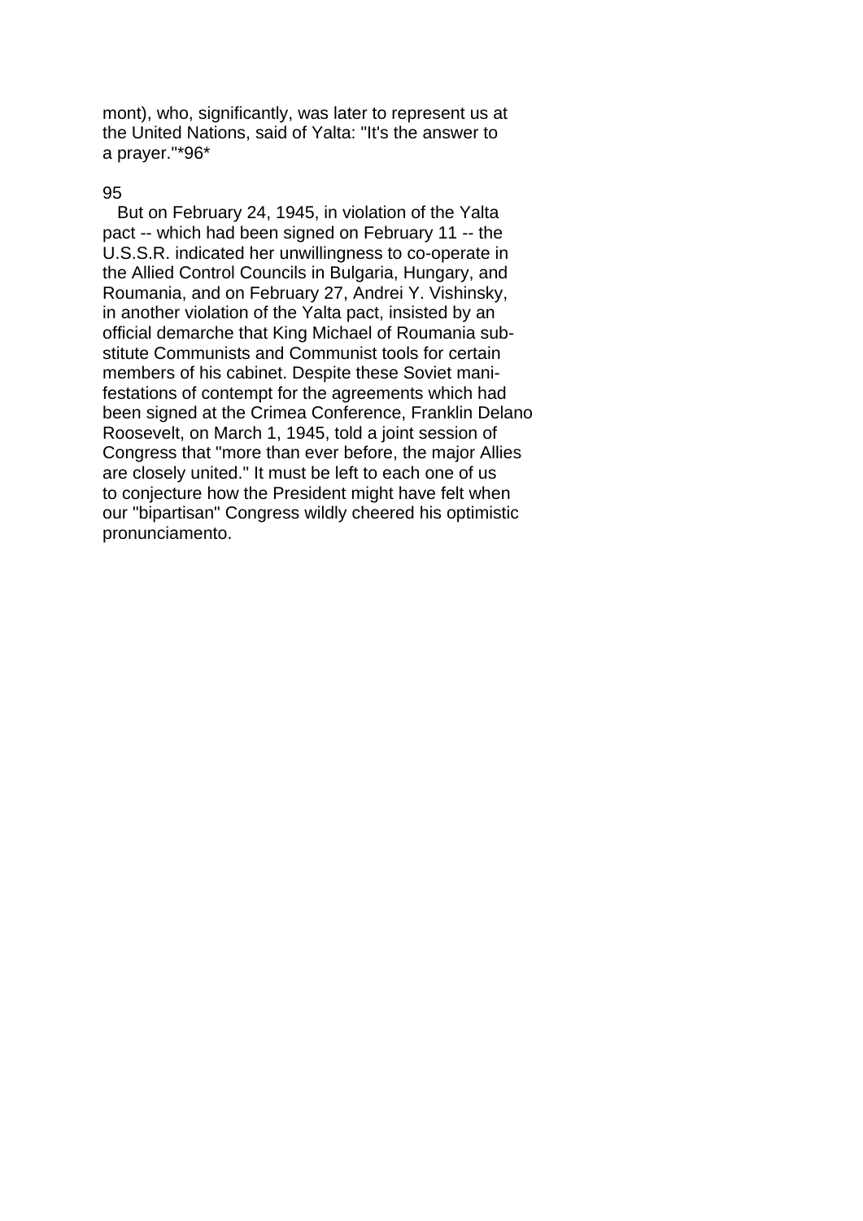mont), who, significantly, was later to represent us at the United Nations, said of Yalta: "It's the answer to a prayer."*96*

But on February 24, 1945, in violation of the Yalta pact -- which had been signed on February 11 -- the U.S.S.R. indicated her unwillingness to co-operate in the Allied Control Councils in Bulgaria, Hungary, and Roumania, and on February 27, Andrei Y. Vishinsky, in another violation of the Yalta pact, insisted by an official demarche that King Michael of Roumania substitute Communists and Communist tools for certain members of his cabinet. Despite these Soviet manifestations of contempt for the agreements which had been signed at the Crimea Conference, Franklin Delano Roosevelt, on March 1, 1945, told a joint session of Congress that "more than ever before, the major Allies are closely united." It must be left to each one of us to conjecture how the President might have felt when our "bipartisan" Congress wildly cheered his optimistic pronunciamento.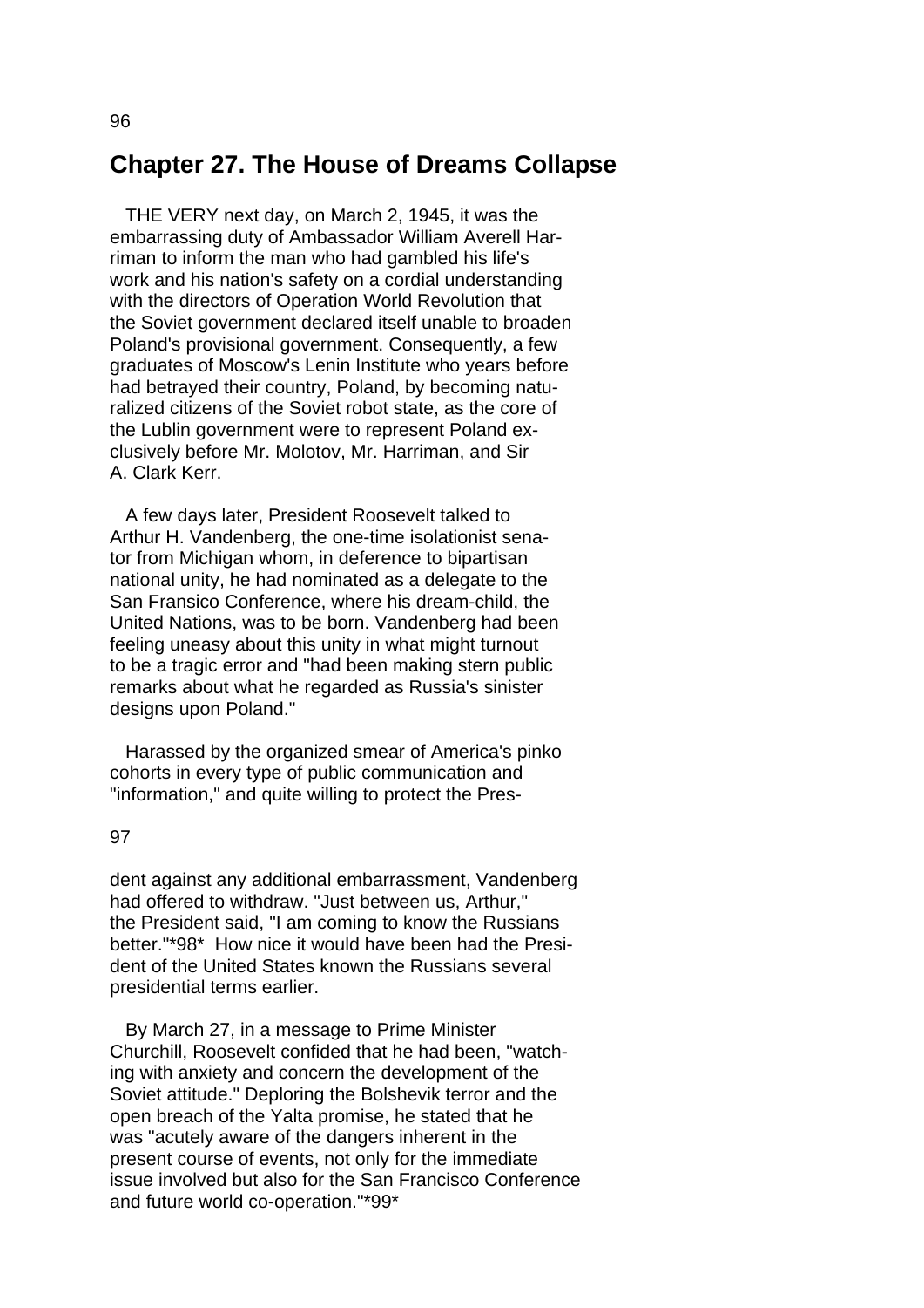## Chapter 27. The House of Dreams Collapse

THE VERY next day, on March 2, 1945, it was the embarrassing duty of Ambassador William Averell Harriman to inform the man who had gambled his life's work and his nation's safety on a cordial understanding with the directors of Operation World Revolution that the Soviet government declared itself unable to broaden Poland's provisional government. Consequently, a few graduates of Moscow's Lenin Institute who years before had betrayed their country, Poland, by becoming naturalized citizens of the Soviet robot state, as the core of the Lublin government were to represent Poland exclusively before Mr. Molotov, Mr. Harriman, and Sir A. Clark Kerr.

A few days later, President Roosevelt talked to Arthur H. Vandenberg, the one-time isolationist senator from Michigan whom, in deference to bipartisan national unity, he had nominated as a delegate to the San Fransico Conference, where his dream-child, the United Nations, was to be born. Vandenberg had been feeling uneasy about this unity in what might turnout to be a tragic error and "had been making stern public remarks about what he regarded as Russia's sinister designs upon Poland."

Harassed by the organized smear of America's pinko cohorts in every type of public communication and "information," and quite willing to protect the President against any additional embarrassment, Vandenberg had offered to withdraw. "Just between us, Arthur," the President said, "I am coming to know the Russians better."*98* How nice it would have been had the President of the United States known the Russians several presidential terms earlier.

By March 27, in a message to Prime Minister Churchill, Roosevelt confided that he had been, "watching with anxiety and concern the development of the Soviet attitude." Deploring the Bolshevik terror and the open breach of the Yalta promise, he stated that he was "acutely aware of the dangers inherent in the present course of events, not only for the immediate issue involved but also for the San Francisco Conference and future world co-operation."*99*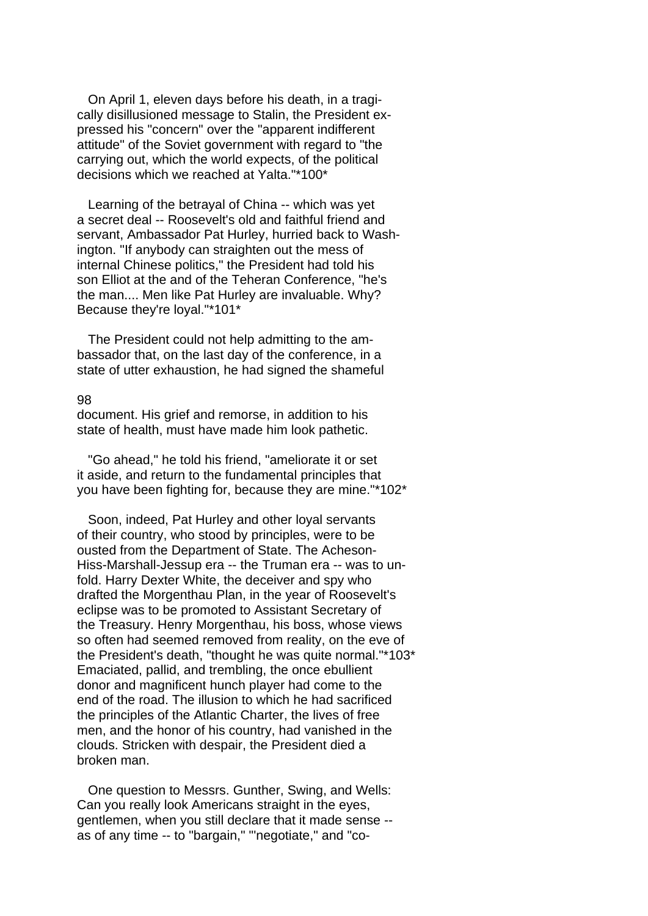On April 1, eleven days before his death, in a tragically disillusioned message to Stalin, the President expressed his "concern" over the "apparent indifferent attitude" of the Soviet government with regard to "the carrying out, which the world expects, of the political decisions which we reached at Yalta."*100*

Learning of the betrayal of China -- which was yet a secret deal -- Roosevelt's old and faithful friend and servant, Ambassador Pat Hurley, hurried back to Washington. "If anybody can straighten out the mess of internal Chinese politics," the President had told his son Elliot at the and of the Teheran Conference, "he's the man.... Men like Pat Hurley are invaluable. Why? Because they're loyal."*101*

The President could not help admitting to the ambassador that, on the last day of the conference, in a state of utter exhaustion, he had signed the shameful document. His grief and remorse, in addition to his state of health, must have made him look pathetic.

"Go ahead," he told his friend, "ameliorate it or set it aside, and return to the fundamental principles that you have been fighting for, because they are mine."*102*

Soon, indeed, Pat Hurley and other loyal servants of their country, who stood by principles, were to be ousted from the Department of State. The Acheson-Hiss-Marshall-Jessup era -- the Truman era -- was to unfold. Harry Dexter White, the deceiver and spy who drafted the Morgenthau Plan, in the year of Roosevelt's eclipse was to be promoted to Assistant Secretary of the Treasury. Henry Morgenthau, his boss, whose views so often had seemed removed from reality, on the eve of the President's death, "thought he was quite normal."*103* Emaciated, pallid, and trembling, the once ebullient donor and magnificent hunch player had come to the end of the road. The illusion to which he had sacrificed the principles of the Atlantic Charter, the lives of free men, and the honor of his country, had vanished in the clouds. Stricken with despair, the President died a broken man.

One question to Messrs. Gunther, Swing, and Wells: Can you really look Americans straight in the eyes, gentlemen, when you still declare that it made sense -- as of any time -- to "bargain," "'negotiate," and "co-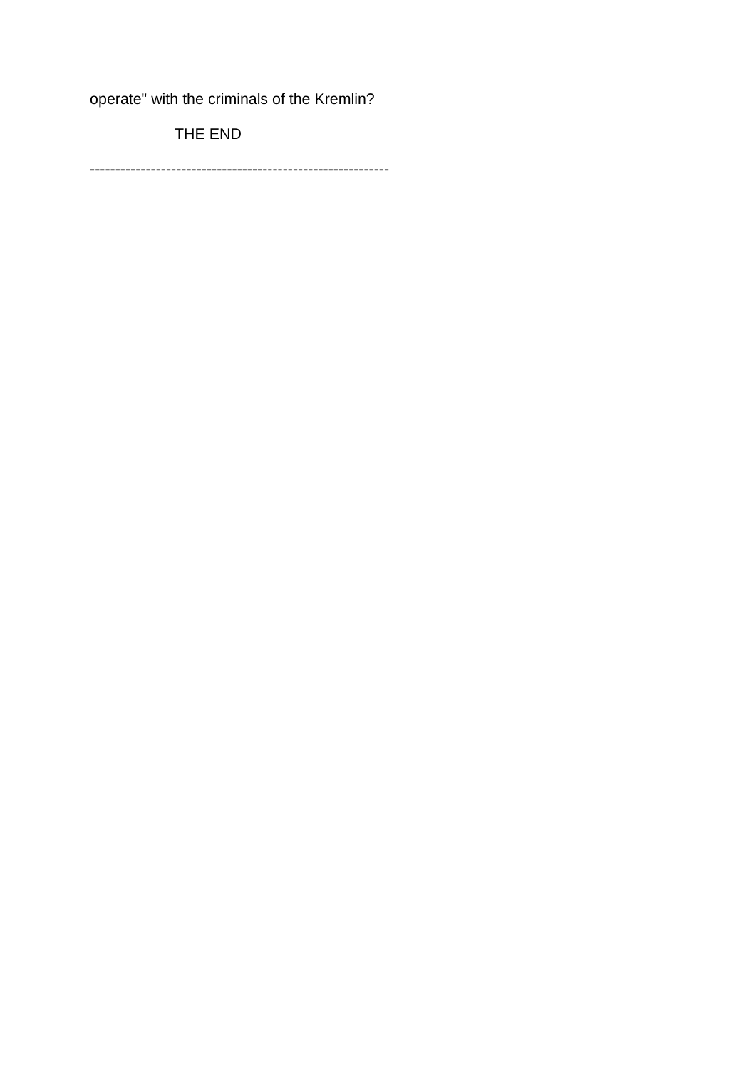operate" with the criminals of the Kremlin?

THE END

------------------------------------------------------------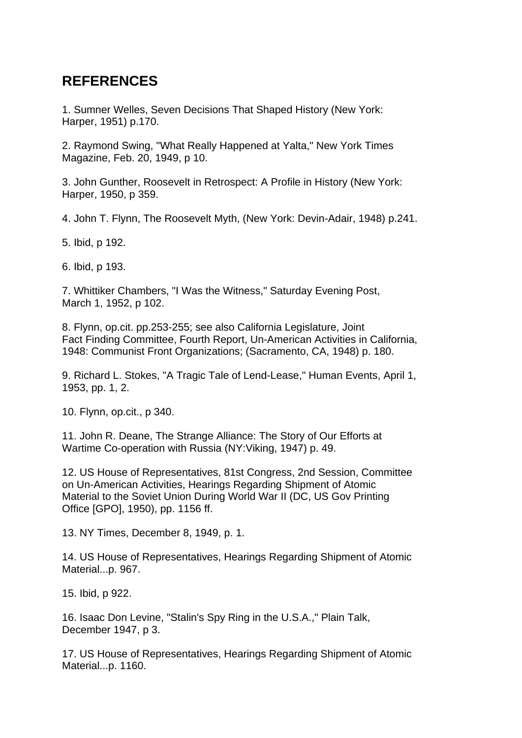## REFERENCES

1. Sumner Welles, Seven Decisions That Shaped History (New York: Harper, 1951) p.170.

2. Raymond Swing, "What Really Happened at Yalta," New York Times Magazine, Feb. 20, 1949, p 10.

3. John Gunther, Roosevelt in Retrospect: A Profile in History (New York: Harper, 1950, p 359.

4. John T. Flynn, The Roosevelt Myth, (New York: Devin-Adair, 1948) p.241.

5. Ibid, p 192.

6. Ibid, p 193.

7. Whittiker Chambers, "I Was the Witness," Saturday Evening Post, March 1, 1952, p 102.

8. Flynn, op.cit. pp.253-255; see also California Legislature, Joint Fact Finding Committee, Fourth Report, Un-American Activities in California, 1948: Communist Front Organizations; (Sacramento, CA, 1948) p. 180.

9. Richard L. Stokes, "A Tragic Tale of Lend-Lease," Human Events, April 1, 1953, pp. 1, 2.

10. Flynn, op.cit., p 340.

11. John R. Deane, The Strange Alliance: The Story of Our Efforts at Wartime Co-operation with Russia (NY:Viking, 1947) p. 49.

12. US House of Representatives, 81st Congress, 2nd Session, Committee on Un-American Activities, Hearings Regarding Shipment of Atomic Material to the Soviet Union During World War II (DC, US Gov Printing Office [GPO], 1950), pp. 1156 ff.

13. NY Times, December 8, 1949, p. 1.

14. US House of Representatives, Hearings Regarding Shipment of Atomic Material...p. 967.

15. Ibid, p 922.

16. Isaac Don Levine, "Stalin's Spy Ring in the U.S.A.," Plain Talk, December 1947, p 3.

17. US House of Representatives, Hearings Regarding Shipment of Atomic Material...p. 1160.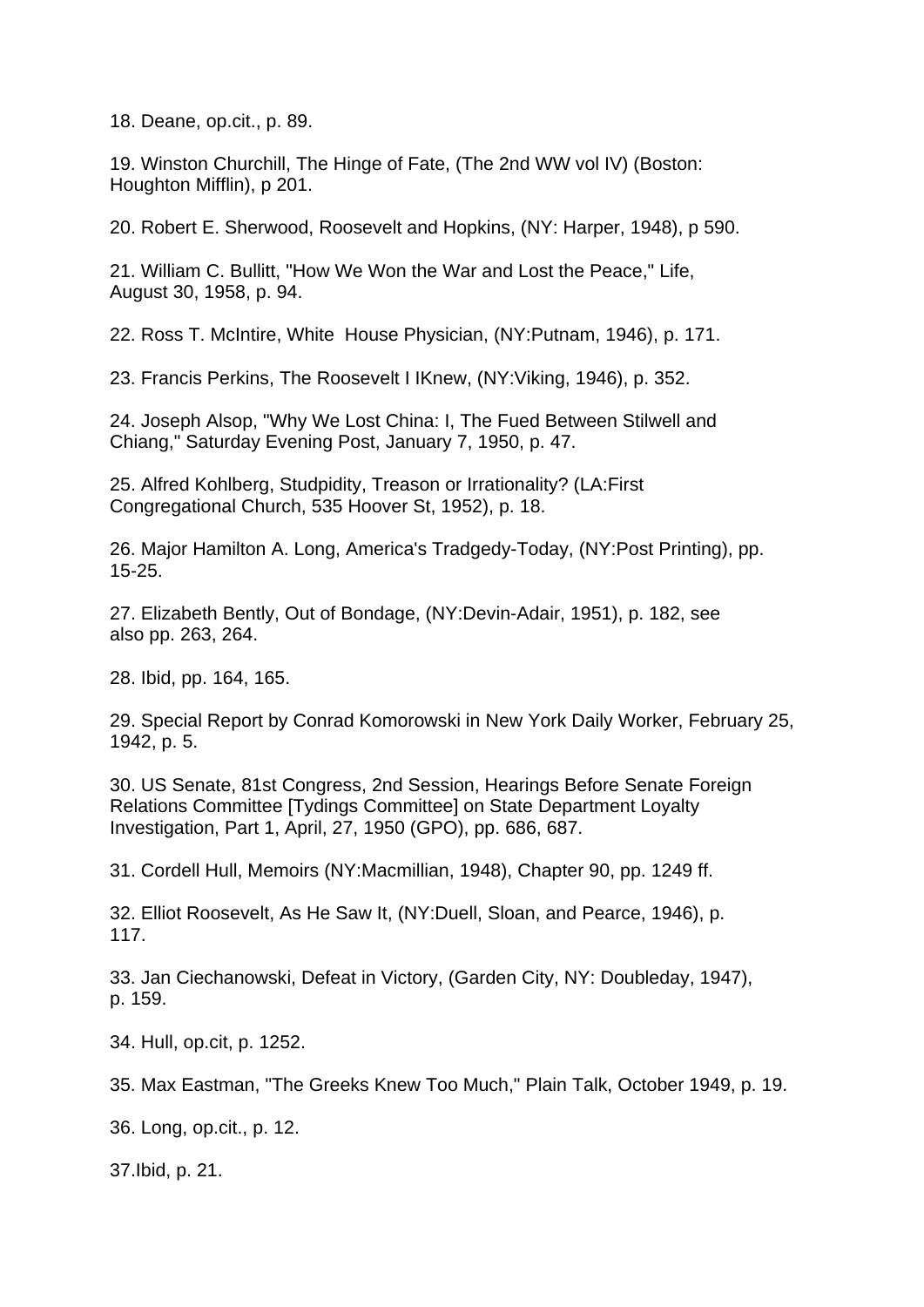18. Deane, op.cit., p. 89.

19. Winston Churchill, The Hinge of Fate, (The 2nd WW vol IV) (Boston: Houghton Mifflin), p 201.

20. Robert E. Sherwood, Roosevelt and Hopkins, (NY: Harper, 1948), p 590.

21. William C. Bullitt, "How We Won the War and Lost the Peace," Life, August 30, 1958, p. 94.

22. Ross T. McIntire, White House Physician, (NY:Putnam, 1946), p. 171.

23. Francis Perkins, The Roosevelt I IKnew, (NY:Viking, 1946), p. 352.

24. Joseph Alsop, "Why We Lost China: I, The Fued Between Stilwell and Chiang," Saturday Evening Post, January 7, 1950, p. 47.

25. Alfred Kohlberg, Studpidity, Treason or Irrationality? (LA:First Congregational Church, 535 Hoover St, 1952), p. 18.

26. Major Hamilton A. Long, America's Tradgedy-Today, (NY:Post Printing), pp. 15-25.

27. Elizabeth Bently, Out of Bondage, (NY:Devin-Adair, 1951), p. 182, see also pp. 263, 264.

28. Ibid, pp. 164, 165.

29. Special Report by Conrad Komorowski in New York Daily Worker, February 25, 1942, p. 5.

30. US Senate, 81st Congress, 2nd Session, Hearings Before Senate Foreign Relations Committee [Tydings Committee] on State Department Loyalty Investigation, Part 1, April, 27, 1950 (GPO), pp. 686, 687.

31. Cordell Hull, Memoirs (NY:Macmillian, 1948), Chapter 90, pp. 1249 ff.

32. Elliot Roosevelt, As He Saw It, (NY:Duell, Sloan, and Pearce, 1946), p. 117.

33. Jan Ciechanowski, Defeat in Victory, (Garden City, NY: Doubleday, 1947), p. 159.

34. Hull, op.cit, p. 1252.

35. Max Eastman, "The Greeks Knew Too Much," Plain Talk, October 1949, p. 19.

36. Long, op.cit., p. 12.

37.Ibid, p. 21.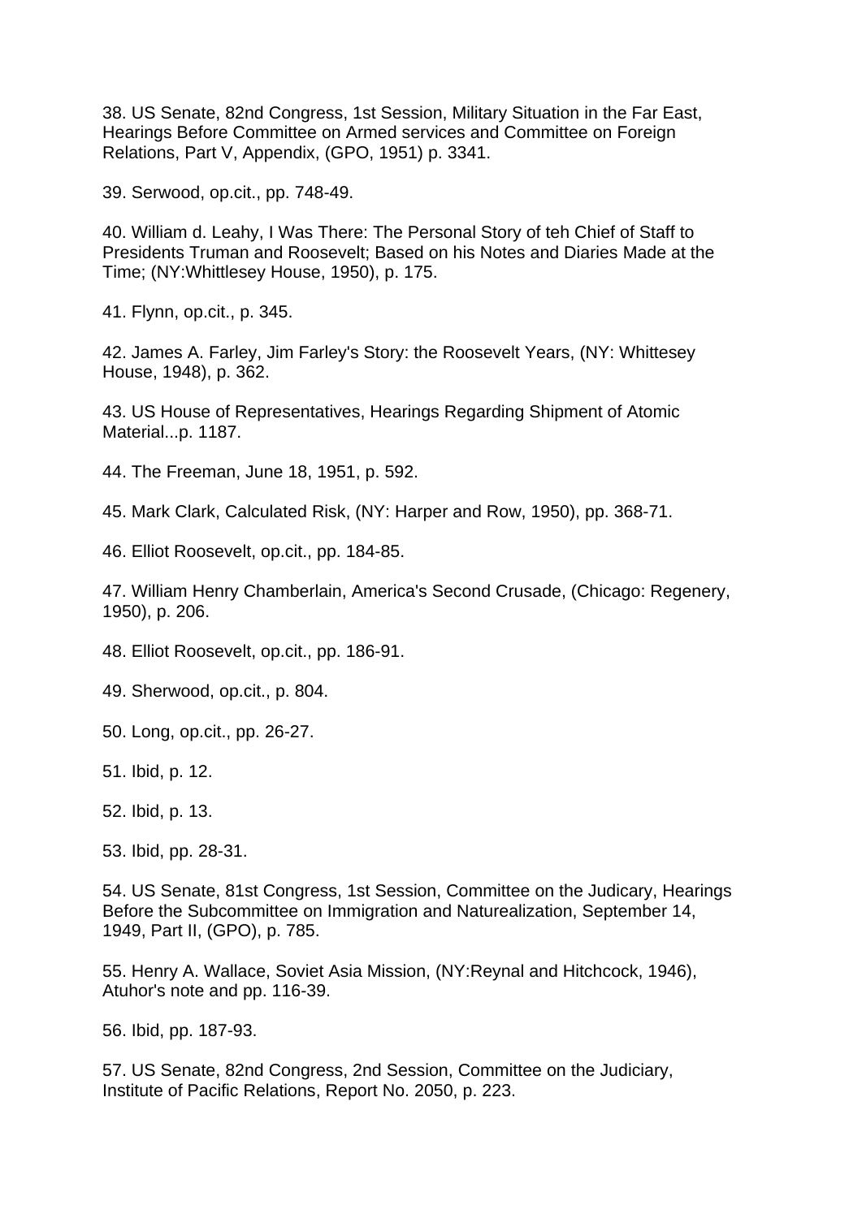38. US Senate, 82nd Congress, 1st Session, Military Situation in the Far East, Hearings Before Committee on Armed services and Committee on Foreign Relations, Part V, Appendix, (GPO, 1951) p. 3341.

39. Serwood, op.cit., pp. 748-49.

40. William d. Leahy, I Was There: The Personal Story of teh Chief of Staff to Presidents Truman and Roosevelt; Based on his Notes and Diaries Made at the Time; (NY:Whittlesey House, 1950), p. 175.

41. Flynn, op.cit., p. 345.

42. James A. Farley, Jim Farley's Story: the Roosevelt Years, (NY: Whittesey House, 1948), p. 362.

43. US House of Representatives, Hearings Regarding Shipment of Atomic Material...p. 1187.

44. The Freeman, June 18, 1951, p. 592.

45. Mark Clark, Calculated Risk, (NY: Harper and Row, 1950), pp. 368-71.

46. Elliot Roosevelt, op.cit., pp. 184-85.

47. William Henry Chamberlain, America's Second Crusade, (Chicago: Regenery, 1950), p. 206.

48. Elliot Roosevelt, op.cit., pp. 186-91.

49. Sherwood, op.cit., p. 804.

50. Long, op.cit., pp. 26-27.

51. Ibid, p. 12.

52. Ibid, p. 13.

53. Ibid, pp. 28-31.

54. US Senate, 81st Congress, 1st Session, Committee on the Judicary, Hearings Before the Subcommittee on Immigration and Naturealization, September 14, 1949, Part II, (GPO), p. 785.

55. Henry A. Wallace, Soviet Asia Mission, (NY:Reynal and Hitchcock, 1946), Atuhor's note and pp. 116-39.

56. Ibid, pp. 187-93.

57. US Senate, 82nd Congress, 2nd Session, Committee on the Judiciary, Institute of Pacific Relations, Report No. 2050, p. 223.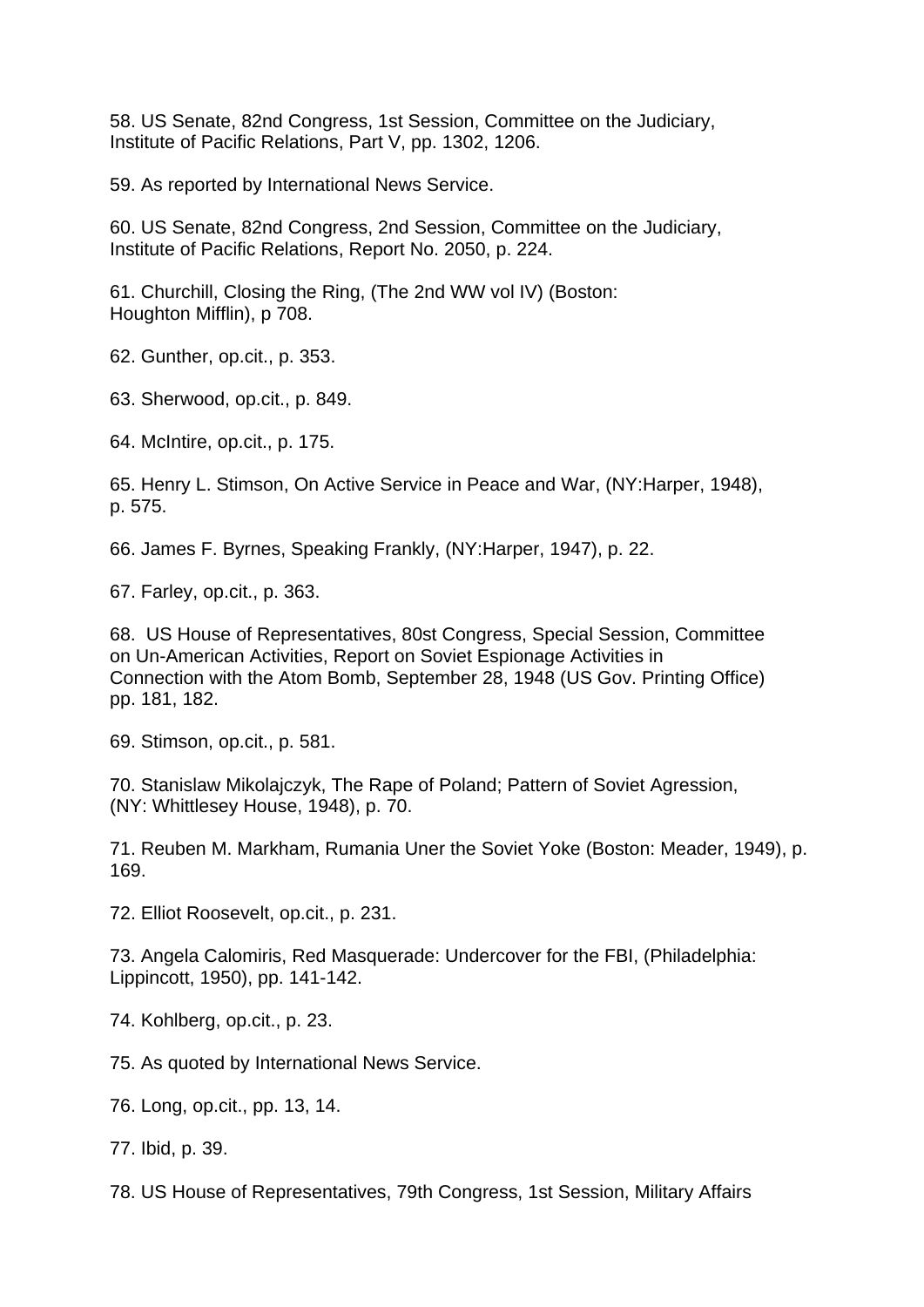58. US Senate, 82nd Congress, 1st Session, Committee on the Judiciary, Institute of Pacific Relations, Part V, pp. 1302, 1206.

59. As reported by International News Service.

60. US Senate, 82nd Congress, 2nd Session, Committee on the Judiciary, Institute of Pacific Relations, Report No. 2050, p. 224.

61. Churchill, Closing the Ring, (The 2nd WW vol IV) (Boston: Houghton Mifflin), p 708.

62. Gunther, op.cit., p. 353.

63. Sherwood, op.cit., p. 849.

64. McIntire, op.cit., p. 175.

65. Henry L. Stimson, On Active Service in Peace and War, (NY:Harper, 1948), p. 575.

66. James F. Byrnes, Speaking Frankly, (NY:Harper, 1947), p. 22.

67. Farley, op.cit., p. 363.

68. US House of Representatives, 80st Congress, Special Session, Committee on Un-American Activities, Report on Soviet Espionage Activities in Connection with the Atom Bomb, September 28, 1948 (US Gov. Printing Office) pp. 181, 182.

69. Stimson, op.cit., p. 581.

70. Stanislaw Mikolajczyk, The Rape of Poland; Pattern of Soviet Agression, (NY: Whittlesey House, 1948), p. 70.

71. Reuben M. Markham, Rumania Uner the Soviet Yoke (Boston: Meader, 1949), p. 169.

72. Elliot Roosevelt, op.cit., p. 231.

73. Angela Calomiris, Red Masquerade: Undercover for the FBI, (Philadelphia: Lippincott, 1950), pp. 141-142.

74. Kohlberg, op.cit., p. 23.

75. As quoted by International News Service.

76. Long, op.cit., pp. 13, 14.

77. Ibid, p. 39.

78. US House of Representatives, 79th Congress, 1st Session, Military Affairs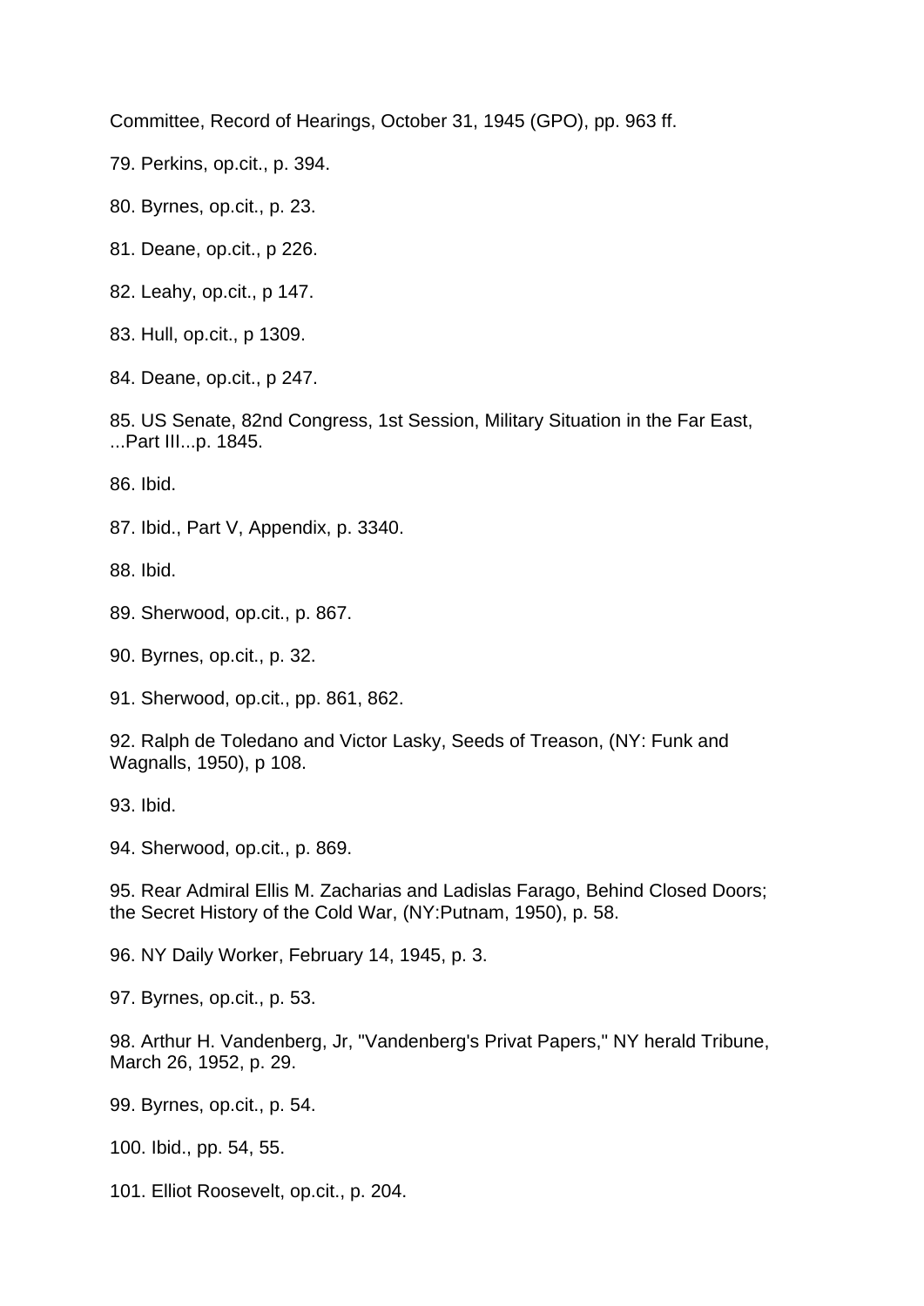Committee, Record of Hearings, October 31, 1945 (GPO), pp. 963 ff.

79. Perkins, op.cit., p. 394.

80. Byrnes, op.cit., p. 23.

81. Deane, op.cit., p 226.

82. Leahy, op.cit., p 147.

83. Hull, op.cit., p 1309.

84. Deane, op.cit., p 247.

85. US Senate, 82nd Congress, 1st Session, Military Situation in the Far East, ...Part III...p. 1845.

86. Ibid.

87. Ibid., Part V, Appendix, p. 3340.

88. Ibid.

89. Sherwood, op.cit., p. 867.

90. Byrnes, op.cit., p. 32.

91. Sherwood, op.cit., pp. 861, 862.

92. Ralph de Toledano and Victor Lasky, Seeds of Treason, (NY: Funk and Wagnalls, 1950), p 108.

93. Ibid.

94. Sherwood, op.cit., p. 869.

95. Rear Admiral Ellis M. Zacharias and Ladislas Farago, Behind Closed Doors; the Secret History of the Cold War, (NY:Putnam, 1950), p. 58.

96. NY Daily Worker, February 14, 1945, p. 3.

97. Byrnes, op.cit., p. 53.

98. Arthur H. Vandenberg, Jr, "Vandenberg's Privat Papers," NY herald Tribune, March 26, 1952, p. 29.

99. Byrnes, op.cit., p. 54.

100. Ibid., pp. 54, 55.

101. Elliot Roosevelt, op.cit., p. 204.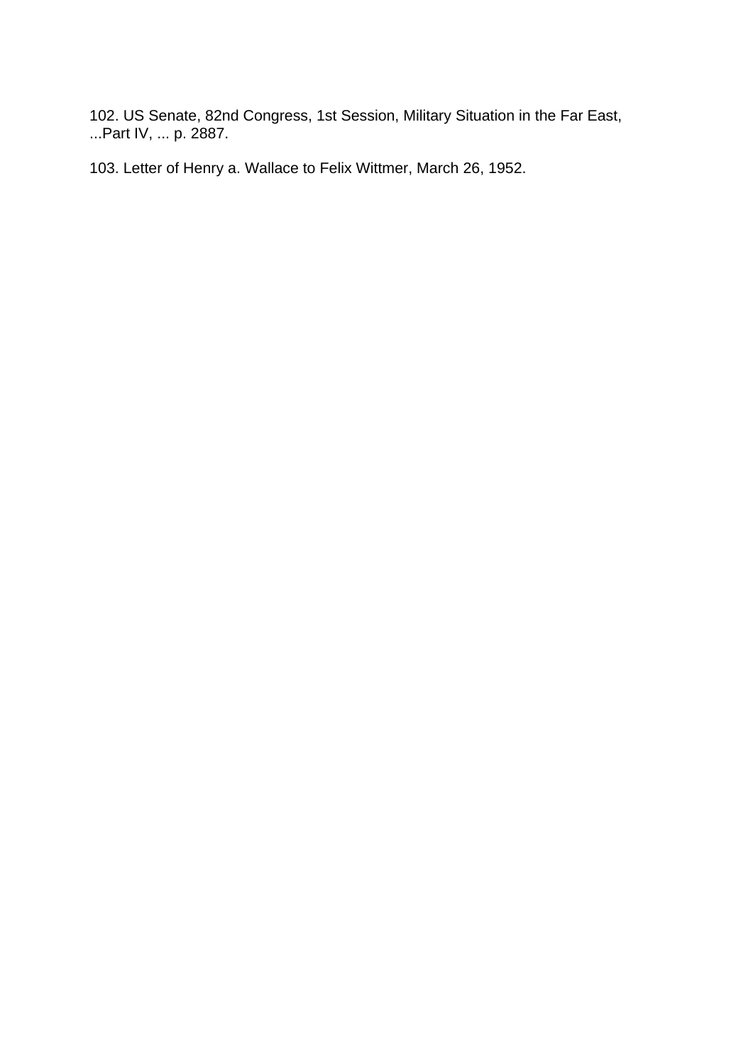102. US Senate, 82nd Congress, 1st Session, Military Situation in the Far East, ...Part IV, ... p. 2887.

103. Letter of Henry a. Wallace to Felix Wittmer, March 26, 1952.